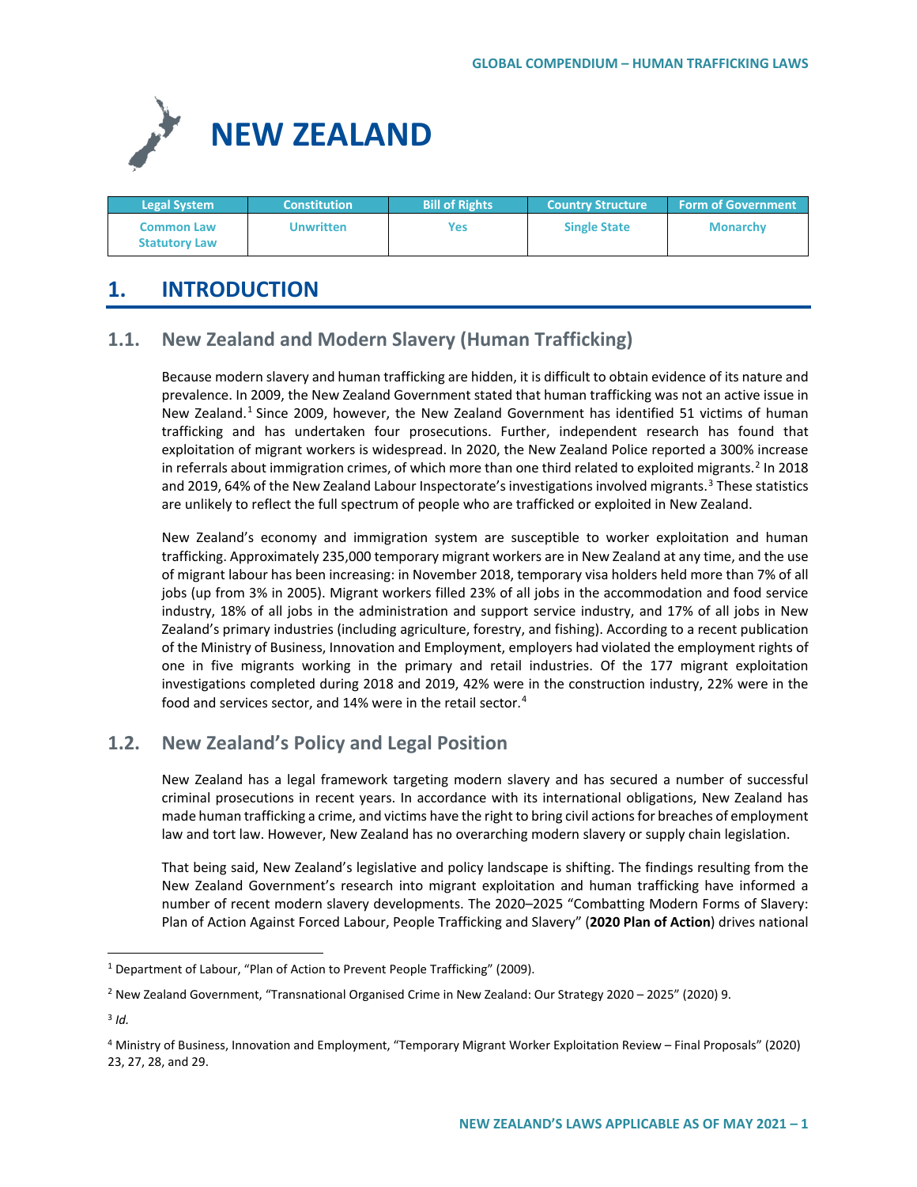# NEW ZEALAND

| Legal System | Constitution | Bill of Rights | Country Structure | Form of Government |
|---|---|---|---|---|
| Common Law Statutory Law | Unwritten | Yes | Single State | Monarchy |

## 1. INTRODUCTION

### 1.1. New Zealand and Modern Slavery (Human Trafficking)

Because modern slavery and human trafficking are hidden, it is difficult to obtain evidence of its nature and prevalence. In 2009, the New Zealand Government stated that human trafficking was not an active issue in New Zealand.[1] Since 2009, however, the New Zealand Government has identified 51 victims of human trafficking and has undertaken four prosecutions. Further, independent research has found that exploitation of migrant workers is widespread. In 2020, the New Zealand Police reported a 300% increase in referrals about immigration crimes, of which more than one third related to exploited migrants.[2] In 2018 and 2019, 64% of the New Zealand Labour Inspectorate's investigations involved migrants.[3] These statistics are unlikely to reflect the full spectrum of people who are trafficked or exploited in New Zealand.

New Zealand's economy and immigration system are susceptible to worker exploitation and human trafficking. Approximately 235,000 temporary migrant workers are in New Zealand at any time, and the use of migrant labour has been increasing: in November 2018, temporary visa holders held more than 7% of all jobs (up from 3% in 2005). Migrant workers filled 23% of all jobs in the accommodation and food service industry, 18% of all jobs in the administration and support service industry, and 17% of all jobs in New Zealand's primary industries (including agriculture, forestry, and fishing). According to a recent publication of the Ministry of Business, Innovation and Employment, employers had violated the employment rights of one in five migrants working in the primary and retail industries. Of the 177 migrant exploitation investigations completed during 2018 and 2019, 42% were in the construction industry, 22% were in the food and services sector, and 14% were in the retail sector.[4]

### 1.2. New Zealand's Policy and Legal Position

New Zealand has a legal framework targeting modern slavery and has secured a number of successful criminal prosecutions in recent years. In accordance with its international obligations, New Zealand has made human trafficking a crime, and victims have the right to bring civil actions for breaches of employment law and tort law. However, New Zealand has no overarching modern slavery or supply chain legislation.

That being said, New Zealand's legislative and policy landscape is shifting. The findings resulting from the New Zealand Government's research into migrant exploitation and human trafficking have informed a number of recent modern slavery developments. The 2020–2025 "Combatting Modern Forms of Slavery: Plan of Action Against Forced Labour, People Trafficking and Slavery" (**2020 Plan of Action**) drives national

---

[1] Department of Labour, "Plan of Action to Prevent People Trafficking" (2009).

[2] New Zealand Government, "Transnational Organised Crime in New Zealand: Our Strategy 2020 – 2025" (2020) 9.

[3] *Id.*

[4] Ministry of Business, Innovation and Employment, "Temporary Migrant Worker Exploitation Review – Final Proposals" (2020) 23, 27, 28, and 29.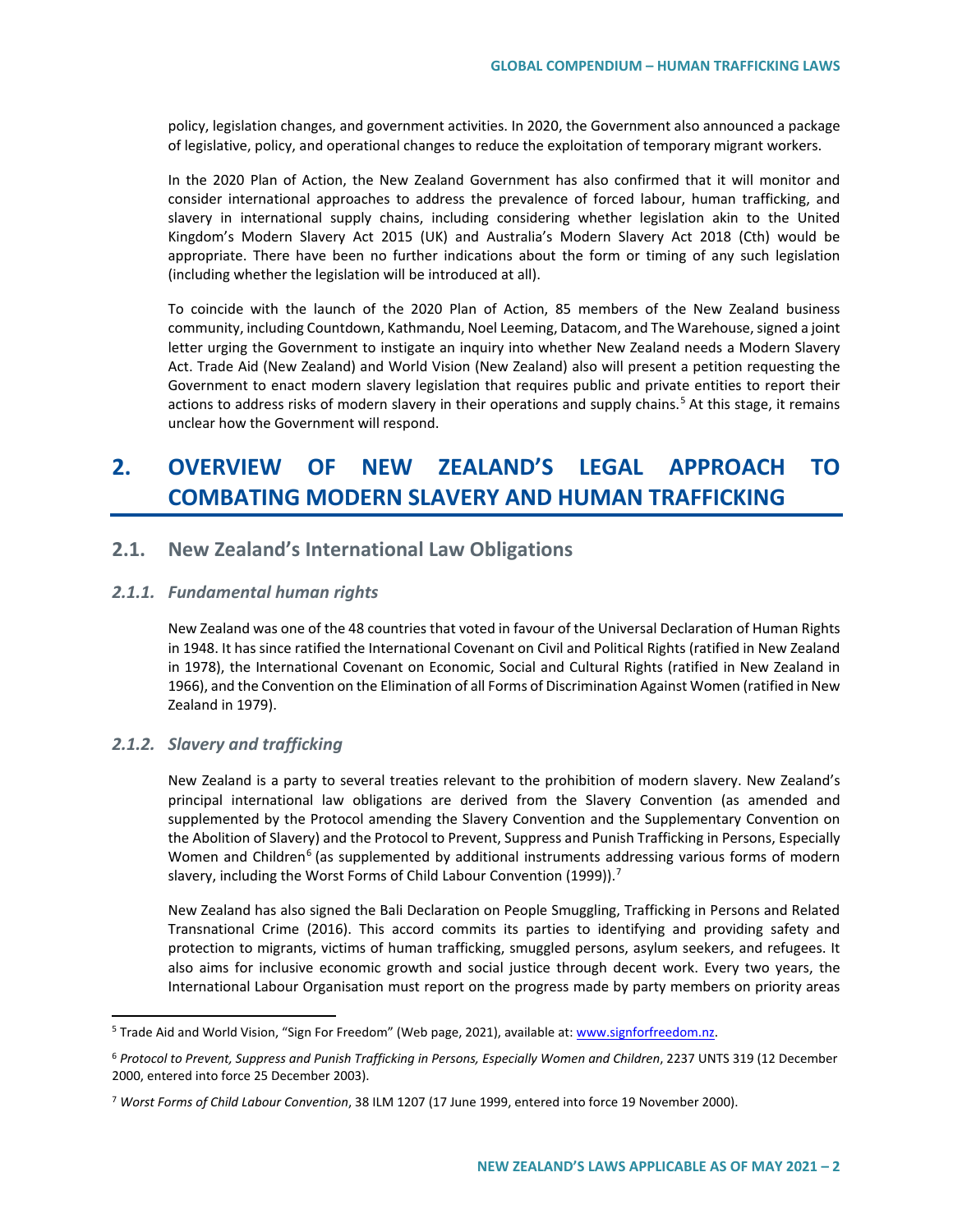policy, legislation changes, and government activities. In 2020, the Government also announced a package of legislative, policy, and operational changes to reduce the exploitation of temporary migrant workers.

In the 2020 Plan of Action, the New Zealand Government has also confirmed that it will monitor and consider international approaches to address the prevalence of forced labour, human trafficking, and slavery in international supply chains, including considering whether legislation akin to the United Kingdom's Modern Slavery Act 2015 (UK) and Australia's Modern Slavery Act 2018 (Cth) would be appropriate. There have been no further indications about the form or timing of any such legislation (including whether the legislation will be introduced at all).

To coincide with the launch of the 2020 Plan of Action, 85 members of the New Zealand business community, including Countdown, Kathmandu, Noel Leeming, Datacom, and The Warehouse, signed a joint letter urging the Government to instigate an inquiry into whether New Zealand needs a Modern Slavery Act. Trade Aid (New Zealand) and World Vision (New Zealand) also will present a petition requesting the Government to enact modern slavery legislation that requires public and private entities to report their actions to address risks of modern slavery in their operations and supply chains.[5] At this stage, it remains unclear how the Government will respond.

# 2. OVERVIEW OF NEW ZEALAND'S LEGAL APPROACH TO COMBATING MODERN SLAVERY AND HUMAN TRAFFICKING

## 2.1. New Zealand's International Law Obligations

### *2.1.1. Fundamental human rights*

New Zealand was one of the 48 countries that voted in favour of the Universal Declaration of Human Rights in 1948. It has since ratified the International Covenant on Civil and Political Rights (ratified in New Zealand in 1978), the International Covenant on Economic, Social and Cultural Rights (ratified in New Zealand in 1966), and the Convention on the Elimination of all Forms of Discrimination Against Women (ratified in New Zealand in 1979).

### *2.1.2. Slavery and trafficking*

New Zealand is a party to several treaties relevant to the prohibition of modern slavery. New Zealand's principal international law obligations are derived from the Slavery Convention (as amended and supplemented by the Protocol amending the Slavery Convention and the Supplementary Convention on the Abolition of Slavery) and the Protocol to Prevent, Suppress and Punish Trafficking in Persons, Especially Women and Children[6] (as supplemented by additional instruments addressing various forms of modern slavery, including the Worst Forms of Child Labour Convention (1999)).[7]

New Zealand has also signed the Bali Declaration on People Smuggling, Trafficking in Persons and Related Transnational Crime (2016). This accord commits its parties to identifying and providing safety and protection to migrants, victims of human trafficking, smuggled persons, asylum seekers, and refugees. It also aims for inclusive economic growth and social justice through decent work. Every two years, the International Labour Organisation must report on the progress made by party members on priority areas

---

[5] Trade Aid and World Vision, "Sign For Freedom" (Web page, 2021), available at: www.signforfreedom.nz.

[6] *Protocol to Prevent, Suppress and Punish Trafficking in Persons, Especially Women and Children*, 2237 UNTS 319 (12 December 2000, entered into force 25 December 2003).

[7] *Worst Forms of Child Labour Convention*, 38 ILM 1207 (17 June 1999, entered into force 19 November 2000).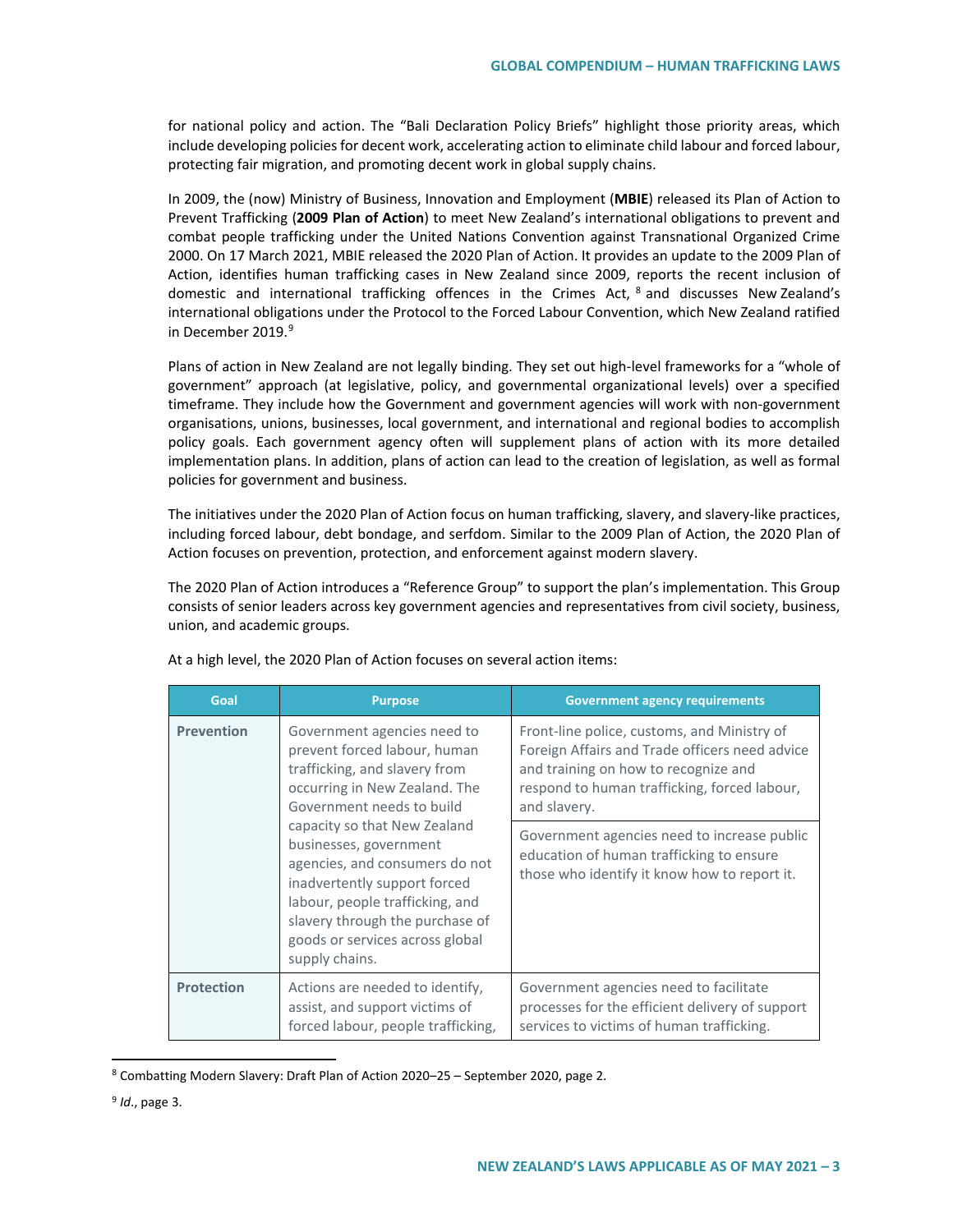for national policy and action. The "Bali Declaration Policy Briefs" highlight those priority areas, which include developing policies for decent work, accelerating action to eliminate child labour and forced labour, protecting fair migration, and promoting decent work in global supply chains.

In 2009, the (now) Ministry of Business, Innovation and Employment (**MBIE**) released its Plan of Action to Prevent Trafficking (**2009 Plan of Action**) to meet New Zealand's international obligations to prevent and combat people trafficking under the United Nations Convention against Transnational Organized Crime 2000. On 17 March 2021, MBIE released the 2020 Plan of Action. It provides an update to the 2009 Plan of Action, identifies human trafficking cases in New Zealand since 2009, reports the recent inclusion of domestic and international trafficking offences in the Crimes Act,[8] and discusses New Zealand's international obligations under the Protocol to the Forced Labour Convention, which New Zealand ratified in December 2019.[9]

Plans of action in New Zealand are not legally binding. They set out high-level frameworks for a "whole of government" approach (at legislative, policy, and governmental organizational levels) over a specified timeframe. They include how the Government and government agencies will work with non-government organisations, unions, businesses, local government, and international and regional bodies to accomplish policy goals. Each government agency often will supplement plans of action with its more detailed implementation plans. In addition, plans of action can lead to the creation of legislation, as well as formal policies for government and business.

The initiatives under the 2020 Plan of Action focus on human trafficking, slavery, and slavery-like practices, including forced labour, debt bondage, and serfdom. Similar to the 2009 Plan of Action, the 2020 Plan of Action focuses on prevention, protection, and enforcement against modern slavery.

The 2020 Plan of Action introduces a "Reference Group" to support the plan's implementation. This Group consists of senior leaders across key government agencies and representatives from civil society, business, union, and academic groups.

At a high level, the 2020 Plan of Action focuses on several action items:

| Goal | Purpose | Government agency requirements |
|---|---|---|
| **Prevention** | Government agencies need to prevent forced labour, human trafficking, and slavery from occurring in New Zealand. The Government needs to build capacity so that New Zealand businesses, government agencies, and consumers do not inadvertently support forced labour, people trafficking, and slavery through the purchase of goods or services across global supply chains. | Front-line police, customs, and Ministry of Foreign Affairs and Trade officers need advice and training on how to recognize and respond to human trafficking, forced labour, and slavery. |
| | | Government agencies need to increase public education of human trafficking to ensure those who identify it know how to report it. |
| **Protection** | Actions are needed to identify, assist, and support victims of forced labour, people trafficking, | Government agencies need to facilitate processes for the efficient delivery of support services to victims of human trafficking. |

[8] Combatting Modern Slavery: Draft Plan of Action 2020–25 – September 2020, page 2.

[9] *Id*., page 3.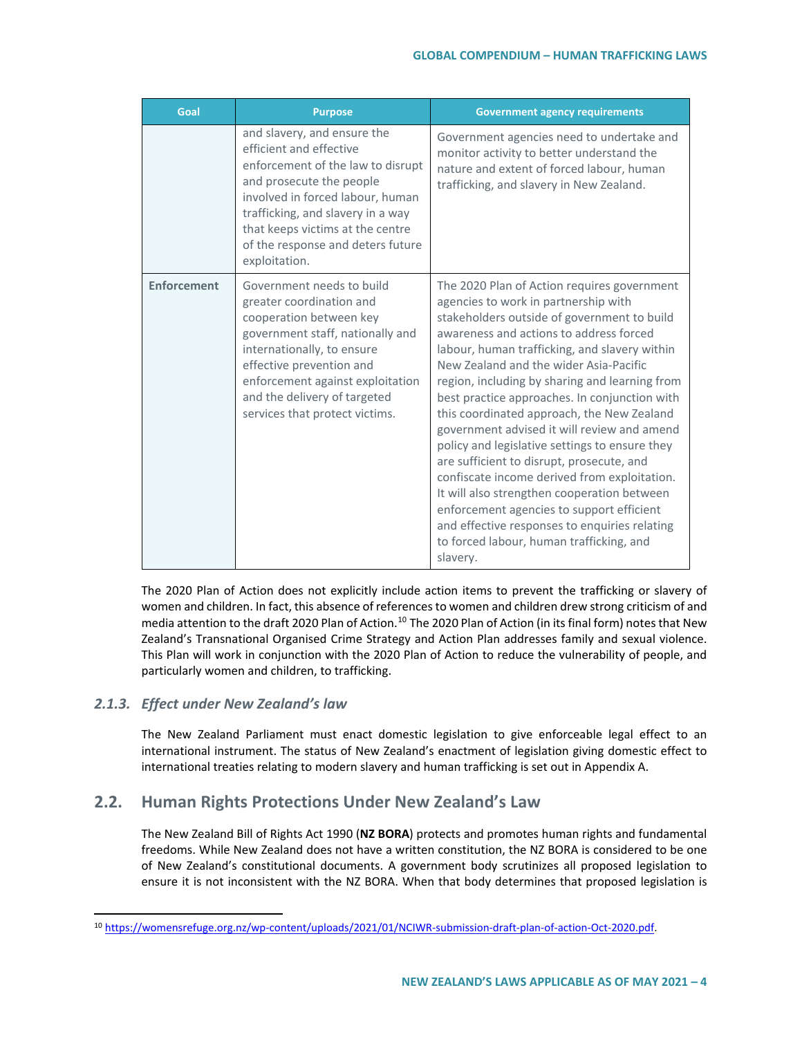| Goal | Purpose | Government agency requirements |
|---|---|---|
| | and slavery, and ensure the efficient and effective enforcement of the law to disrupt and prosecute the people involved in forced labour, human trafficking, and slavery in a way that keeps victims at the centre of the response and deters future exploitation. | Government agencies need to undertake and monitor activity to better understand the nature and extent of forced labour, human trafficking, and slavery in New Zealand. |
| **Enforcement** | Government needs to build greater coordination and cooperation between key government staff, nationally and internationally, to ensure effective prevention and enforcement against exploitation and the delivery of targeted services that protect victims. | The 2020 Plan of Action requires government agencies to work in partnership with stakeholders outside of government to build awareness and actions to address forced labour, human trafficking, and slavery within New Zealand and the wider Asia-Pacific region, including by sharing and learning from best practice approaches. In conjunction with this coordinated approach, the New Zealand government advised it will review and amend policy and legislative settings to ensure they are sufficient to disrupt, prosecute, and confiscate income derived from exploitation. It will also strengthen cooperation between enforcement agencies to support efficient and effective responses to enquiries relating to forced labour, human trafficking, and slavery. |

The 2020 Plan of Action does not explicitly include action items to prevent the trafficking or slavery of women and children. In fact, this absence of references to women and children drew strong criticism of and media attention to the draft 2020 Plan of Action.[10] The 2020 Plan of Action (in its final form) notes that New Zealand's Transnational Organised Crime Strategy and Action Plan addresses family and sexual violence. This Plan will work in conjunction with the 2020 Plan of Action to reduce the vulnerability of people, and particularly women and children, to trafficking.

### *2.1.3. Effect under New Zealand's law*

The New Zealand Parliament must enact domestic legislation to give enforceable legal effect to an international instrument. The status of New Zealand's enactment of legislation giving domestic effect to international treaties relating to modern slavery and human trafficking is set out in Appendix A.

## 2.2. Human Rights Protections Under New Zealand's Law

The New Zealand Bill of Rights Act 1990 (**NZ BORA**) protects and promotes human rights and fundamental freedoms. While New Zealand does not have a written constitution, the NZ BORA is considered to be one of New Zealand's constitutional documents. A government body scrutinizes all proposed legislation to ensure it is not inconsistent with the NZ BORA. When that body determines that proposed legislation is

[10] https://womensrefuge.org.nz/wp-content/uploads/2021/01/NCIWR-submission-draft-plan-of-action-Oct-2020.pdf.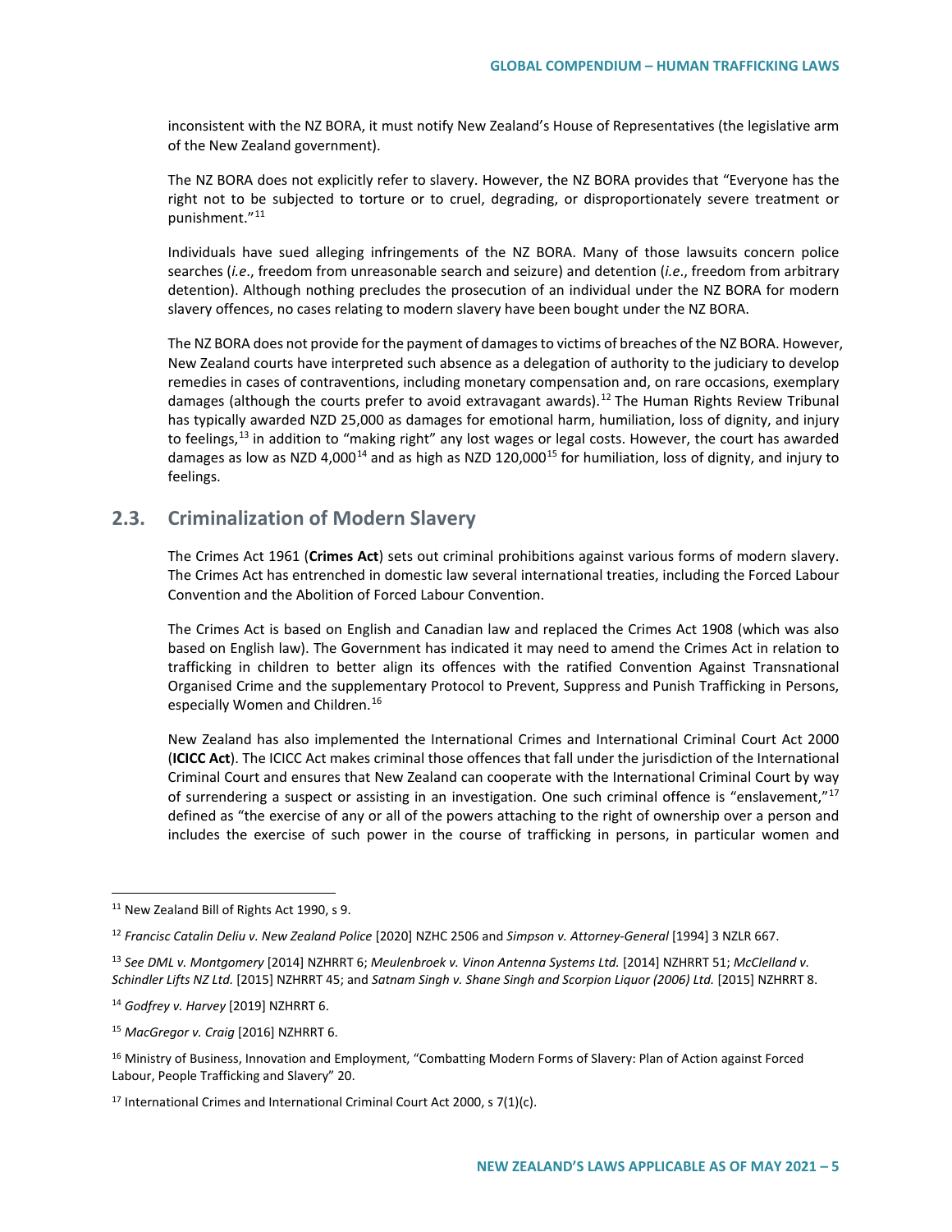inconsistent with the NZ BORA, it must notify New Zealand's House of Representatives (the legislative arm of the New Zealand government).

The NZ BORA does not explicitly refer to slavery. However, the NZ BORA provides that "Everyone has the right not to be subjected to torture or to cruel, degrading, or disproportionately severe treatment or punishment."[11]

Individuals have sued alleging infringements of the NZ BORA. Many of those lawsuits concern police searches (*i.e*., freedom from unreasonable search and seizure) and detention (*i.e*., freedom from arbitrary detention). Although nothing precludes the prosecution of an individual under the NZ BORA for modern slavery offences, no cases relating to modern slavery have been bought under the NZ BORA.

The NZ BORA does not provide for the payment of damages to victims of breaches of the NZ BORA. However, New Zealand courts have interpreted such absence as a delegation of authority to the judiciary to develop remedies in cases of contraventions, including monetary compensation and, on rare occasions, exemplary damages (although the courts prefer to avoid extravagant awards).[12] The Human Rights Review Tribunal has typically awarded NZD 25,000 as damages for emotional harm, humiliation, loss of dignity, and injury to feelings,[13] in addition to "making right" any lost wages or legal costs. However, the court has awarded damages as low as NZD 4,000[14] and as high as NZD 120,000[15] for humiliation, loss of dignity, and injury to feelings.

## 2.3. Criminalization of Modern Slavery

The Crimes Act 1961 (**Crimes Act**) sets out criminal prohibitions against various forms of modern slavery. The Crimes Act has entrenched in domestic law several international treaties, including the Forced Labour Convention and the Abolition of Forced Labour Convention.

The Crimes Act is based on English and Canadian law and replaced the Crimes Act 1908 (which was also based on English law). The Government has indicated it may need to amend the Crimes Act in relation to trafficking in children to better align its offences with the ratified Convention Against Transnational Organised Crime and the supplementary Protocol to Prevent, Suppress and Punish Trafficking in Persons, especially Women and Children.[16]

New Zealand has also implemented the International Crimes and International Criminal Court Act 2000 (**ICICC Act**). The ICICC Act makes criminal those offences that fall under the jurisdiction of the International Criminal Court and ensures that New Zealand can cooperate with the International Criminal Court by way of surrendering a suspect or assisting in an investigation. One such criminal offence is "enslavement,"[17] defined as "the exercise of any or all of the powers attaching to the right of ownership over a person and includes the exercise of such power in the course of trafficking in persons, in particular women and

---

[11] New Zealand Bill of Rights Act 1990, s 9.

[12] *Francisc Catalin Deliu v. New Zealand Police* [2020] NZHC 2506 and *Simpson v. Attorney-General* [1994] 3 NZLR 667.

[13] *See DML v. Montgomery* [2014] NZHRRT 6; *Meulenbroek v. Vinon Antenna Systems Ltd.* [2014] NZHRRT 51; *McClelland v. Schindler Lifts NZ Ltd.* [2015] NZHRRT 45; and *Satnam Singh v. Shane Singh and Scorpion Liquor (2006) Ltd.* [2015] NZHRRT 8.

[14] *Godfrey v. Harvey* [2019] NZHRRT 6.

[15] *MacGregor v. Craig* [2016] NZHRRT 6.

[16] Ministry of Business, Innovation and Employment, "Combatting Modern Forms of Slavery: Plan of Action against Forced Labour, People Trafficking and Slavery" 20.

[17] International Crimes and International Criminal Court Act 2000, s 7(1)(c).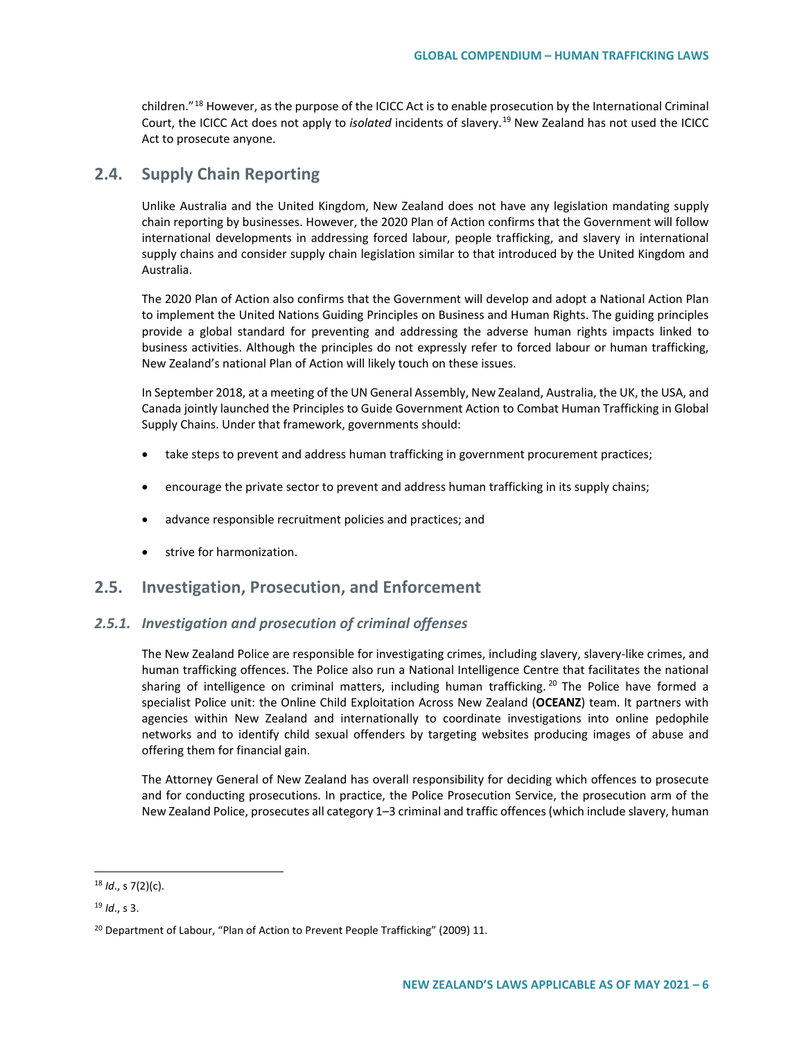children."[18] However, as the purpose of the ICICC Act is to enable prosecution by the International Criminal Court, the ICICC Act does not apply to *isolated* incidents of slavery.[19] New Zealand has not used the ICICC Act to prosecute anyone.

## 2.4. Supply Chain Reporting

Unlike Australia and the United Kingdom, New Zealand does not have any legislation mandating supply chain reporting by businesses. However, the 2020 Plan of Action confirms that the Government will follow international developments in addressing forced labour, people trafficking, and slavery in international supply chains and consider supply chain legislation similar to that introduced by the United Kingdom and Australia.

The 2020 Plan of Action also confirms that the Government will develop and adopt a National Action Plan to implement the United Nations Guiding Principles on Business and Human Rights. The guiding principles provide a global standard for preventing and addressing the adverse human rights impacts linked to business activities. Although the principles do not expressly refer to forced labour or human trafficking, New Zealand's national Plan of Action will likely touch on these issues.

In September 2018, at a meeting of the UN General Assembly, New Zealand, Australia, the UK, the USA, and Canada jointly launched the Principles to Guide Government Action to Combat Human Trafficking in Global Supply Chains. Under that framework, governments should:

- take steps to prevent and address human trafficking in government procurement practices;
- encourage the private sector to prevent and address human trafficking in its supply chains;
- advance responsible recruitment policies and practices; and
- strive for harmonization.

## 2.5. Investigation, Prosecution, and Enforcement

### *2.5.1. Investigation and prosecution of criminal offenses*

The New Zealand Police are responsible for investigating crimes, including slavery, slavery-like crimes, and human trafficking offences. The Police also run a National Intelligence Centre that facilitates the national sharing of intelligence on criminal matters, including human trafficking.[20] The Police have formed a specialist Police unit: the Online Child Exploitation Across New Zealand (**OCEANZ**) team. It partners with agencies within New Zealand and internationally to coordinate investigations into online pedophile networks and to identify child sexual offenders by targeting websites producing images of abuse and offering them for financial gain.

The Attorney General of New Zealand has overall responsibility for deciding which offences to prosecute and for conducting prosecutions. In practice, the Police Prosecution Service, the prosecution arm of the New Zealand Police, prosecutes all category 1–3 criminal and traffic offences (which include slavery, human

---

[18] *Id*., s 7(2)(c).

[19] *Id*., s 3.

[20] Department of Labour, "Plan of Action to Prevent People Trafficking" (2009) 11.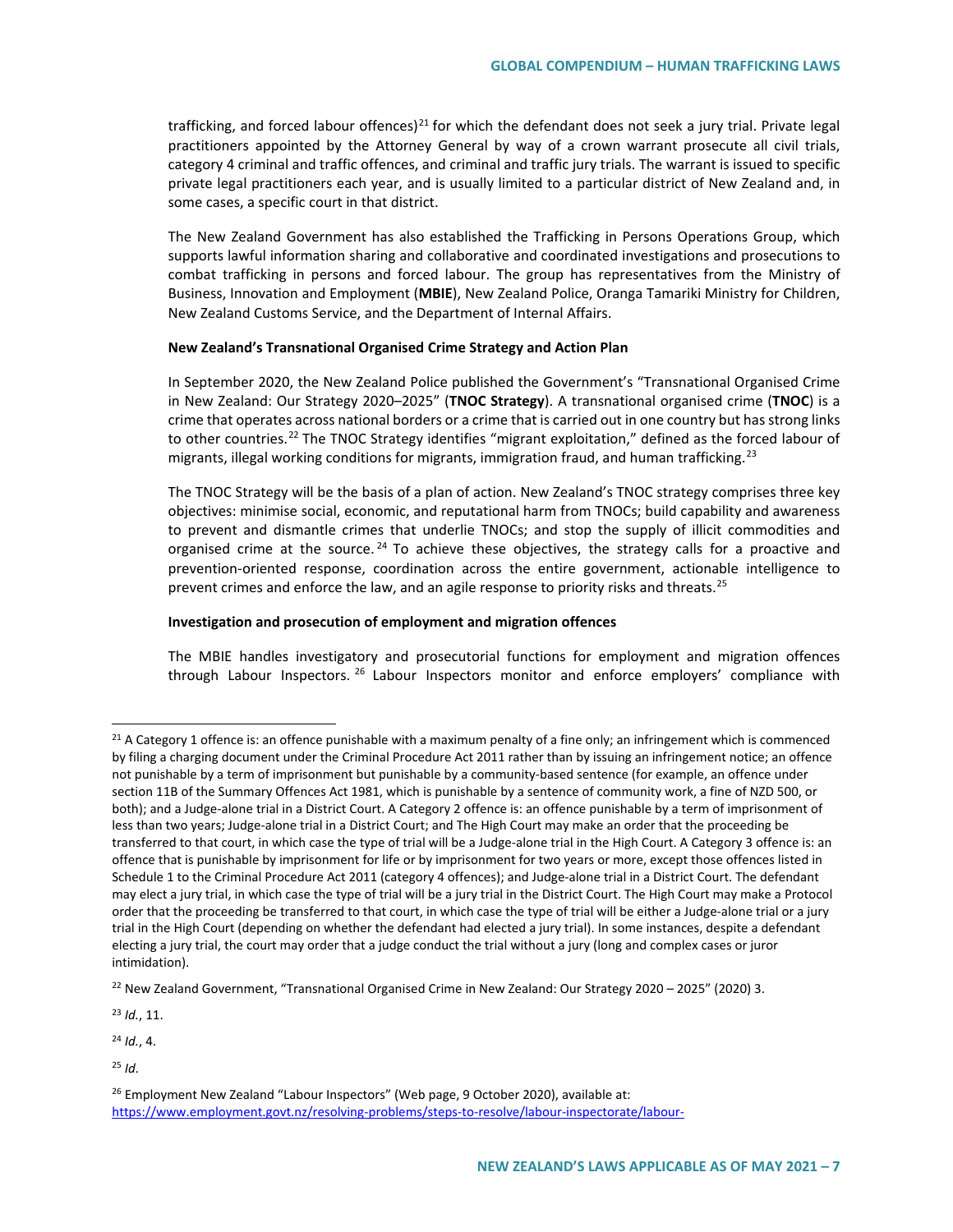trafficking, and forced labour offences)[21] for which the defendant does not seek a jury trial. Private legal practitioners appointed by the Attorney General by way of a crown warrant prosecute all civil trials, category 4 criminal and traffic offences, and criminal and traffic jury trials. The warrant is issued to specific private legal practitioners each year, and is usually limited to a particular district of New Zealand and, in some cases, a specific court in that district.

The New Zealand Government has also established the Trafficking in Persons Operations Group, which supports lawful information sharing and collaborative and coordinated investigations and prosecutions to combat trafficking in persons and forced labour. The group has representatives from the Ministry of Business, Innovation and Employment (**MBIE**), New Zealand Police, Oranga Tamariki Ministry for Children, New Zealand Customs Service, and the Department of Internal Affairs.

**New Zealand's Transnational Organised Crime Strategy and Action Plan**

In September 2020, the New Zealand Police published the Government's "Transnational Organised Crime in New Zealand: Our Strategy 2020–2025" (**TNOC Strategy**). A transnational organised crime (**TNOC**) is a crime that operates across national borders or a crime that is carried out in one country but has strong links to other countries.[22] The TNOC Strategy identifies "migrant exploitation," defined as the forced labour of migrants, illegal working conditions for migrants, immigration fraud, and human trafficking.[23]

The TNOC Strategy will be the basis of a plan of action. New Zealand's TNOC strategy comprises three key objectives: minimise social, economic, and reputational harm from TNOCs; build capability and awareness to prevent and dismantle crimes that underlie TNOCs; and stop the supply of illicit commodities and organised crime at the source.[24] To achieve these objectives, the strategy calls for a proactive and prevention-oriented response, coordination across the entire government, actionable intelligence to prevent crimes and enforce the law, and an agile response to priority risks and threats.[25]

**Investigation and prosecution of employment and migration offences**

The MBIE handles investigatory and prosecutorial functions for employment and migration offences through Labour Inspectors.[26] Labour Inspectors monitor and enforce employers' compliance with

---

[21] A Category 1 offence is: an offence punishable with a maximum penalty of a fine only; an infringement which is commenced by filing a charging document under the Criminal Procedure Act 2011 rather than by issuing an infringement notice; an offence not punishable by a term of imprisonment but punishable by a community-based sentence (for example, an offence under section 11B of the Summary Offences Act 1981, which is punishable by a sentence of community work, a fine of NZD 500, or both); and a Judge-alone trial in a District Court. A Category 2 offence is: an offence punishable by a term of imprisonment of less than two years; Judge-alone trial in a District Court; and The High Court may make an order that the proceeding be transferred to that court, in which case the type of trial will be a Judge-alone trial in the High Court. A Category 3 offence is: an offence that is punishable by imprisonment for life or by imprisonment for two years or more, except those offences listed in Schedule 1 to the Criminal Procedure Act 2011 (category 4 offences); and Judge-alone trial in a District Court. The defendant may elect a jury trial, in which case the type of trial will be a jury trial in the District Court. The High Court may make a Protocol order that the proceeding be transferred to that court, in which case the type of trial will be either a Judge-alone trial or a jury trial in the High Court (depending on whether the defendant had elected a jury trial). In some instances, despite a defendant electing a jury trial, the court may order that a judge conduct the trial without a jury (long and complex cases or juror intimidation).

[22] New Zealand Government, "Transnational Organised Crime in New Zealand: Our Strategy 2020 – 2025" (2020) 3.

[23] *Id.*, 11.

[24] *Id.*, 4.

[25] *Id*.

[26] Employment New Zealand "Labour Inspectors" (Web page, 9 October 2020), available at: https://www.employment.govt.nz/resolving-problems/steps-to-resolve/labour-inspectorate/labour-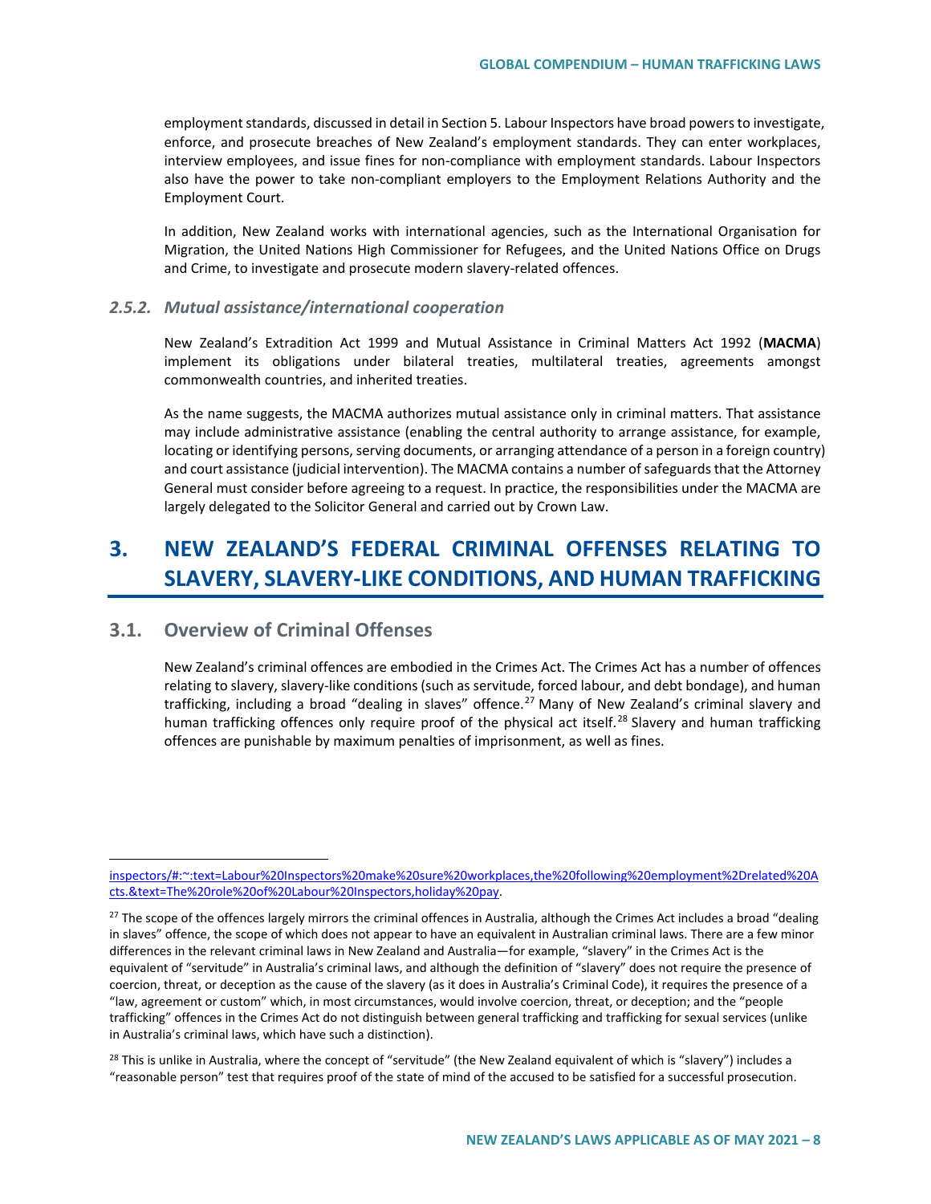employment standards, discussed in detail in Section 5. Labour Inspectors have broad powers to investigate, enforce, and prosecute breaches of New Zealand's employment standards. They can enter workplaces, interview employees, and issue fines for non-compliance with employment standards. Labour Inspectors also have the power to take non-compliant employers to the Employment Relations Authority and the Employment Court.

In addition, New Zealand works with international agencies, such as the International Organisation for Migration, the United Nations High Commissioner for Refugees, and the United Nations Office on Drugs and Crime, to investigate and prosecute modern slavery-related offences.

### *2.5.2. Mutual assistance/international cooperation*

New Zealand's Extradition Act 1999 and Mutual Assistance in Criminal Matters Act 1992 (**MACMA**) implement its obligations under bilateral treaties, multilateral treaties, agreements amongst commonwealth countries, and inherited treaties.

As the name suggests, the MACMA authorizes mutual assistance only in criminal matters. That assistance may include administrative assistance (enabling the central authority to arrange assistance, for example, locating or identifying persons, serving documents, or arranging attendance of a person in a foreign country) and court assistance (judicial intervention). The MACMA contains a number of safeguards that the Attorney General must consider before agreeing to a request. In practice, the responsibilities under the MACMA are largely delegated to the Solicitor General and carried out by Crown Law.

# 3. NEW ZEALAND'S FEDERAL CRIMINAL OFFENSES RELATING TO SLAVERY, SLAVERY-LIKE CONDITIONS, AND HUMAN TRAFFICKING

## 3.1. Overview of Criminal Offenses

New Zealand's criminal offences are embodied in the Crimes Act. The Crimes Act has a number of offences relating to slavery, slavery-like conditions (such as servitude, forced labour, and debt bondage), and human trafficking, including a broad "dealing in slaves" offence.[27] Many of New Zealand's criminal slavery and human trafficking offences only require proof of the physical act itself.[28] Slavery and human trafficking offences are punishable by maximum penalties of imprisonment, as well as fines.

---

inspectors/#:~:text=Labour%20Inspectors%20make%20sure%20workplaces,the%20following%20employment%2Drelated%20Acts.&text=The%20role%20of%20Labour%20Inspectors,holiday%20pay.

[27] The scope of the offences largely mirrors the criminal offences in Australia, although the Crimes Act includes a broad "dealing in slaves" offence, the scope of which does not appear to have an equivalent in Australian criminal laws. There are a few minor differences in the relevant criminal laws in New Zealand and Australia—for example, "slavery" in the Crimes Act is the equivalent of "servitude" in Australia's criminal laws, and although the definition of "slavery" does not require the presence of coercion, threat, or deception as the cause of the slavery (as it does in Australia's Criminal Code), it requires the presence of a "law, agreement or custom" which, in most circumstances, would involve coercion, threat, or deception; and the "people trafficking" offences in the Crimes Act do not distinguish between general trafficking and trafficking for sexual services (unlike in Australia's criminal laws, which have such a distinction).

[28] This is unlike in Australia, where the concept of "servitude" (the New Zealand equivalent of which is "slavery") includes a "reasonable person" test that requires proof of the state of mind of the accused to be satisfied for a successful prosecution.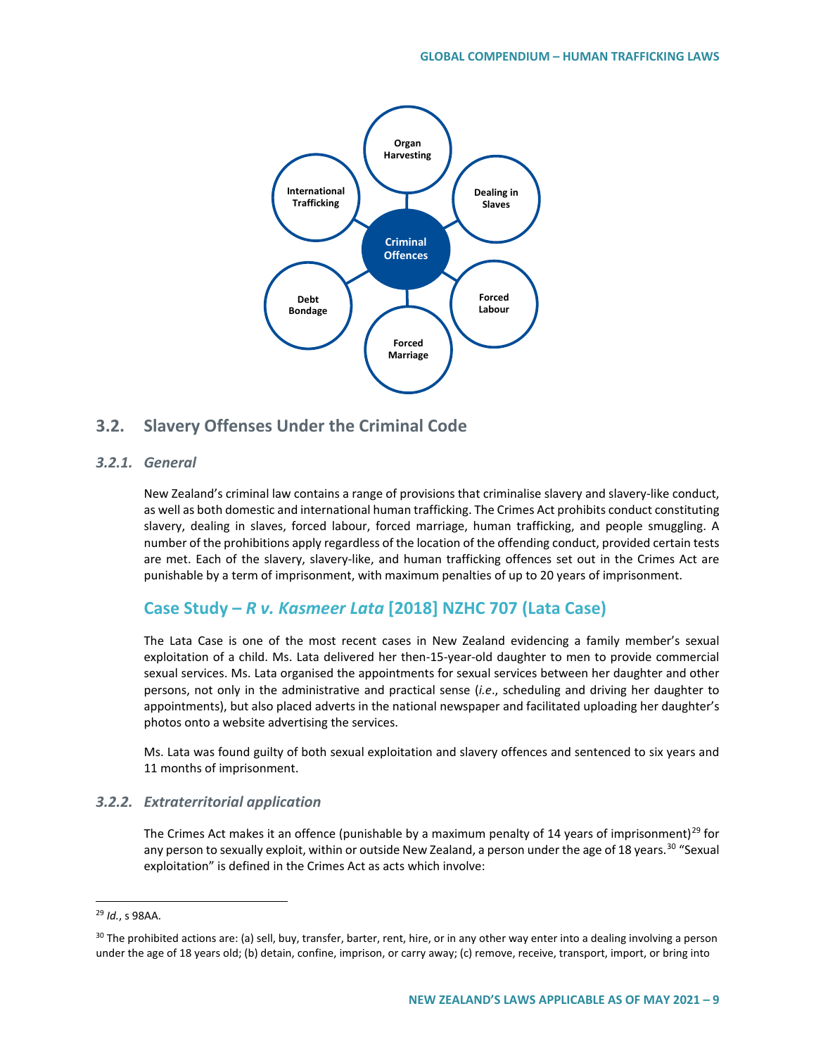## 3.2. Slavery Offenses Under the Criminal Code

### *3.2.1. General*

New Zealand's criminal law contains a range of provisions that criminalise slavery and slavery-like conduct, as well as both domestic and international human trafficking. The Crimes Act prohibits conduct constituting slavery, dealing in slaves, forced labour, forced marriage, human trafficking, and people smuggling. A number of the prohibitions apply regardless of the location of the offending conduct, provided certain tests are met. Each of the slavery, slavery-like, and human trafficking offences set out in the Crimes Act are punishable by a term of imprisonment, with maximum penalties of up to 20 years of imprisonment.

## Case Study – *R v. Kasmeer Lata* [2018] NZHC 707 (Lata Case)

The Lata Case is one of the most recent cases in New Zealand evidencing a family member's sexual exploitation of a child. Ms. Lata delivered her then-15-year-old daughter to men to provide commercial sexual services. Ms. Lata organised the appointments for sexual services between her daughter and other persons, not only in the administrative and practical sense (*i.e.*, scheduling and driving her daughter to appointments), but also placed adverts in the national newspaper and facilitated uploading her daughter's photos onto a website advertising the services.

Ms. Lata was found guilty of both sexual exploitation and slavery offences and sentenced to six years and 11 months of imprisonment.

### *3.2.2. Extraterritorial application*

The Crimes Act makes it an offence (punishable by a maximum penalty of 14 years of imprisonment)[29] for any person to sexually exploit, within or outside New Zealand, a person under the age of 18 years.[30] "Sexual exploitation" is defined in the Crimes Act as acts which involve:

---

[29] *Id.*, s 98AA.

[30] The prohibited actions are: (a) sell, buy, transfer, barter, rent, hire, or in any other way enter into a dealing involving a person under the age of 18 years old; (b) detain, confine, imprison, or carry away; (c) remove, receive, transport, import, or bring into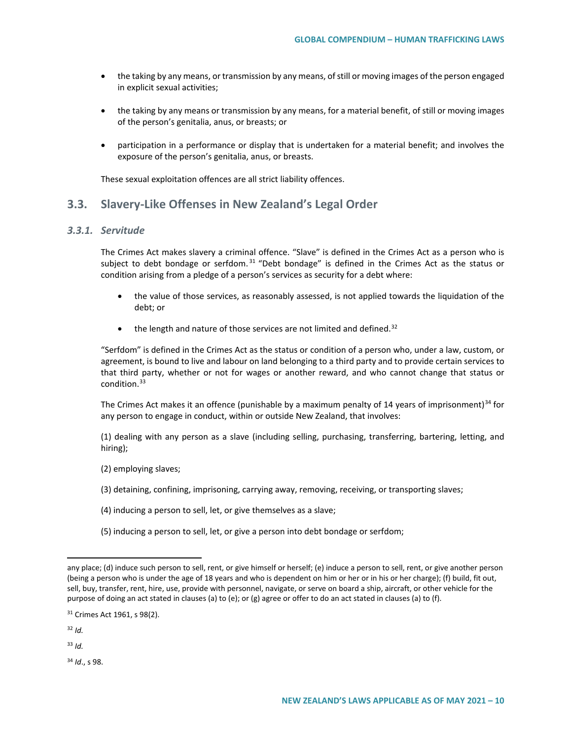- the taking by any means, or transmission by any means, of still or moving images of the person engaged in explicit sexual activities;
- the taking by any means or transmission by any means, for a material benefit, of still or moving images of the person's genitalia, anus, or breasts; or
- participation in a performance or display that is undertaken for a material benefit; and involves the exposure of the person's genitalia, anus, or breasts.

These sexual exploitation offences are all strict liability offences.

## 3.3. Slavery-Like Offenses in New Zealand's Legal Order

### *3.3.1. Servitude*

The Crimes Act makes slavery a criminal offence. "Slave" is defined in the Crimes Act as a person who is subject to debt bondage or serfdom.[31] "Debt bondage" is defined in the Crimes Act as the status or condition arising from a pledge of a person's services as security for a debt where:

- the value of those services, as reasonably assessed, is not applied towards the liquidation of the debt; or
- the length and nature of those services are not limited and defined.[32]

"Serfdom" is defined in the Crimes Act as the status or condition of a person who, under a law, custom, or agreement, is bound to live and labour on land belonging to a third party and to provide certain services to that third party, whether or not for wages or another reward, and who cannot change that status or condition.[33]

The Crimes Act makes it an offence (punishable by a maximum penalty of 14 years of imprisonment)[34] for any person to engage in conduct, within or outside New Zealand, that involves:

(1) dealing with any person as a slave (including selling, purchasing, transferring, bartering, letting, and hiring);

(2) employing slaves;

(3) detaining, confining, imprisoning, carrying away, removing, receiving, or transporting slaves;

(4) inducing a person to sell, let, or give themselves as a slave;

(5) inducing a person to sell, let, or give a person into debt bondage or serfdom;

---

any place; (d) induce such person to sell, rent, or give himself or herself; (e) induce a person to sell, rent, or give another person (being a person who is under the age of 18 years and who is dependent on him or her or in his or her charge); (f) build, fit out, sell, buy, transfer, rent, hire, use, provide with personnel, navigate, or serve on board a ship, aircraft, or other vehicle for the purpose of doing an act stated in clauses (a) to (e); or (g) agree or offer to do an act stated in clauses (a) to (f).

[31] Crimes Act 1961, s 98(2).

[32] *Id.*

[33] *Id.*

[34] *Id*., s 98.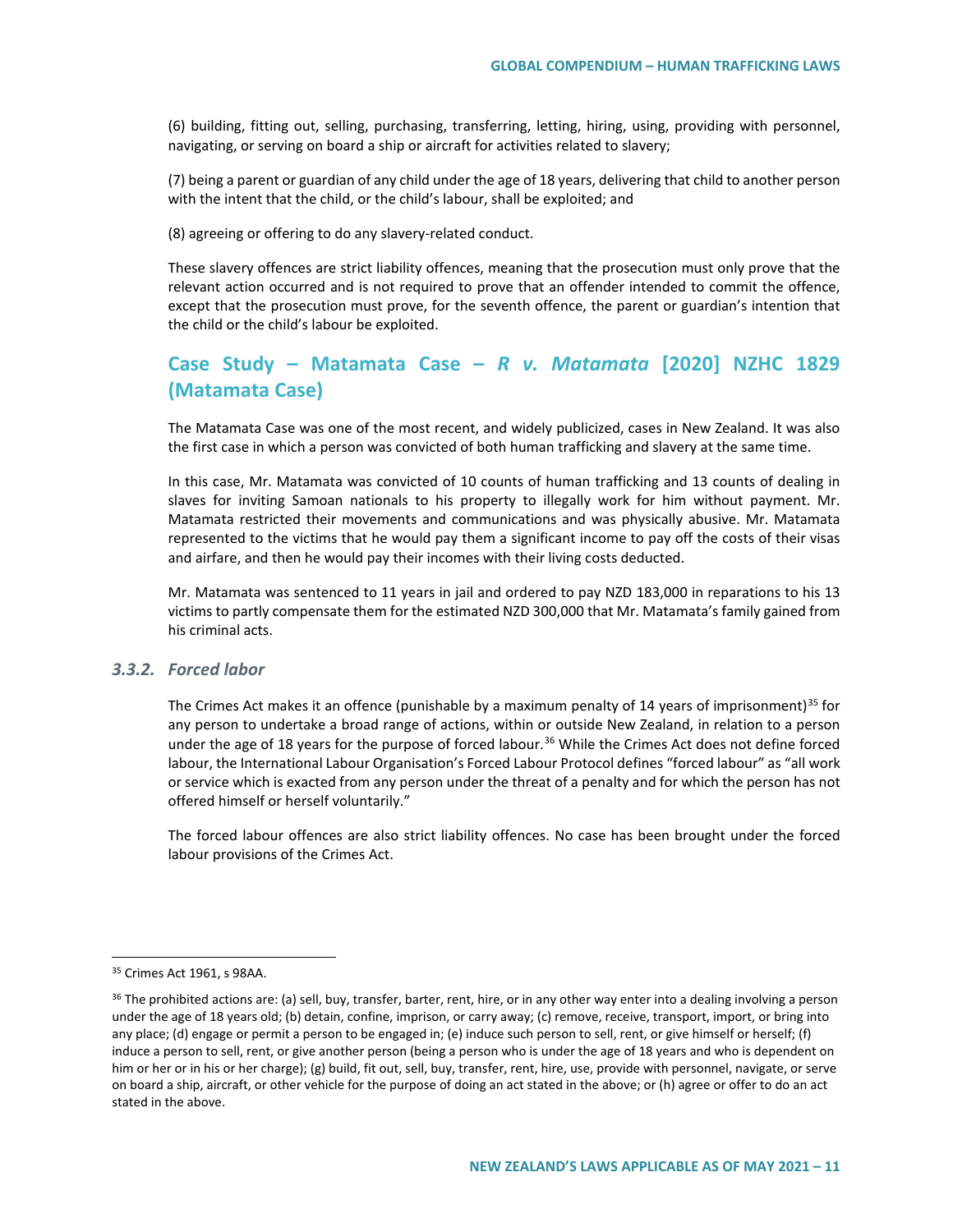(6) building, fitting out, selling, purchasing, transferring, letting, hiring, using, providing with personnel, navigating, or serving on board a ship or aircraft for activities related to slavery;

(7) being a parent or guardian of any child under the age of 18 years, delivering that child to another person with the intent that the child, or the child's labour, shall be exploited; and

(8) agreeing or offering to do any slavery-related conduct.

These slavery offences are strict liability offences, meaning that the prosecution must only prove that the relevant action occurred and is not required to prove that an offender intended to commit the offence, except that the prosecution must prove, for the seventh offence, the parent or guardian's intention that the child or the child's labour be exploited.

## Case Study – Matamata Case – *R v. Matamata* [2020] NZHC 1829 (Matamata Case)

The Matamata Case was one of the most recent, and widely publicized, cases in New Zealand. It was also the first case in which a person was convicted of both human trafficking and slavery at the same time.

In this case, Mr. Matamata was convicted of 10 counts of human trafficking and 13 counts of dealing in slaves for inviting Samoan nationals to his property to illegally work for him without payment. Mr. Matamata restricted their movements and communications and was physically abusive. Mr. Matamata represented to the victims that he would pay them a significant income to pay off the costs of their visas and airfare, and then he would pay their incomes with their living costs deducted.

Mr. Matamata was sentenced to 11 years in jail and ordered to pay NZD 183,000 in reparations to his 13 victims to partly compensate them for the estimated NZD 300,000 that Mr. Matamata's family gained from his criminal acts.

### *3.3.2. Forced labor*

The Crimes Act makes it an offence (punishable by a maximum penalty of 14 years of imprisonment)[35] for any person to undertake a broad range of actions, within or outside New Zealand, in relation to a person under the age of 18 years for the purpose of forced labour.[36] While the Crimes Act does not define forced labour, the International Labour Organisation's Forced Labour Protocol defines "forced labour" as "all work or service which is exacted from any person under the threat of a penalty and for which the person has not offered himself or herself voluntarily."

The forced labour offences are also strict liability offences. No case has been brought under the forced labour provisions of the Crimes Act.

---

[35] Crimes Act 1961, s 98AA.

[36] The prohibited actions are: (a) sell, buy, transfer, barter, rent, hire, or in any other way enter into a dealing involving a person under the age of 18 years old; (b) detain, confine, imprison, or carry away; (c) remove, receive, transport, import, or bring into any place; (d) engage or permit a person to be engaged in; (e) induce such person to sell, rent, or give himself or herself; (f) induce a person to sell, rent, or give another person (being a person who is under the age of 18 years and who is dependent on him or her or in his or her charge); (g) build, fit out, sell, buy, transfer, rent, hire, use, provide with personnel, navigate, or serve on board a ship, aircraft, or other vehicle for the purpose of doing an act stated in the above; or (h) agree or offer to do an act stated in the above.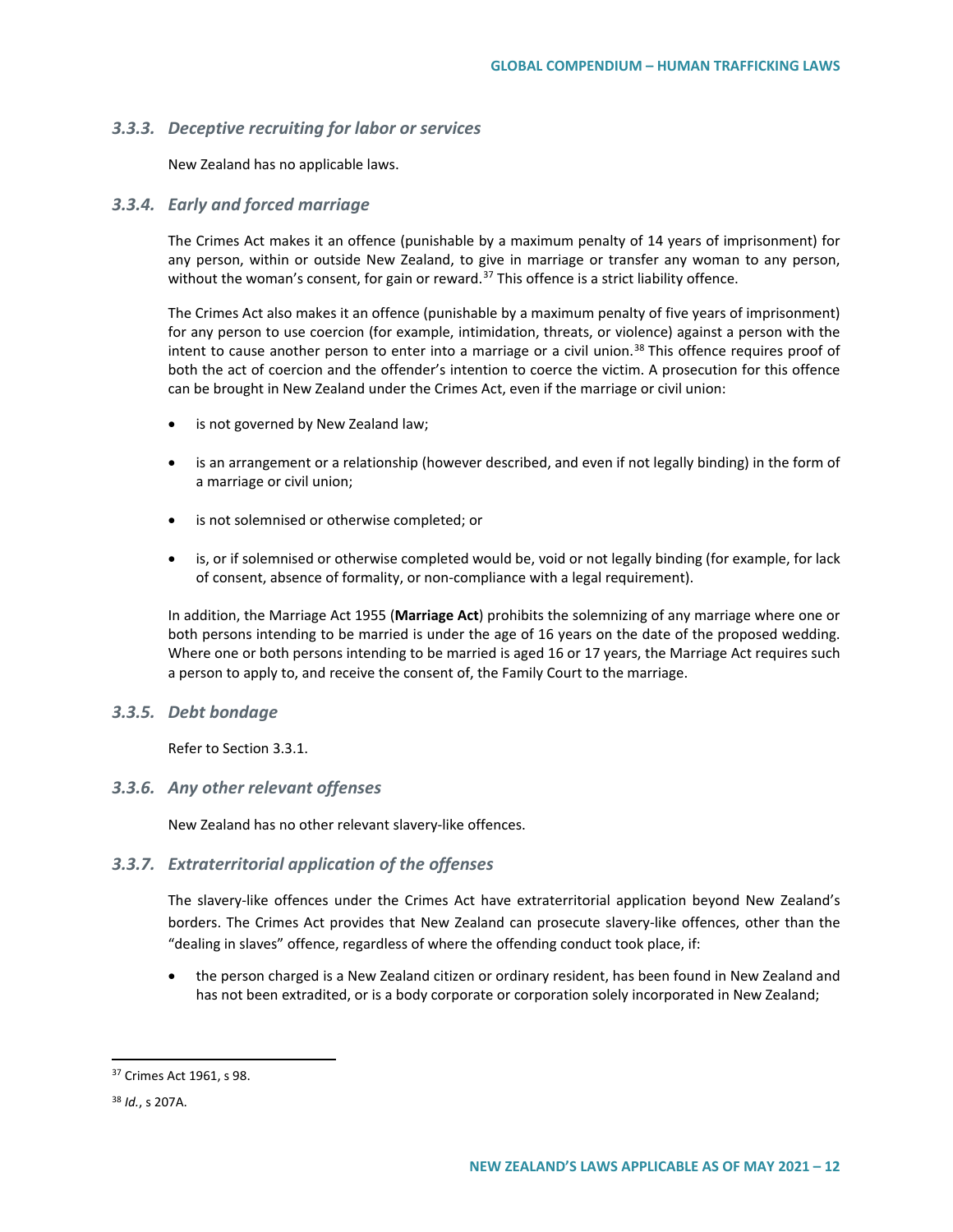### 3.3.3. *Deceptive recruiting for labor or services*

New Zealand has no applicable laws.

### 3.3.4. *Early and forced marriage*

The Crimes Act makes it an offence (punishable by a maximum penalty of 14 years of imprisonment) for any person, within or outside New Zealand, to give in marriage or transfer any woman to any person, without the woman's consent, for gain or reward.[37] This offence is a strict liability offence.

The Crimes Act also makes it an offence (punishable by a maximum penalty of five years of imprisonment) for any person to use coercion (for example, intimidation, threats, or violence) against a person with the intent to cause another person to enter into a marriage or a civil union.[38] This offence requires proof of both the act of coercion and the offender's intention to coerce the victim. A prosecution for this offence can be brought in New Zealand under the Crimes Act, even if the marriage or civil union:

- is not governed by New Zealand law;
- is an arrangement or a relationship (however described, and even if not legally binding) in the form of a marriage or civil union;
- is not solemnised or otherwise completed; or
- is, or if solemnised or otherwise completed would be, void or not legally binding (for example, for lack of consent, absence of formality, or non-compliance with a legal requirement).

In addition, the Marriage Act 1955 (**Marriage Act**) prohibits the solemnizing of any marriage where one or both persons intending to be married is under the age of 16 years on the date of the proposed wedding. Where one or both persons intending to be married is aged 16 or 17 years, the Marriage Act requires such a person to apply to, and receive the consent of, the Family Court to the marriage.

### 3.3.5. *Debt bondage*

Refer to Section 3.3.1.

### 3.3.6. *Any other relevant offenses*

New Zealand has no other relevant slavery-like offences.

### 3.3.7. *Extraterritorial application of the offenses*

The slavery-like offences under the Crimes Act have extraterritorial application beyond New Zealand's borders. The Crimes Act provides that New Zealand can prosecute slavery-like offences, other than the "dealing in slaves" offence, regardless of where the offending conduct took place, if:

- the person charged is a New Zealand citizen or ordinary resident, has been found in New Zealand and has not been extradited, or is a body corporate or corporation solely incorporated in New Zealand;

---

[37] Crimes Act 1961, s 98.

[38] *Id.*, s 207A.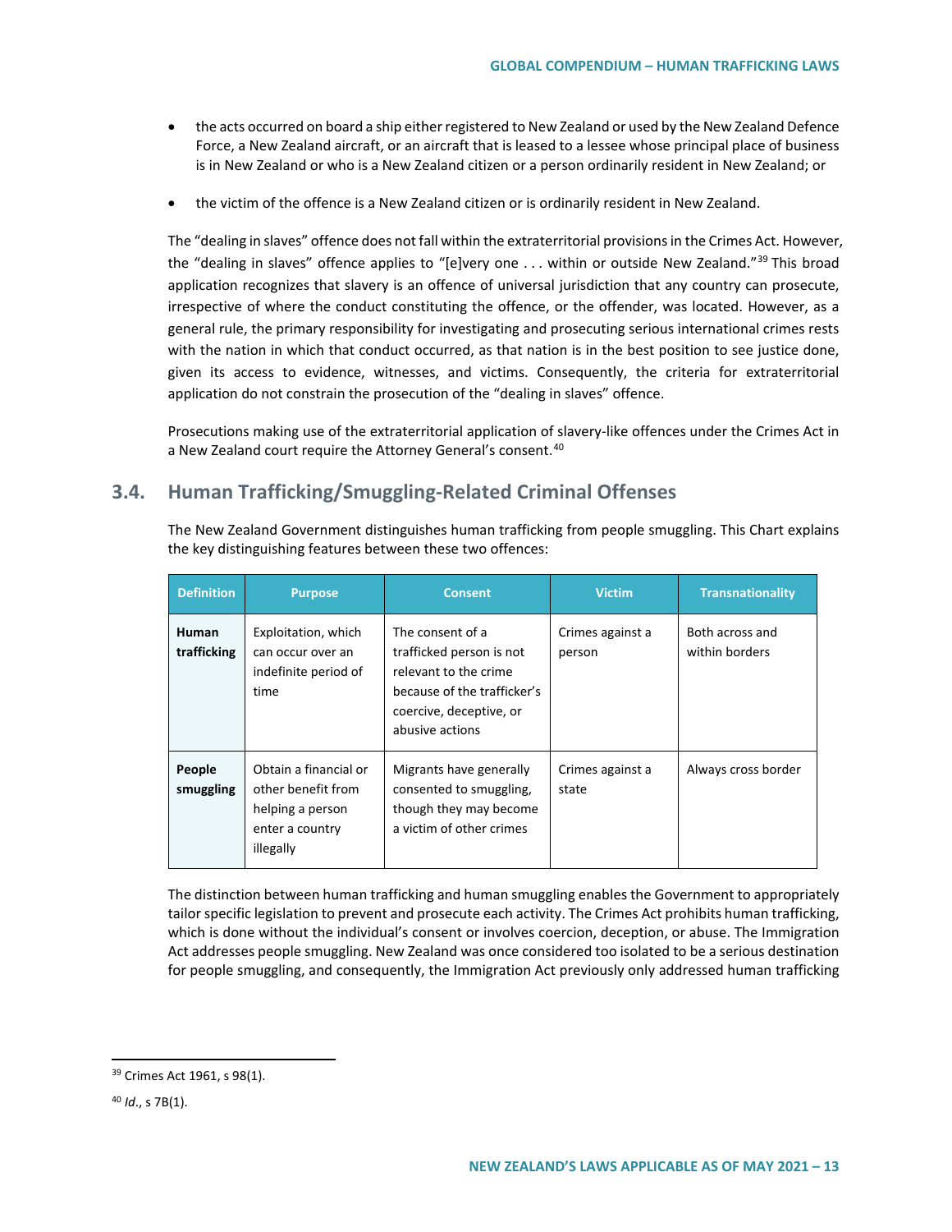- the acts occurred on board a ship either registered to New Zealand or used by the New Zealand Defence Force, a New Zealand aircraft, or an aircraft that is leased to a lessee whose principal place of business is in New Zealand or who is a New Zealand citizen or a person ordinarily resident in New Zealand; or

- the victim of the offence is a New Zealand citizen or is ordinarily resident in New Zealand.

The "dealing in slaves" offence does not fall within the extraterritorial provisions in the Crimes Act. However, the "dealing in slaves" offence applies to "[e]very one . . . within or outside New Zealand."[39] This broad application recognizes that slavery is an offence of universal jurisdiction that any country can prosecute, irrespective of where the conduct constituting the offence, or the offender, was located. However, as a general rule, the primary responsibility for investigating and prosecuting serious international crimes rests with the nation in which that conduct occurred, as that nation is in the best position to see justice done, given its access to evidence, witnesses, and victims. Consequently, the criteria for extraterritorial application do not constrain the prosecution of the "dealing in slaves" offence.

Prosecutions making use of the extraterritorial application of slavery-like offences under the Crimes Act in a New Zealand court require the Attorney General's consent.[40]

## 3.4. Human Trafficking/Smuggling-Related Criminal Offenses

The New Zealand Government distinguishes human trafficking from people smuggling. This Chart explains the key distinguishing features between these two offences:

| Definition | Purpose | Consent | Victim | Transnationality |
|---|---|---|---|---|
| **Human trafficking** | Exploitation, which can occur over an indefinite period of time | The consent of a trafficked person is not relevant to the crime because of the trafficker's coercive, deceptive, or abusive actions | Crimes against a person | Both across and within borders |
| **People smuggling** | Obtain a financial or other benefit from helping a person enter a country illegally | Migrants have generally consented to smuggling, though they may become a victim of other crimes | Crimes against a state | Always cross border |

The distinction between human trafficking and human smuggling enables the Government to appropriately tailor specific legislation to prevent and prosecute each activity. The Crimes Act prohibits human trafficking, which is done without the individual's consent or involves coercion, deception, or abuse. The Immigration Act addresses people smuggling. New Zealand was once considered too isolated to be a serious destination for people smuggling, and consequently, the Immigration Act previously only addressed human trafficking

[39] Crimes Act 1961, s 98(1).

[40] *Id*., s 7B(1).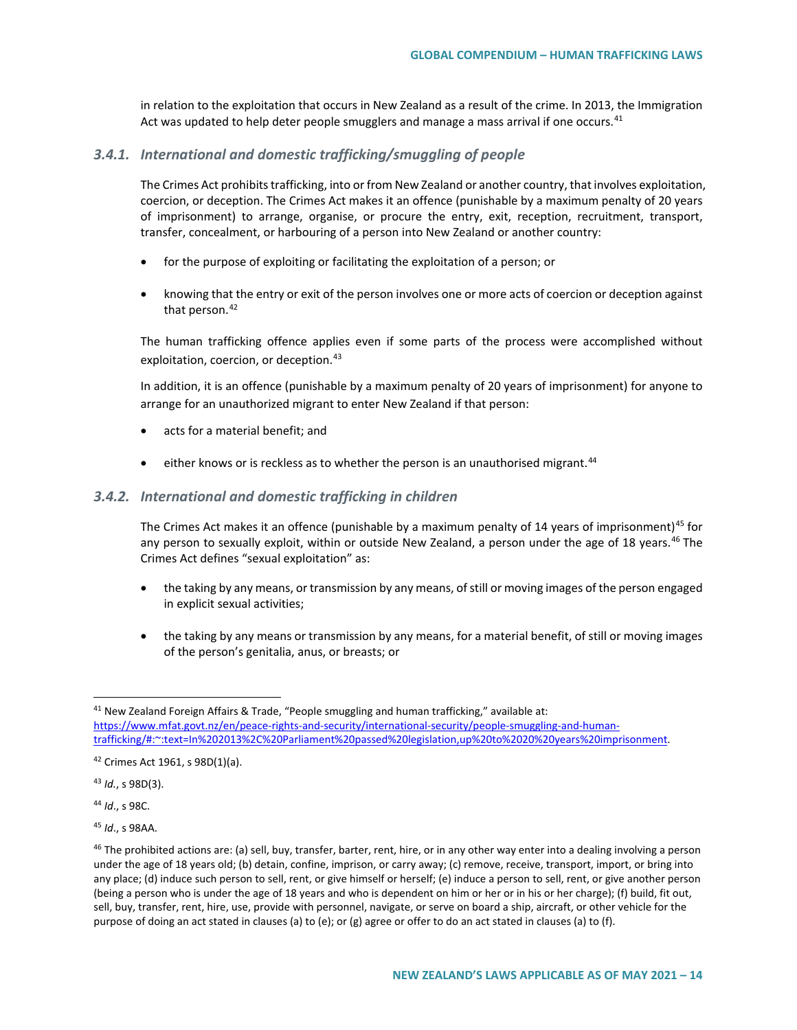in relation to the exploitation that occurs in New Zealand as a result of the crime. In 2013, the Immigration Act was updated to help deter people smugglers and manage a mass arrival if one occurs.[41]

### *3.4.1. International and domestic trafficking/smuggling of people*

The Crimes Act prohibits trafficking, into or from New Zealand or another country, that involves exploitation, coercion, or deception. The Crimes Act makes it an offence (punishable by a maximum penalty of 20 years of imprisonment) to arrange, organise, or procure the entry, exit, reception, recruitment, transport, transfer, concealment, or harbouring of a person into New Zealand or another country:

- for the purpose of exploiting or facilitating the exploitation of a person; or
- knowing that the entry or exit of the person involves one or more acts of coercion or deception against that person.[42]

The human trafficking offence applies even if some parts of the process were accomplished without exploitation, coercion, or deception.[43]

In addition, it is an offence (punishable by a maximum penalty of 20 years of imprisonment) for anyone to arrange for an unauthorized migrant to enter New Zealand if that person:

- acts for a material benefit; and
- either knows or is reckless as to whether the person is an unauthorised migrant.[44]

### *3.4.2. International and domestic trafficking in children*

The Crimes Act makes it an offence (punishable by a maximum penalty of 14 years of imprisonment)[45] for any person to sexually exploit, within or outside New Zealand, a person under the age of 18 years.[46] The Crimes Act defines "sexual exploitation" as:

- the taking by any means, or transmission by any means, of still or moving images of the person engaged in explicit sexual activities;
- the taking by any means or transmission by any means, for a material benefit, of still or moving images of the person's genitalia, anus, or breasts; or

---

[41] New Zealand Foreign Affairs & Trade, "People smuggling and human trafficking," available at: [https://www.mfat.govt.nz/en/peace-rights-and-security/international-security/people-smuggling-and-human-trafficking/#:~:text=In%202013%2C%20Parliament%20passed%20legislation,up%20to%2020%20years%20imprisonment](https://www.mfat.govt.nz/en/peace-rights-and-security/international-security/people-smuggling-and-human-trafficking/#:~:text=In%202013%2C%20Parliament%20passed%20legislation,up%20to%2020%20years%20imprisonment).

[42] Crimes Act 1961, s 98D(1)(a).

[43] *Id.*, s 98D(3).

[44] *Id*., s 98C.

[45] *Id*., s 98AA.

[46] The prohibited actions are: (a) sell, buy, transfer, barter, rent, hire, or in any other way enter into a dealing involving a person under the age of 18 years old; (b) detain, confine, imprison, or carry away; (c) remove, receive, transport, import, or bring into any place; (d) induce such person to sell, rent, or give himself or herself; (e) induce a person to sell, rent, or give another person (being a person who is under the age of 18 years and who is dependent on him or her or in his or her charge); (f) build, fit out, sell, buy, transfer, rent, hire, use, provide with personnel, navigate, or serve on board a ship, aircraft, or other vehicle for the purpose of doing an act stated in clauses (a) to (e); or (g) agree or offer to do an act stated in clauses (a) to (f).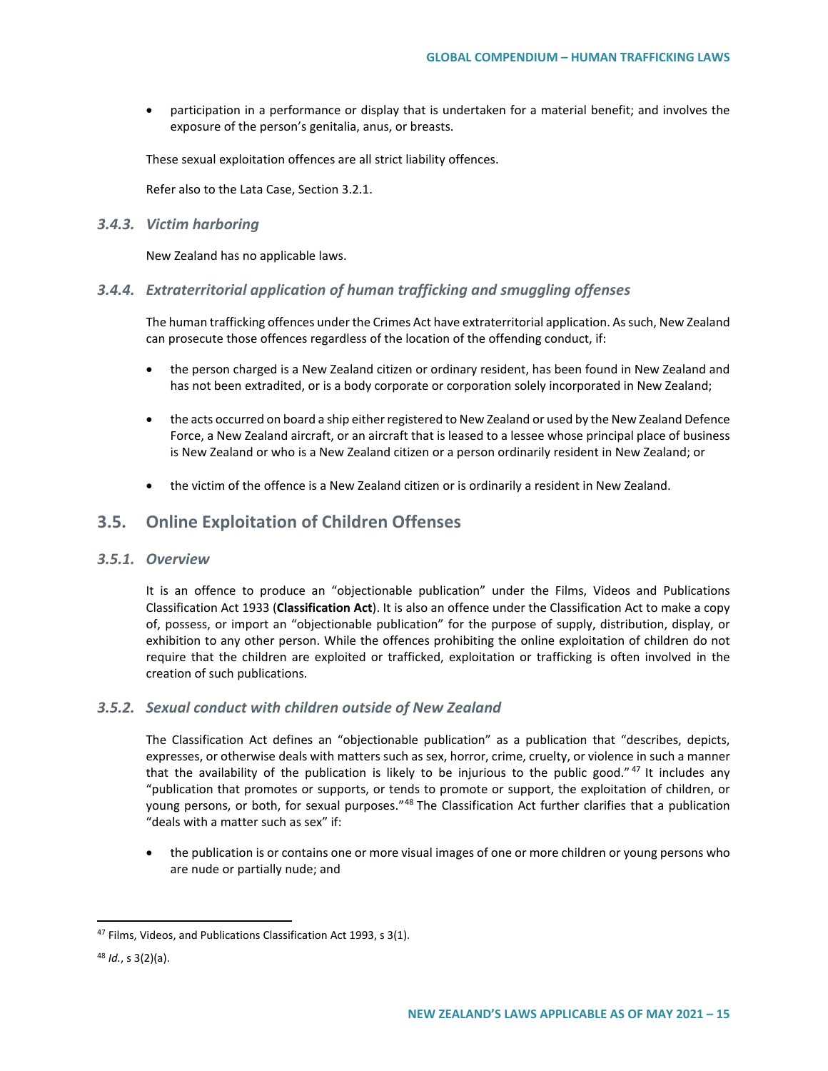- participation in a performance or display that is undertaken for a material benefit; and involves the exposure of the person's genitalia, anus, or breasts.

These sexual exploitation offences are all strict liability offences.

Refer also to the Lata Case, Section 3.2.1.

### *3.4.3. Victim harboring*

New Zealand has no applicable laws.

### *3.4.4. Extraterritorial application of human trafficking and smuggling offenses*

The human trafficking offences under the Crimes Act have extraterritorial application. As such, New Zealand can prosecute those offences regardless of the location of the offending conduct, if:

- the person charged is a New Zealand citizen or ordinary resident, has been found in New Zealand and has not been extradited, or is a body corporate or corporation solely incorporated in New Zealand;
- the acts occurred on board a ship either registered to New Zealand or used by the New Zealand Defence Force, a New Zealand aircraft, or an aircraft that is leased to a lessee whose principal place of business is New Zealand or who is a New Zealand citizen or a person ordinarily resident in New Zealand; or
- the victim of the offence is a New Zealand citizen or is ordinarily a resident in New Zealand.

## 3.5. Online Exploitation of Children Offenses

### *3.5.1. Overview*

It is an offence to produce an "objectionable publication" under the Films, Videos and Publications Classification Act 1933 (**Classification Act**). It is also an offence under the Classification Act to make a copy of, possess, or import an "objectionable publication" for the purpose of supply, distribution, display, or exhibition to any other person. While the offences prohibiting the online exploitation of children do not require that the children are exploited or trafficked, exploitation or trafficking is often involved in the creation of such publications.

### *3.5.2. Sexual conduct with children outside of New Zealand*

The Classification Act defines an "objectionable publication" as a publication that "describes, depicts, expresses, or otherwise deals with matters such as sex, horror, crime, cruelty, or violence in such a manner that the availability of the publication is likely to be injurious to the public good."[47] It includes any "publication that promotes or supports, or tends to promote or support, the exploitation of children, or young persons, or both, for sexual purposes."[48] The Classification Act further clarifies that a publication "deals with a matter such as sex" if:

- the publication is or contains one or more visual images of one or more children or young persons who are nude or partially nude; and

---

[47] Films, Videos, and Publications Classification Act 1993, s 3(1).

[48] *Id.*, s 3(2)(a).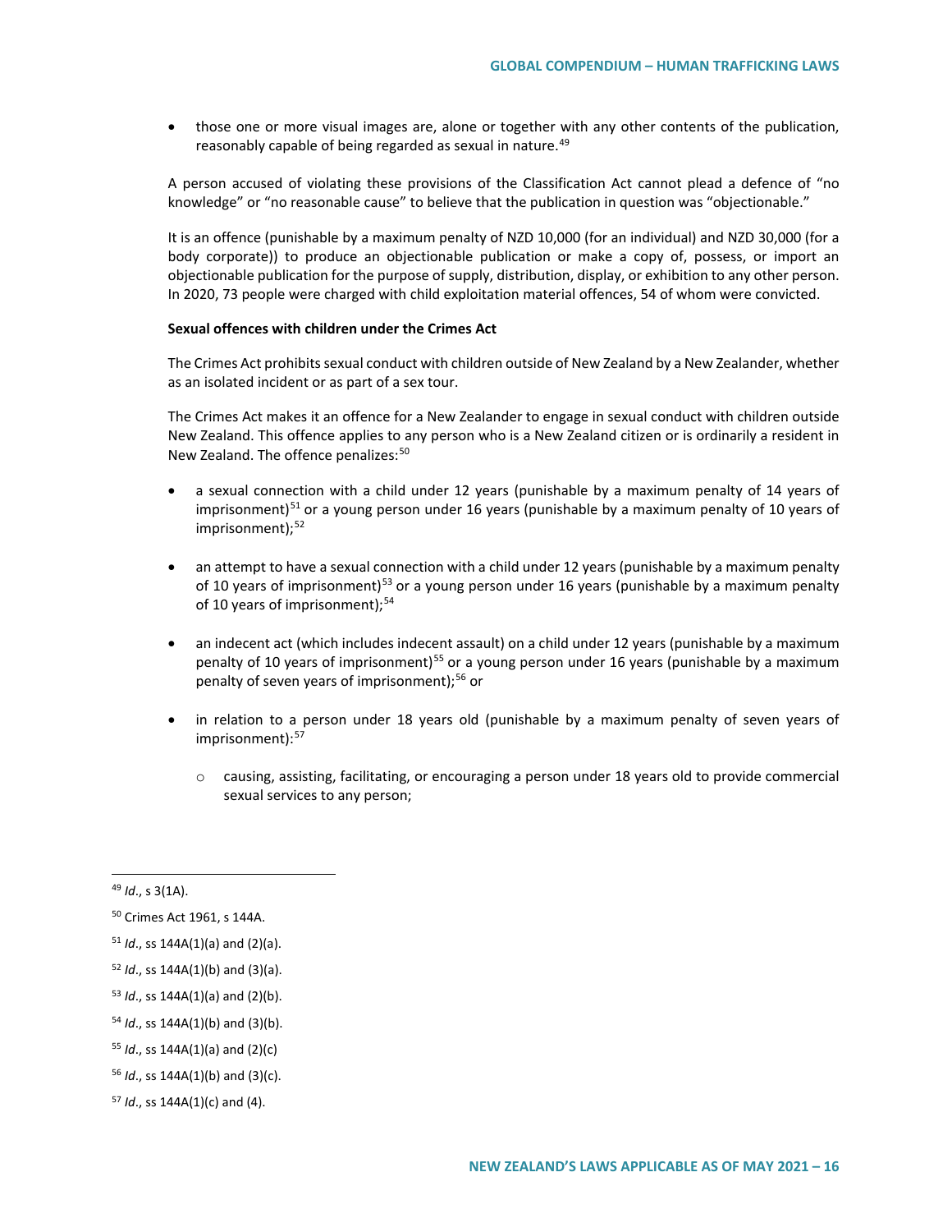- those one or more visual images are, alone or together with any other contents of the publication, reasonably capable of being regarded as sexual in nature.[49]

A person accused of violating these provisions of the Classification Act cannot plead a defence of "no knowledge" or "no reasonable cause" to believe that the publication in question was "objectionable."

It is an offence (punishable by a maximum penalty of NZD 10,000 (for an individual) and NZD 30,000 (for a body corporate)) to produce an objectionable publication or make a copy of, possess, or import an objectionable publication for the purpose of supply, distribution, display, or exhibition to any other person. In 2020, 73 people were charged with child exploitation material offences, 54 of whom were convicted.

**Sexual offences with children under the Crimes Act**

The Crimes Act prohibits sexual conduct with children outside of New Zealand by a New Zealander, whether as an isolated incident or as part of a sex tour.

The Crimes Act makes it an offence for a New Zealander to engage in sexual conduct with children outside New Zealand. This offence applies to any person who is a New Zealand citizen or is ordinarily a resident in New Zealand. The offence penalizes:[50]

- a sexual connection with a child under 12 years (punishable by a maximum penalty of 14 years of imprisonment)[51] or a young person under 16 years (punishable by a maximum penalty of 10 years of imprisonment);[52]
- an attempt to have a sexual connection with a child under 12 years (punishable by a maximum penalty of 10 years of imprisonment)[53] or a young person under 16 years (punishable by a maximum penalty of 10 years of imprisonment);[54]
- an indecent act (which includes indecent assault) on a child under 12 years (punishable by a maximum penalty of 10 years of imprisonment)[55] or a young person under 16 years (punishable by a maximum penalty of seven years of imprisonment);[56] or
- in relation to a person under 18 years old (punishable by a maximum penalty of seven years of imprisonment):[57]
  - causing, assisting, facilitating, or encouraging a person under 18 years old to provide commercial sexual services to any person;

---

[49] *Id*., s 3(1A).

[50] Crimes Act 1961, s 144A.

[51] *Id*., ss 144A(1)(a) and (2)(a).

[52] *Id*., ss 144A(1)(b) and (3)(a).

[53] *Id*., ss 144A(1)(a) and (2)(b).

[54] *Id*., ss 144A(1)(b) and (3)(b).

[55] *Id*., ss 144A(1)(a) and (2)(c)

[56] *Id*., ss 144A(1)(b) and (3)(c).

[57] *Id*., ss 144A(1)(c) and (4).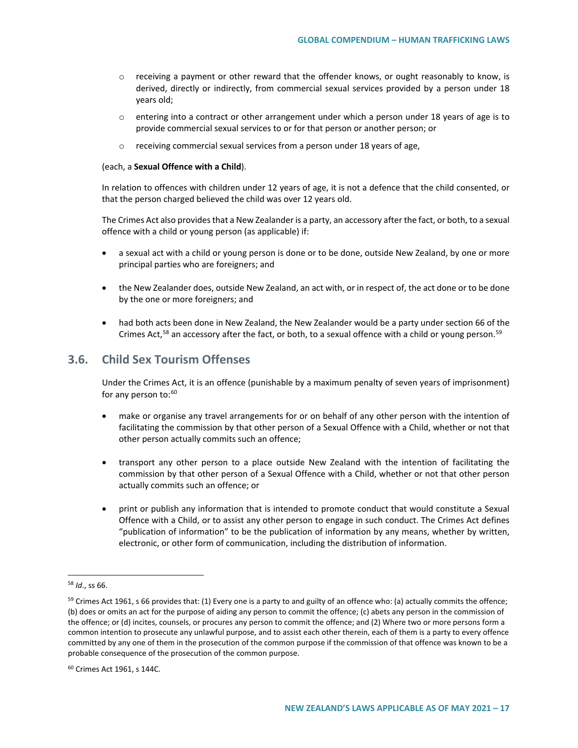- receiving a payment or other reward that the offender knows, or ought reasonably to know, is derived, directly or indirectly, from commercial sexual services provided by a person under 18 years old;
- entering into a contract or other arrangement under which a person under 18 years of age is to provide commercial sexual services to or for that person or another person; or
- receiving commercial sexual services from a person under 18 years of age,

(each, a **Sexual Offence with a Child**).

In relation to offences with children under 12 years of age, it is not a defence that the child consented, or that the person charged believed the child was over 12 years old.

The Crimes Act also provides that a New Zealander is a party, an accessory after the fact, or both, to a sexual offence with a child or young person (as applicable) if:

- a sexual act with a child or young person is done or to be done, outside New Zealand, by one or more principal parties who are foreigners; and
- the New Zealander does, outside New Zealand, an act with, or in respect of, the act done or to be done by the one or more foreigners; and
- had both acts been done in New Zealand, the New Zealander would be a party under section 66 of the Crimes Act,[58] an accessory after the fact, or both, to a sexual offence with a child or young person.[59]

## 3.6. Child Sex Tourism Offenses

Under the Crimes Act, it is an offence (punishable by a maximum penalty of seven years of imprisonment) for any person to:[60]

- make or organise any travel arrangements for or on behalf of any other person with the intention of facilitating the commission by that other person of a Sexual Offence with a Child, whether or not that other person actually commits such an offence;
- transport any other person to a place outside New Zealand with the intention of facilitating the commission by that other person of a Sexual Offence with a Child, whether or not that other person actually commits such an offence; or
- print or publish any information that is intended to promote conduct that would constitute a Sexual Offence with a Child, or to assist any other person to engage in such conduct. The Crimes Act defines "publication of information" to be the publication of information by any means, whether by written, electronic, or other form of communication, including the distribution of information.

---

[58] *Id*., ss 66.

[59] Crimes Act 1961, s 66 provides that: (1) Every one is a party to and guilty of an offence who: (a) actually commits the offence; (b) does or omits an act for the purpose of aiding any person to commit the offence; (c) abets any person in the commission of the offence; or (d) incites, counsels, or procures any person to commit the offence; and (2) Where two or more persons form a common intention to prosecute any unlawful purpose, and to assist each other therein, each of them is a party to every offence committed by any one of them in the prosecution of the common purpose if the commission of that offence was known to be a probable consequence of the prosecution of the common purpose.

[60] Crimes Act 1961, s 144C.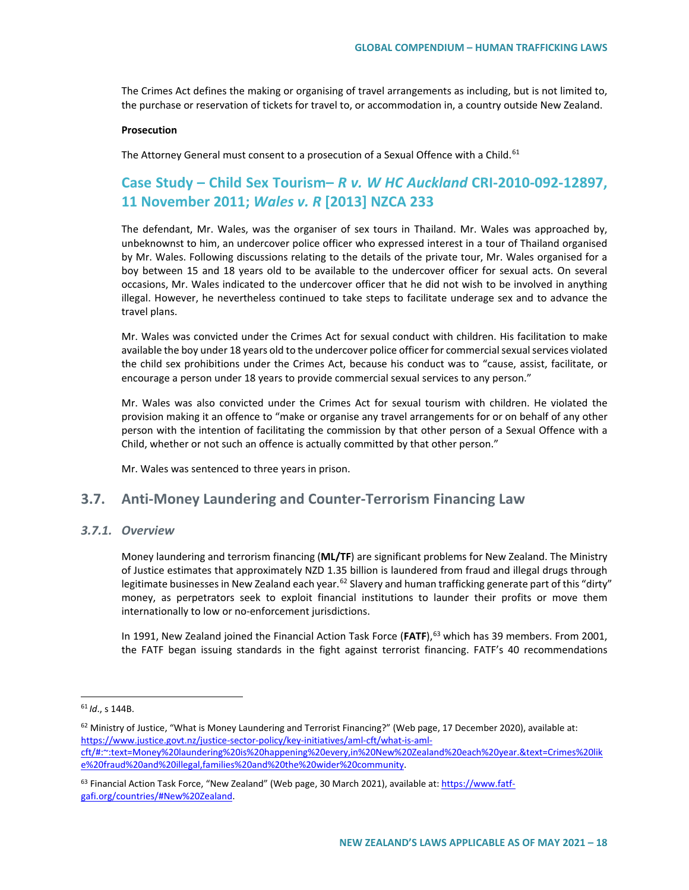The Crimes Act defines the making or organising of travel arrangements as including, but is not limited to, the purchase or reservation of tickets for travel to, or accommodation in, a country outside New Zealand.

**Prosecution**

The Attorney General must consent to a prosecution of a Sexual Offence with a Child.[61]

## Case Study – Child Sex Tourism– *R v. W HC Auckland* CRI-2010-092-12897, 11 November 2011; *Wales v. R* [2013] NZCA 233

The defendant, Mr. Wales, was the organiser of sex tours in Thailand. Mr. Wales was approached by, unbeknownst to him, an undercover police officer who expressed interest in a tour of Thailand organised by Mr. Wales. Following discussions relating to the details of the private tour, Mr. Wales organised for a boy between 15 and 18 years old to be available to the undercover officer for sexual acts. On several occasions, Mr. Wales indicated to the undercover officer that he did not wish to be involved in anything illegal. However, he nevertheless continued to take steps to facilitate underage sex and to advance the travel plans.

Mr. Wales was convicted under the Crimes Act for sexual conduct with children. His facilitation to make available the boy under 18 years old to the undercover police officer for commercial sexual services violated the child sex prohibitions under the Crimes Act, because his conduct was to "cause, assist, facilitate, or encourage a person under 18 years to provide commercial sexual services to any person."

Mr. Wales was also convicted under the Crimes Act for sexual tourism with children. He violated the provision making it an offence to "make or organise any travel arrangements for or on behalf of any other person with the intention of facilitating the commission by that other person of a Sexual Offence with a Child, whether or not such an offence is actually committed by that other person."

Mr. Wales was sentenced to three years in prison.

## 3.7. Anti-Money Laundering and Counter-Terrorism Financing Law

### *3.7.1. Overview*

Money laundering and terrorism financing (**ML/TF**) are significant problems for New Zealand. The Ministry of Justice estimates that approximately NZD 1.35 billion is laundered from fraud and illegal drugs through legitimate businesses in New Zealand each year.[62] Slavery and human trafficking generate part of this "dirty" money, as perpetrators seek to exploit financial institutions to launder their profits or move them internationally to low or no-enforcement jurisdictions.

In 1991, New Zealand joined the Financial Action Task Force (**FATF**),[63] which has 39 members. From 2001, the FATF began issuing standards in the fight against terrorist financing. FATF's 40 recommendations

---

[61] *Id*., s 144B.

[62] Ministry of Justice, "What is Money Laundering and Terrorist Financing?" (Web page, 17 December 2020), available at: https://www.justice.govt.nz/justice-sector-policy/key-initiatives/aml-cft/what-is-aml-cft/#:~:text=Money%20laundering%20is%20happening%20every,in%20New%20Zealand%20each%20year.&text=Crimes%20like%20fraud%20and%20illegal,families%20and%20the%20wider%20community.

[63] Financial Action Task Force, "New Zealand" (Web page, 30 March 2021), available at: https://www.fatf-gafi.org/countries/#New%20Zealand.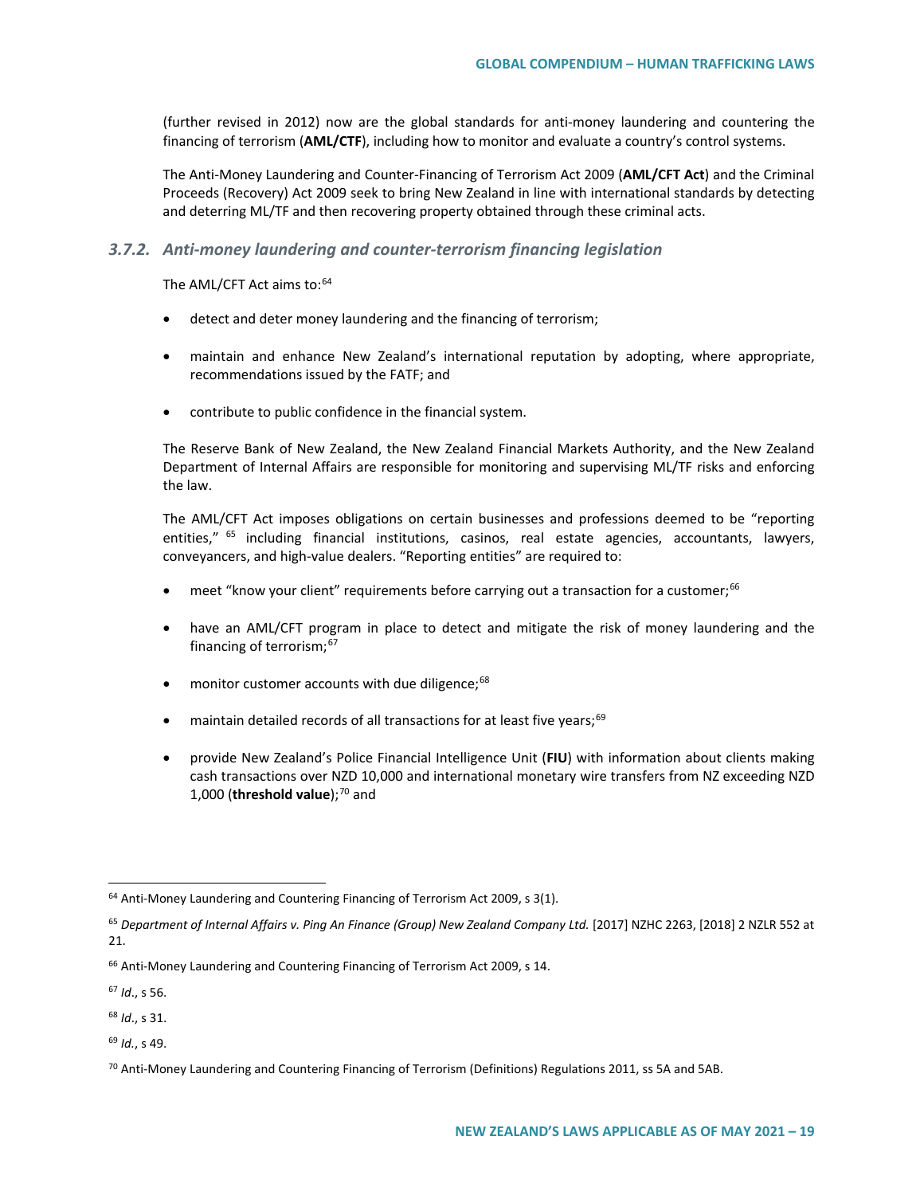(further revised in 2012) now are the global standards for anti-money laundering and countering the financing of terrorism (**AML/CTF**), including how to monitor and evaluate a country's control systems.

The Anti-Money Laundering and Counter-Financing of Terrorism Act 2009 (**AML/CFT Act**) and the Criminal Proceeds (Recovery) Act 2009 seek to bring New Zealand in line with international standards by detecting and deterring ML/TF and then recovering property obtained through these criminal acts.

### *3.7.2. Anti-money laundering and counter-terrorism financing legislation*

The AML/CFT Act aims to:[64]

- detect and deter money laundering and the financing of terrorism;
- maintain and enhance New Zealand's international reputation by adopting, where appropriate, recommendations issued by the FATF; and
- contribute to public confidence in the financial system.

The Reserve Bank of New Zealand, the New Zealand Financial Markets Authority, and the New Zealand Department of Internal Affairs are responsible for monitoring and supervising ML/TF risks and enforcing the law.

The AML/CFT Act imposes obligations on certain businesses and professions deemed to be "reporting entities," [65] including financial institutions, casinos, real estate agencies, accountants, lawyers, conveyancers, and high-value dealers. "Reporting entities" are required to:

- meet "know your client" requirements before carrying out a transaction for a customer;[66]
- have an AML/CFT program in place to detect and mitigate the risk of money laundering and the financing of terrorism;[67]
- monitor customer accounts with due diligence;[68]
- maintain detailed records of all transactions for at least five years;[69]
- provide New Zealand's Police Financial Intelligence Unit (**FIU**) with information about clients making cash transactions over NZD 10,000 and international monetary wire transfers from NZ exceeding NZD 1,000 (**threshold value**);[70] and

---

[64] Anti-Money Laundering and Countering Financing of Terrorism Act 2009, s 3(1).

[65] *Department of Internal Affairs v. Ping An Finance (Group) New Zealand Company Ltd.* [2017] NZHC 2263, [2018] 2 NZLR 552 at 21.

[66] Anti-Money Laundering and Countering Financing of Terrorism Act 2009, s 14.

[67] *Id*., s 56.

[68] *Id*., s 31.

[69] *Id.*, s 49.

[70] Anti-Money Laundering and Countering Financing of Terrorism (Definitions) Regulations 2011, ss 5A and 5AB.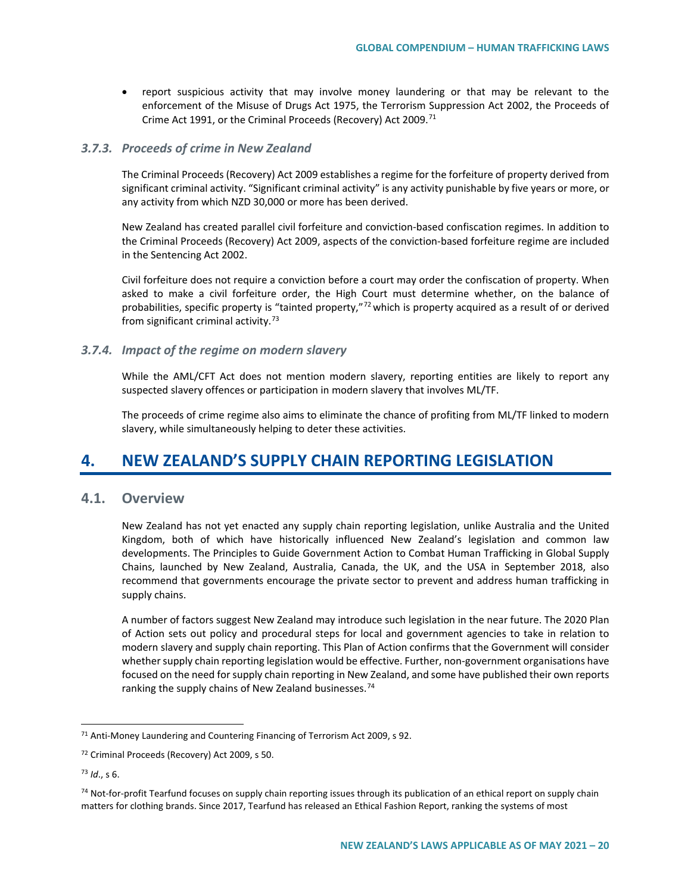- report suspicious activity that may involve money laundering or that may be relevant to the enforcement of the Misuse of Drugs Act 1975, the Terrorism Suppression Act 2002, the Proceeds of Crime Act 1991, or the Criminal Proceeds (Recovery) Act 2009.[71]

### *3.7.3. Proceeds of crime in New Zealand*

The Criminal Proceeds (Recovery) Act 2009 establishes a regime for the forfeiture of property derived from significant criminal activity. "Significant criminal activity" is any activity punishable by five years or more, or any activity from which NZD 30,000 or more has been derived.

New Zealand has created parallel civil forfeiture and conviction-based confiscation regimes. In addition to the Criminal Proceeds (Recovery) Act 2009, aspects of the conviction-based forfeiture regime are included in the Sentencing Act 2002.

Civil forfeiture does not require a conviction before a court may order the confiscation of property. When asked to make a civil forfeiture order, the High Court must determine whether, on the balance of probabilities, specific property is "tainted property,"[72] which is property acquired as a result of or derived from significant criminal activity.[73]

### *3.7.4. Impact of the regime on modern slavery*

While the AML/CFT Act does not mention modern slavery, reporting entities are likely to report any suspected slavery offences or participation in modern slavery that involves ML/TF.

The proceeds of crime regime also aims to eliminate the chance of profiting from ML/TF linked to modern slavery, while simultaneously helping to deter these activities.

# 4. NEW ZEALAND'S SUPPLY CHAIN REPORTING LEGISLATION

## 4.1. Overview

New Zealand has not yet enacted any supply chain reporting legislation, unlike Australia and the United Kingdom, both of which have historically influenced New Zealand's legislation and common law developments. The Principles to Guide Government Action to Combat Human Trafficking in Global Supply Chains, launched by New Zealand, Australia, Canada, the UK, and the USA in September 2018, also recommend that governments encourage the private sector to prevent and address human trafficking in supply chains.

A number of factors suggest New Zealand may introduce such legislation in the near future. The 2020 Plan of Action sets out policy and procedural steps for local and government agencies to take in relation to modern slavery and supply chain reporting. This Plan of Action confirms that the Government will consider whether supply chain reporting legislation would be effective. Further, non-government organisations have focused on the need for supply chain reporting in New Zealand, and some have published their own reports ranking the supply chains of New Zealand businesses.[74]

---

[71] Anti-Money Laundering and Countering Financing of Terrorism Act 2009, s 92.

[72] Criminal Proceeds (Recovery) Act 2009, s 50.

[73] *Id*., s 6.

[74] Not-for-profit Tearfund focuses on supply chain reporting issues through its publication of an ethical report on supply chain matters for clothing brands. Since 2017, Tearfund has released an Ethical Fashion Report, ranking the systems of most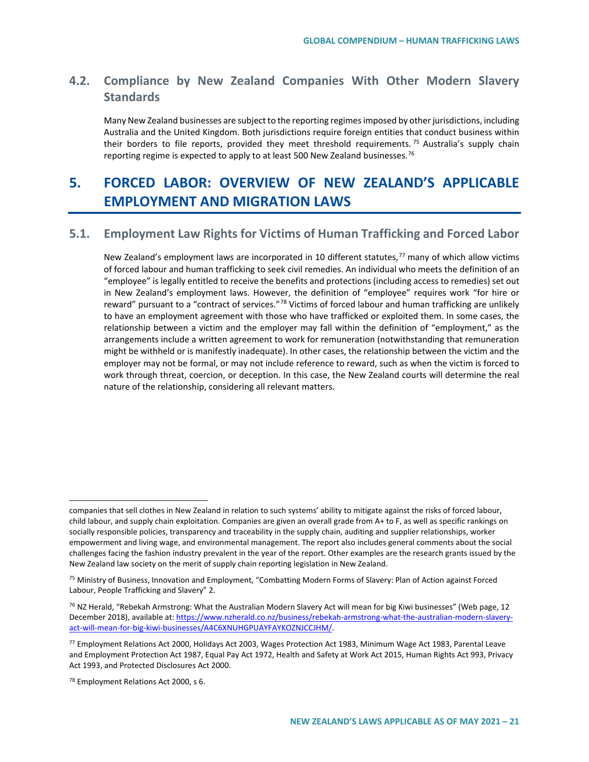## 4.2. Compliance by New Zealand Companies With Other Modern Slavery Standards

Many New Zealand businesses are subject to the reporting regimes imposed by other jurisdictions, including Australia and the United Kingdom. Both jurisdictions require foreign entities that conduct business within their borders to file reports, provided they meet threshold requirements.[75] Australia's supply chain reporting regime is expected to apply to at least 500 New Zealand businesses.[76]

# 5. FORCED LABOR: OVERVIEW OF NEW ZEALAND'S APPLICABLE EMPLOYMENT AND MIGRATION LAWS

## 5.1. Employment Law Rights for Victims of Human Trafficking and Forced Labor

New Zealand's employment laws are incorporated in 10 different statutes,[77] many of which allow victims of forced labour and human trafficking to seek civil remedies. An individual who meets the definition of an "employee" is legally entitled to receive the benefits and protections (including access to remedies) set out in New Zealand's employment laws. However, the definition of "employee" requires work "for hire or reward" pursuant to a "contract of services."[78] Victims of forced labour and human trafficking are unlikely to have an employment agreement with those who have trafficked or exploited them. In some cases, the relationship between a victim and the employer may fall within the definition of "employment," as the arrangements include a written agreement to work for remuneration (notwithstanding that remuneration might be withheld or is manifestly inadequate). In other cases, the relationship between the victim and the employer may not be formal, or may not include reference to reward, such as when the victim is forced to work through threat, coercion, or deception. In this case, the New Zealand courts will determine the real nature of the relationship, considering all relevant matters.

---

companies that sell clothes in New Zealand in relation to such systems' ability to mitigate against the risks of forced labour, child labour, and supply chain exploitation. Companies are given an overall grade from A+ to F, as well as specific rankings on socially responsible policies, transparency and traceability in the supply chain, auditing and supplier relationships, worker empowerment and living wage, and environmental management. The report also includes general comments about the social challenges facing the fashion industry prevalent in the year of the report. Other examples are the research grants issued by the New Zealand law society on the merit of supply chain reporting legislation in New Zealand.

[75] Ministry of Business, Innovation and Employment, "Combatting Modern Forms of Slavery: Plan of Action against Forced Labour, People Trafficking and Slavery" 2.

[76] NZ Herald, "Rebekah Armstrong: What the Australian Modern Slavery Act will mean for big Kiwi businesses" (Web page, 12 December 2018), available at: https://www.nzherald.co.nz/business/rebekah-armstrong-what-the-australian-modern-slavery-act-will-mean-for-big-kiwi-businesses/A4C6XNUHGPUAYFAYKOZNJCCJHM/.

[77] Employment Relations Act 2000, Holidays Act 2003, Wages Protection Act 1983, Minimum Wage Act 1983, Parental Leave and Employment Protection Act 1987, Equal Pay Act 1972, Health and Safety at Work Act 2015, Human Rights Act 993, Privacy Act 1993, and Protected Disclosures Act 2000.

[78] Employment Relations Act 2000, s 6.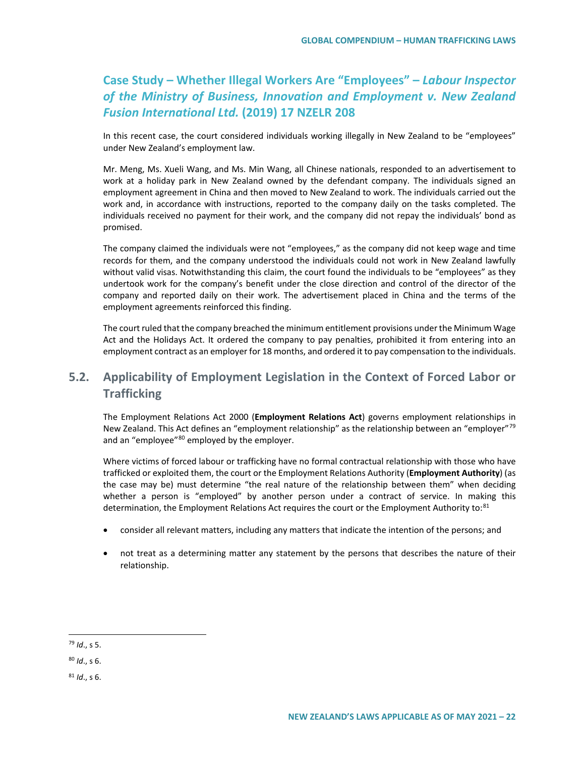## Case Study – Whether Illegal Workers Are "Employees" – *Labour Inspector of the Ministry of Business, Innovation and Employment v. New Zealand Fusion International Ltd.* (2019) 17 NZELR 208

In this recent case, the court considered individuals working illegally in New Zealand to be "employees" under New Zealand's employment law.

Mr. Meng, Ms. Xueli Wang, and Ms. Min Wang, all Chinese nationals, responded to an advertisement to work at a holiday park in New Zealand owned by the defendant company. The individuals signed an employment agreement in China and then moved to New Zealand to work. The individuals carried out the work and, in accordance with instructions, reported to the company daily on the tasks completed. The individuals received no payment for their work, and the company did not repay the individuals' bond as promised.

The company claimed the individuals were not "employees," as the company did not keep wage and time records for them, and the company understood the individuals could not work in New Zealand lawfully without valid visas. Notwithstanding this claim, the court found the individuals to be "employees" as they undertook work for the company's benefit under the close direction and control of the director of the company and reported daily on their work. The advertisement placed in China and the terms of the employment agreements reinforced this finding.

The court ruled that the company breached the minimum entitlement provisions under the Minimum Wage Act and the Holidays Act. It ordered the company to pay penalties, prohibited it from entering into an employment contract as an employer for 18 months, and ordered it to pay compensation to the individuals.

## 5.2. Applicability of Employment Legislation in the Context of Forced Labor or Trafficking

The Employment Relations Act 2000 (**Employment Relations Act**) governs employment relationships in New Zealand. This Act defines an "employment relationship" as the relationship between an "employer"[79] and an "employee"[80] employed by the employer.

Where victims of forced labour or trafficking have no formal contractual relationship with those who have trafficked or exploited them, the court or the Employment Relations Authority (**Employment Authority**) (as the case may be) must determine "the real nature of the relationship between them" when deciding whether a person is "employed" by another person under a contract of service. In making this determination, the Employment Relations Act requires the court or the Employment Authority to:[81]

- consider all relevant matters, including any matters that indicate the intention of the persons; and
- not treat as a determining matter any statement by the persons that describes the nature of their relationship.

---

[79] *Id*., s 5.

[80] *Id*., s 6.

[81] *Id*., s 6.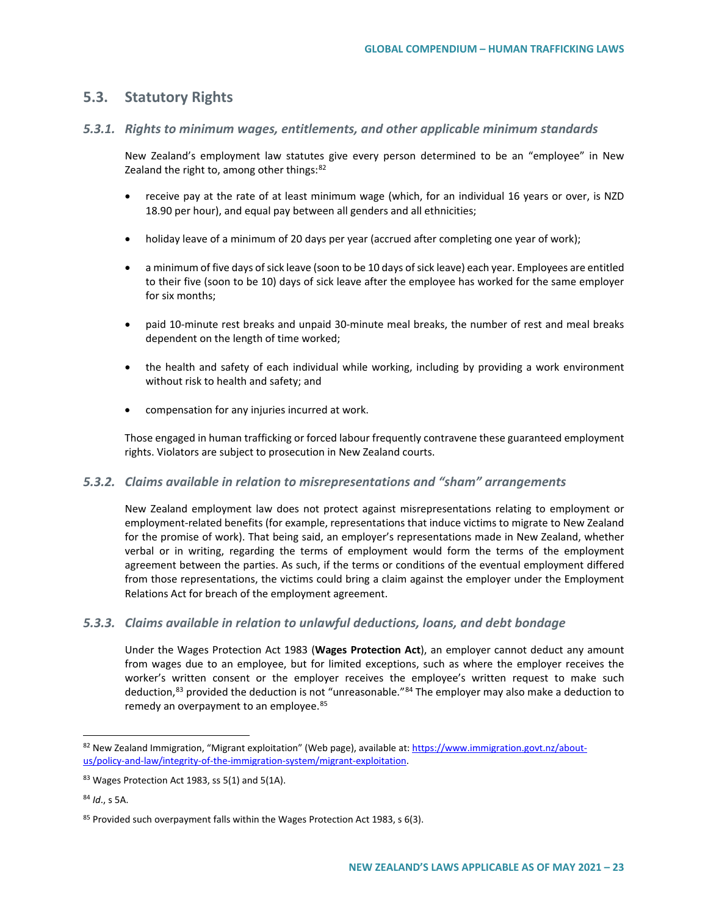## 5.3. Statistory Rights

### *5.3.1. Rights to minimum wages, entitlements, and other applicable minimum standards*

New Zealand's employment law statutes give every person determined to be an "employee" in New Zealand the right to, among other things:[82]

- receive pay at the rate of at least minimum wage (which, for an individual 16 years or over, is NZD 18.90 per hour), and equal pay between all genders and all ethnicities;
- holiday leave of a minimum of 20 days per year (accrued after completing one year of work);
- a minimum of five days of sick leave (soon to be 10 days of sick leave) each year. Employees are entitled to their five (soon to be 10) days of sick leave after the employee has worked for the same employer for six months;
- paid 10-minute rest breaks and unpaid 30-minute meal breaks, the number of rest and meal breaks dependent on the length of time worked;
- the health and safety of each individual while working, including by providing a work environment without risk to health and safety; and
- compensation for any injuries incurred at work.

Those engaged in human trafficking or forced labour frequently contravene these guaranteed employment rights. Violators are subject to prosecution in New Zealand courts.

### *5.3.2. Claims available in relation to misrepresentations and "sham" arrangements*

New Zealand employment law does not protect against misrepresentations relating to employment or employment-related benefits (for example, representations that induce victims to migrate to New Zealand for the promise of work). That being said, an employer's representations made in New Zealand, whether verbal or in writing, regarding the terms of employment would form the terms of the employment agreement between the parties. As such, if the terms or conditions of the eventual employment differed from those representations, the victims could bring a claim against the employer under the Employment Relations Act for breach of the employment agreement.

### *5.3.3. Claims available in relation to unlawful deductions, loans, and debt bondage*

Under the Wages Protection Act 1983 (**Wages Protection Act**), an employer cannot deduct any amount from wages due to an employee, but for limited exceptions, such as where the employer receives the worker's written consent or the employer receives the employee's written request to make such deduction,[83] provided the deduction is not "unreasonable."[84] The employer may also make a deduction to remedy an overpayment to an employee.[85]

---

[82] New Zealand Immigration, "Migrant exploitation" (Web page), available at: https://www.immigration.govt.nz/about-us/policy-and-law/integrity-of-the-immigration-system/migrant-exploitation.

[83] Wages Protection Act 1983, ss 5(1) and 5(1A).

[84] *Id*., s 5A.

[85] Provided such overpayment falls within the Wages Protection Act 1983, s 6(3).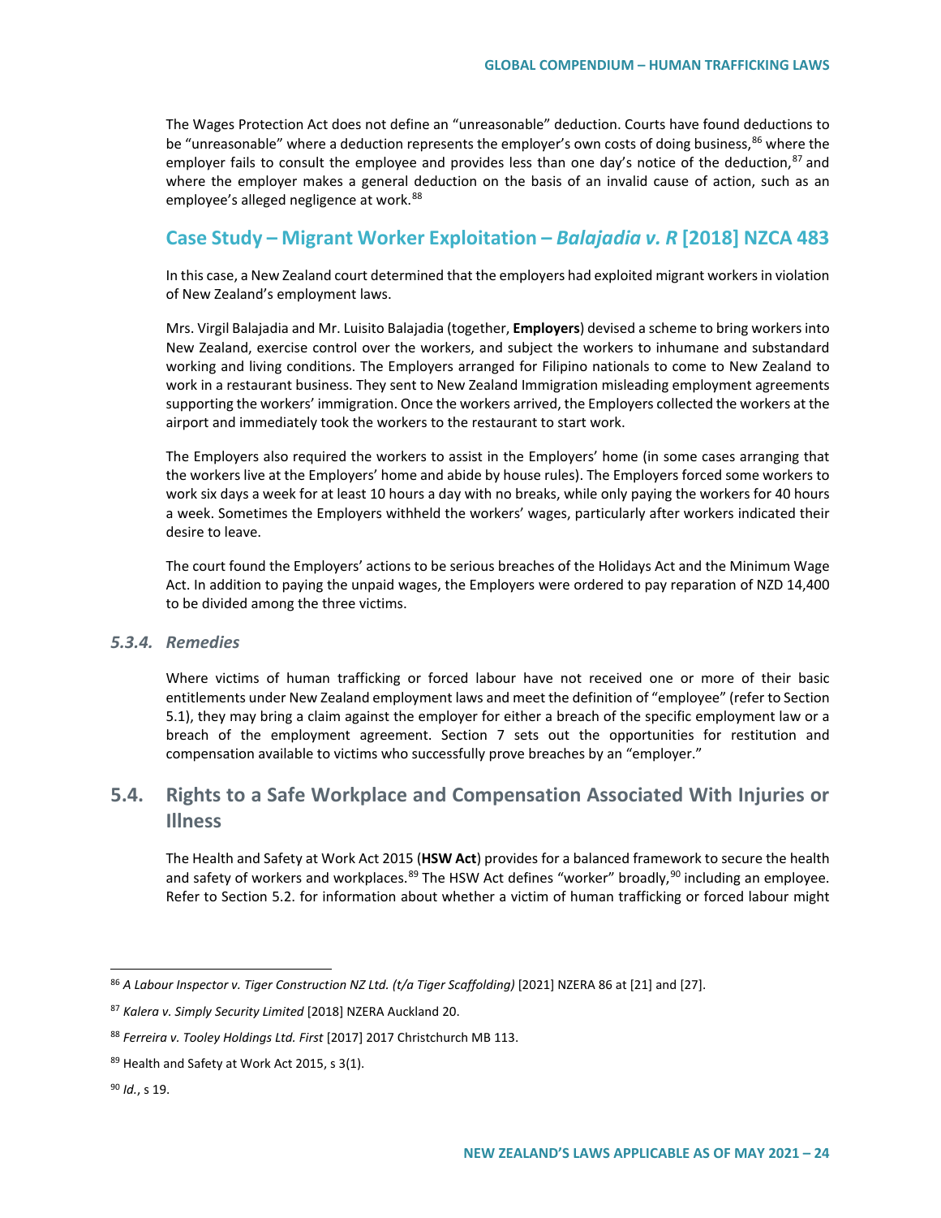The Wages Protection Act does not define an "unreasonable" deduction. Courts have found deductions to be "unreasonable" where a deduction represents the employer's own costs of doing business,[86] where the employer fails to consult the employee and provides less than one day's notice of the deduction,[87] and where the employer makes a general deduction on the basis of an invalid cause of action, such as an employee's alleged negligence at work.[88]

## Case Study – Migrant Worker Exploitation – *Balajadia v. R* [2018] NZCA 483

In this case, a New Zealand court determined that the employers had exploited migrant workers in violation of New Zealand's employment laws.

Mrs. Virgil Balajadia and Mr. Luisito Balajadia (together, **Employers**) devised a scheme to bring workers into New Zealand, exercise control over the workers, and subject the workers to inhumane and substandard working and living conditions. The Employers arranged for Filipino nationals to come to New Zealand to work in a restaurant business. They sent to New Zealand Immigration misleading employment agreements supporting the workers' immigration. Once the workers arrived, the Employers collected the workers at the airport and immediately took the workers to the restaurant to start work.

The Employers also required the workers to assist in the Employers' home (in some cases arranging that the workers live at the Employers' home and abide by house rules). The Employers forced some workers to work six days a week for at least 10 hours a day with no breaks, while only paying the workers for 40 hours a week. Sometimes the Employers withheld the workers' wages, particularly after workers indicated their desire to leave.

The court found the Employers' actions to be serious breaches of the Holidays Act and the Minimum Wage Act. In addition to paying the unpaid wages, the Employers were ordered to pay reparation of NZD 14,400 to be divided among the three victims.

### *5.3.4. Remedies*

Where victims of human trafficking or forced labour have not received one or more of their basic entitlements under New Zealand employment laws and meet the definition of "employee" (refer to Section 5.1), they may bring a claim against the employer for either a breach of the specific employment law or a breach of the employment agreement. Section 7 sets out the opportunities for restitution and compensation available to victims who successfully prove breaches by an "employer."

## 5.4. Rights to a Safe Workplace and Compensation Associated With Injuries or Illness

The Health and Safety at Work Act 2015 (**HSW Act**) provides for a balanced framework to secure the health and safety of workers and workplaces.[89] The HSW Act defines "worker" broadly,[90] including an employee. Refer to Section 5.2. for information about whether a victim of human trafficking or forced labour might

---

[86] *A Labour Inspector v. Tiger Construction NZ Ltd. (t/a Tiger Scaffolding)* [2021] NZERA 86 at [21] and [27].

[87] *Kalera v. Simply Security Limited* [2018] NZERA Auckland 20.

[88] *Ferreira v. Tooley Holdings Ltd. First* [2017] 2017 Christchurch MB 113.

[89] Health and Safety at Work Act 2015, s 3(1).

[90] *Id.*, s 19.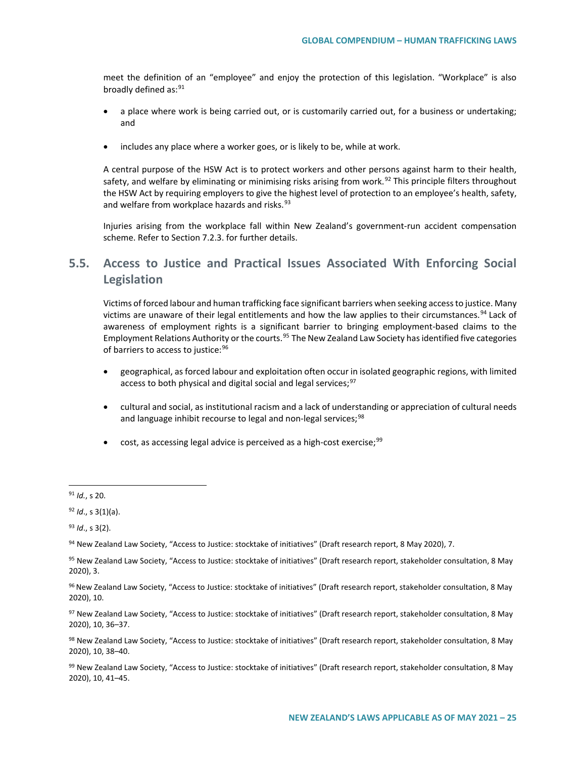meet the definition of an "employee" and enjoy the protection of this legislation. "Workplace" is also broadly defined as:[91]

- a place where work is being carried out, or is customarily carried out, for a business or undertaking; and
- includes any place where a worker goes, or is likely to be, while at work.

A central purpose of the HSW Act is to protect workers and other persons against harm to their health, safety, and welfare by eliminating or minimising risks arising from work.[92] This principle filters throughout the HSW Act by requiring employers to give the highest level of protection to an employee's health, safety, and welfare from workplace hazards and risks.[93]

Injuries arising from the workplace fall within New Zealand's government-run accident compensation scheme. Refer to Section 7.2.3. for further details.

## 5.5. Access to Justice and Practical Issues Associated With Enforcing Social Legislation

Victims of forced labour and human trafficking face significant barriers when seeking access to justice. Many victims are unaware of their legal entitlements and how the law applies to their circumstances.[94] Lack of awareness of employment rights is a significant barrier to bringing employment-based claims to the Employment Relations Authority or the courts.[95] The New Zealand Law Society has identified five categories of barriers to access to justice:[96]

- geographical, as forced labour and exploitation often occur in isolated geographic regions, with limited access to both physical and digital social and legal services;[97]
- cultural and social, as institutional racism and a lack of understanding or appreciation of cultural needs and language inhibit recourse to legal and non-legal services;[98]
- cost, as accessing legal advice is perceived as a high-cost exercise;[99]

---

[91] *Id.*, s 20.

[92] *Id*., s 3(1)(a).

[93] *Id*., s 3(2).

[94] New Zealand Law Society, "Access to Justice: stocktake of initiatives" (Draft research report, 8 May 2020), 7.

[95] New Zealand Law Society, "Access to Justice: stocktake of initiatives" (Draft research report, stakeholder consultation, 8 May 2020), 3.

[96] New Zealand Law Society, "Access to Justice: stocktake of initiatives" (Draft research report, stakeholder consultation, 8 May 2020), 10.

[97] New Zealand Law Society, "Access to Justice: stocktake of initiatives" (Draft research report, stakeholder consultation, 8 May 2020), 10, 36–37.

[98] New Zealand Law Society, "Access to Justice: stocktake of initiatives" (Draft research report, stakeholder consultation, 8 May 2020), 10, 38–40.

[99] New Zealand Law Society, "Access to Justice: stocktake of initiatives" (Draft research report, stakeholder consultation, 8 May 2020), 10, 41–45.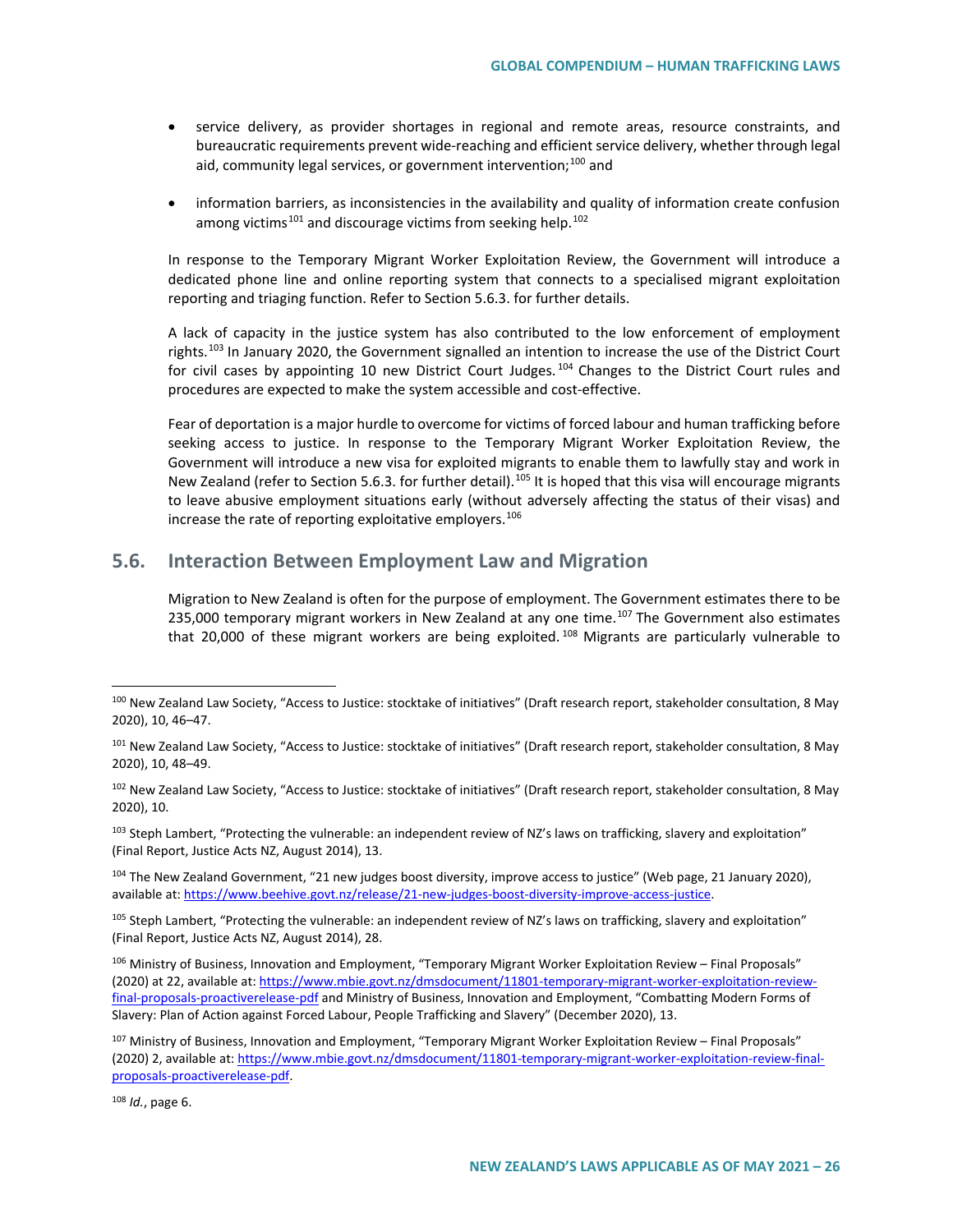- service delivery, as provider shortages in regional and remote areas, resource constraints, and bureaucratic requirements prevent wide-reaching and efficient service delivery, whether through legal aid, community legal services, or government intervention;[100] and
- information barriers, as inconsistencies in the availability and quality of information create confusion among victims[101] and discourage victims from seeking help.[102]

In response to the Temporary Migrant Worker Exploitation Review, the Government will introduce a dedicated phone line and online reporting system that connects to a specialised migrant exploitation reporting and triaging function. Refer to Section 5.6.3. for further details.

A lack of capacity in the justice system has also contributed to the low enforcement of employment rights.[103] In January 2020, the Government signalled an intention to increase the use of the District Court for civil cases by appointing 10 new District Court Judges.[104] Changes to the District Court rules and procedures are expected to make the system accessible and cost-effective.

Fear of deportation is a major hurdle to overcome for victims of forced labour and human trafficking before seeking access to justice. In response to the Temporary Migrant Worker Exploitation Review, the Government will introduce a new visa for exploited migrants to enable them to lawfully stay and work in New Zealand (refer to Section 5.6.3. for further detail).[105] It is hoped that this visa will encourage migrants to leave abusive employment situations early (without adversely affecting the status of their visas) and increase the rate of reporting exploitative employers.[106]

## 5.6. Interaction Between Employment Law and Migration

Migration to New Zealand is often for the purpose of employment. The Government estimates there to be 235,000 temporary migrant workers in New Zealand at any one time.[107] The Government also estimates that 20,000 of these migrant workers are being exploited.[108] Migrants are particularly vulnerable to

---

[100] New Zealand Law Society, "Access to Justice: stocktake of initiatives" (Draft research report, stakeholder consultation, 8 May 2020), 10, 46–47.

[101] New Zealand Law Society, "Access to Justice: stocktake of initiatives" (Draft research report, stakeholder consultation, 8 May 2020), 10, 48–49.

[102] New Zealand Law Society, "Access to Justice: stocktake of initiatives" (Draft research report, stakeholder consultation, 8 May 2020), 10.

[103] Steph Lambert, "Protecting the vulnerable: an independent review of NZ's laws on trafficking, slavery and exploitation" (Final Report, Justice Acts NZ, August 2014), 13.

[104] The New Zealand Government, "21 new judges boost diversity, improve access to justice" (Web page, 21 January 2020), available at: https://www.beehive.govt.nz/release/21-new-judges-boost-diversity-improve-access-justice.

[105] Steph Lambert, "Protecting the vulnerable: an independent review of NZ's laws on trafficking, slavery and exploitation" (Final Report, Justice Acts NZ, August 2014), 28.

[106] Ministry of Business, Innovation and Employment, "Temporary Migrant Worker Exploitation Review – Final Proposals" (2020) at 22, available at: https://www.mbie.govt.nz/dmsdocument/11801-temporary-migrant-worker-exploitation-review-final-proposals-proactiverelease-pdf and Ministry of Business, Innovation and Employment, "Combatting Modern Forms of Slavery: Plan of Action against Forced Labour, People Trafficking and Slavery" (December 2020), 13.

[107] Ministry of Business, Innovation and Employment, "Temporary Migrant Worker Exploitation Review – Final Proposals" (2020) 2, available at: https://www.mbie.govt.nz/dmsdocument/11801-temporary-migrant-worker-exploitation-review-final-proposals-proactiverelease-pdf.

[108] *Id.*, page 6.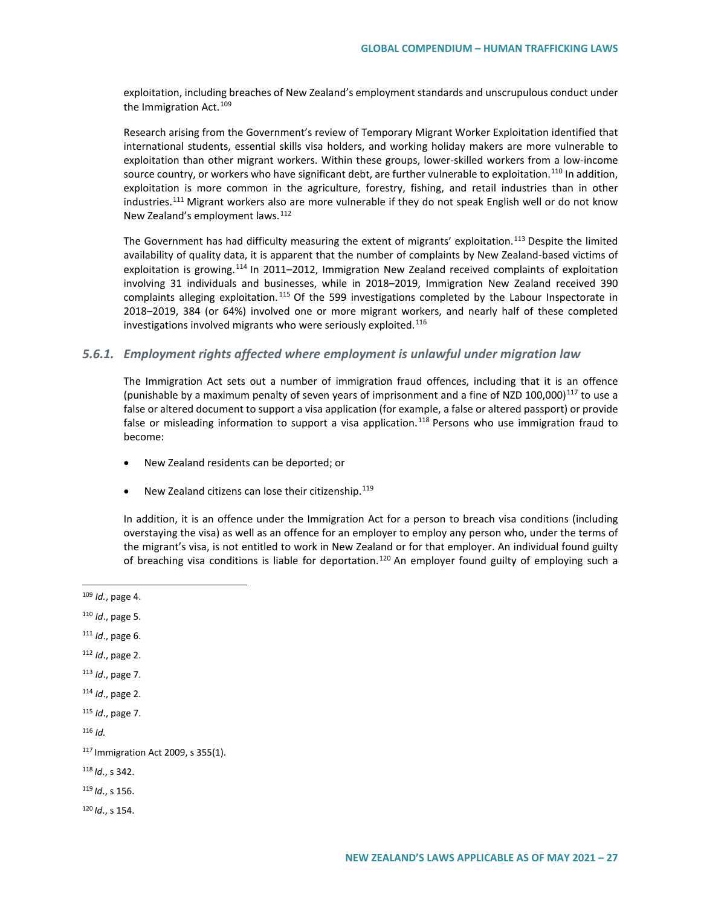exploitation, including breaches of New Zealand's employment standards and unscrupulous conduct under the Immigration Act.[109]

Research arising from the Government's review of Temporary Migrant Worker Exploitation identified that international students, essential skills visa holders, and working holiday makers are more vulnerable to exploitation than other migrant workers. Within these groups, lower-skilled workers from a low-income source country, or workers who have significant debt, are further vulnerable to exploitation.[110] In addition, exploitation is more common in the agriculture, forestry, fishing, and retail industries than in other industries.[111] Migrant workers also are more vulnerable if they do not speak English well or do not know New Zealand's employment laws.[112]

The Government has had difficulty measuring the extent of migrants' exploitation.[113] Despite the limited availability of quality data, it is apparent that the number of complaints by New Zealand-based victims of exploitation is growing.[114] In 2011–2012, Immigration New Zealand received complaints of exploitation involving 31 individuals and businesses, while in 2018–2019, Immigration New Zealand received 390 complaints alleging exploitation.[115] Of the 599 investigations completed by the Labour Inspectorate in 2018–2019, 384 (or 64%) involved one or more migrant workers, and nearly half of these completed investigations involved migrants who were seriously exploited.[116]

### *5.6.1. Employment rights affected where employment is unlawful under migration law*

The Immigration Act sets out a number of immigration fraud offences, including that it is an offence (punishable by a maximum penalty of seven years of imprisonment and a fine of NZD 100,000)[117] to use a false or altered document to support a visa application (for example, a false or altered passport) or provide false or misleading information to support a visa application.[118] Persons who use immigration fraud to become:

- New Zealand residents can be deported; or
- New Zealand citizens can lose their citizenship.[119]

In addition, it is an offence under the Immigration Act for a person to breach visa conditions (including overstaying the visa) as well as an offence for an employer to employ any person who, under the terms of the migrant's visa, is not entitled to work in New Zealand or for that employer. An individual found guilty of breaching visa conditions is liable for deportation.[120] An employer found guilty of employing such a

---

[109] *Id.*, page 4.

[110] *Id*., page 5.

[111] *Id*., page 6.

[112] *Id*., page 2.

[113] *Id*., page 7.

[114] *Id*., page 2.

[115] *Id*., page 7.

[116] *Id.*

[117] Immigration Act 2009, s 355(1).

[118] *Id*., s 342.

[119] *Id*., s 156.

[120] *Id*., s 154.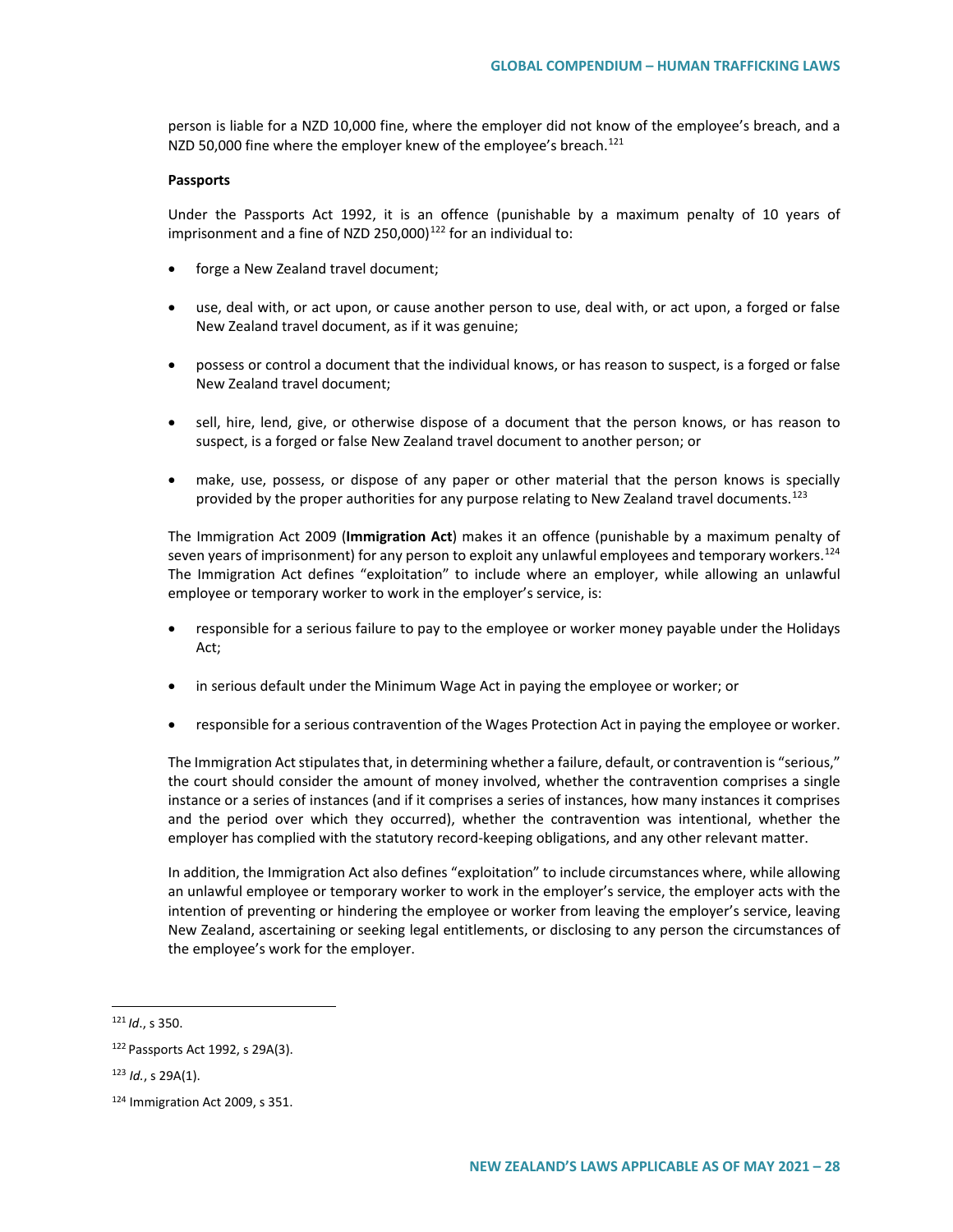person is liable for a NZD 10,000 fine, where the employer did not know of the employee's breach, and a NZD 50,000 fine where the employer knew of the employee's breach.[121]

**Passports**

Under the Passports Act 1992, it is an offence (punishable by a maximum penalty of 10 years of imprisonment and a fine of NZD 250,000)[122] for an individual to:

- forge a New Zealand travel document;
- use, deal with, or act upon, or cause another person to use, deal with, or act upon, a forged or false New Zealand travel document, as if it was genuine;
- possess or control a document that the individual knows, or has reason to suspect, is a forged or false New Zealand travel document;
- sell, hire, lend, give, or otherwise dispose of a document that the person knows, or has reason to suspect, is a forged or false New Zealand travel document to another person; or
- make, use, possess, or dispose of any paper or other material that the person knows is specially provided by the proper authorities for any purpose relating to New Zealand travel documents.[123]

The Immigration Act 2009 (**Immigration Act**) makes it an offence (punishable by a maximum penalty of seven years of imprisonment) for any person to exploit any unlawful employees and temporary workers.[124] The Immigration Act defines "exploitation" to include where an employer, while allowing an unlawful employee or temporary worker to work in the employer's service, is:

- responsible for a serious failure to pay to the employee or worker money payable under the Holidays Act;
- in serious default under the Minimum Wage Act in paying the employee or worker; or
- responsible for a serious contravention of the Wages Protection Act in paying the employee or worker.

The Immigration Act stipulates that, in determining whether a failure, default, or contravention is "serious," the court should consider the amount of money involved, whether the contravention comprises a single instance or a series of instances (and if it comprises a series of instances, how many instances it comprises and the period over which they occurred), whether the contravention was intentional, whether the employer has complied with the statutory record-keeping obligations, and any other relevant matter.

In addition, the Immigration Act also defines "exploitation" to include circumstances where, while allowing an unlawful employee or temporary worker to work in the employer's service, the employer acts with the intention of preventing or hindering the employee or worker from leaving the employer's service, leaving New Zealand, ascertaining or seeking legal entitlements, or disclosing to any person the circumstances of the employee's work for the employer.

---

[121] *Id*., s 350.

[122] Passports Act 1992, s 29A(3).

[123] *Id*., s 29A(1).

[124] Immigration Act 2009, s 351.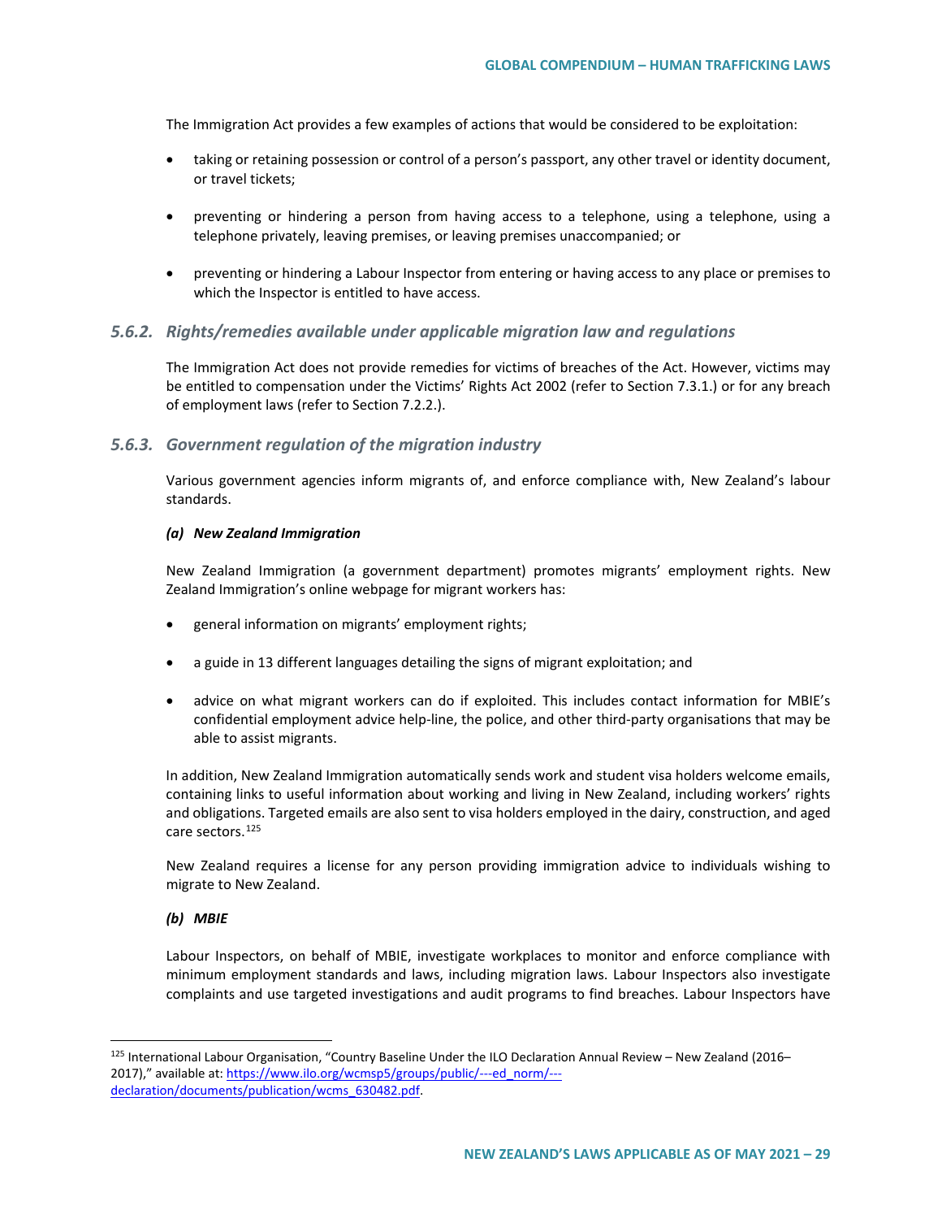The Immigration Act provides a few examples of actions that would be considered to be exploitation:

- taking or retaining possession or control of a person's passport, any other travel or identity document, or travel tickets;
- preventing or hindering a person from having access to a telephone, using a telephone, using a telephone privately, leaving premises, or leaving premises unaccompanied; or
- preventing or hindering a Labour Inspector from entering or having access to any place or premises to which the Inspector is entitled to have access.

### *5.6.2. Rights/remedies available under applicable migration law and regulations*

The Immigration Act does not provide remedies for victims of breaches of the Act. However, victims may be entitled to compensation under the Victims' Rights Act 2002 (refer to Section 7.3.1.) or for any breach of employment laws (refer to Section 7.2.2.).

### *5.6.3. Government regulation of the migration industry*

Various government agencies inform migrants of, and enforce compliance with, New Zealand's labour standards.

***(a) New Zealand Immigration***

New Zealand Immigration (a government department) promotes migrants' employment rights. New Zealand Immigration's online webpage for migrant workers has:

- general information on migrants' employment rights;
- a guide in 13 different languages detailing the signs of migrant exploitation; and
- advice on what migrant workers can do if exploited. This includes contact information for MBIE's confidential employment advice help-line, the police, and other third-party organisations that may be able to assist migrants.

In addition, New Zealand Immigration automatically sends work and student visa holders welcome emails, containing links to useful information about working and living in New Zealand, including workers' rights and obligations. Targeted emails are also sent to visa holders employed in the dairy, construction, and aged care sectors.[125]

New Zealand requires a license for any person providing immigration advice to individuals wishing to migrate to New Zealand.

***(b) MBIE***

Labour Inspectors, on behalf of MBIE, investigate workplaces to monitor and enforce compliance with minimum employment standards and laws, including migration laws. Labour Inspectors also investigate complaints and use targeted investigations and audit programs to find breaches. Labour Inspectors have

---

[125] International Labour Organisation, "Country Baseline Under the ILO Declaration Annual Review – New Zealand (2016–2017)," available at: https://www.ilo.org/wcmsp5/groups/public/---ed_norm/---declaration/documents/publication/wcms_630482.pdf.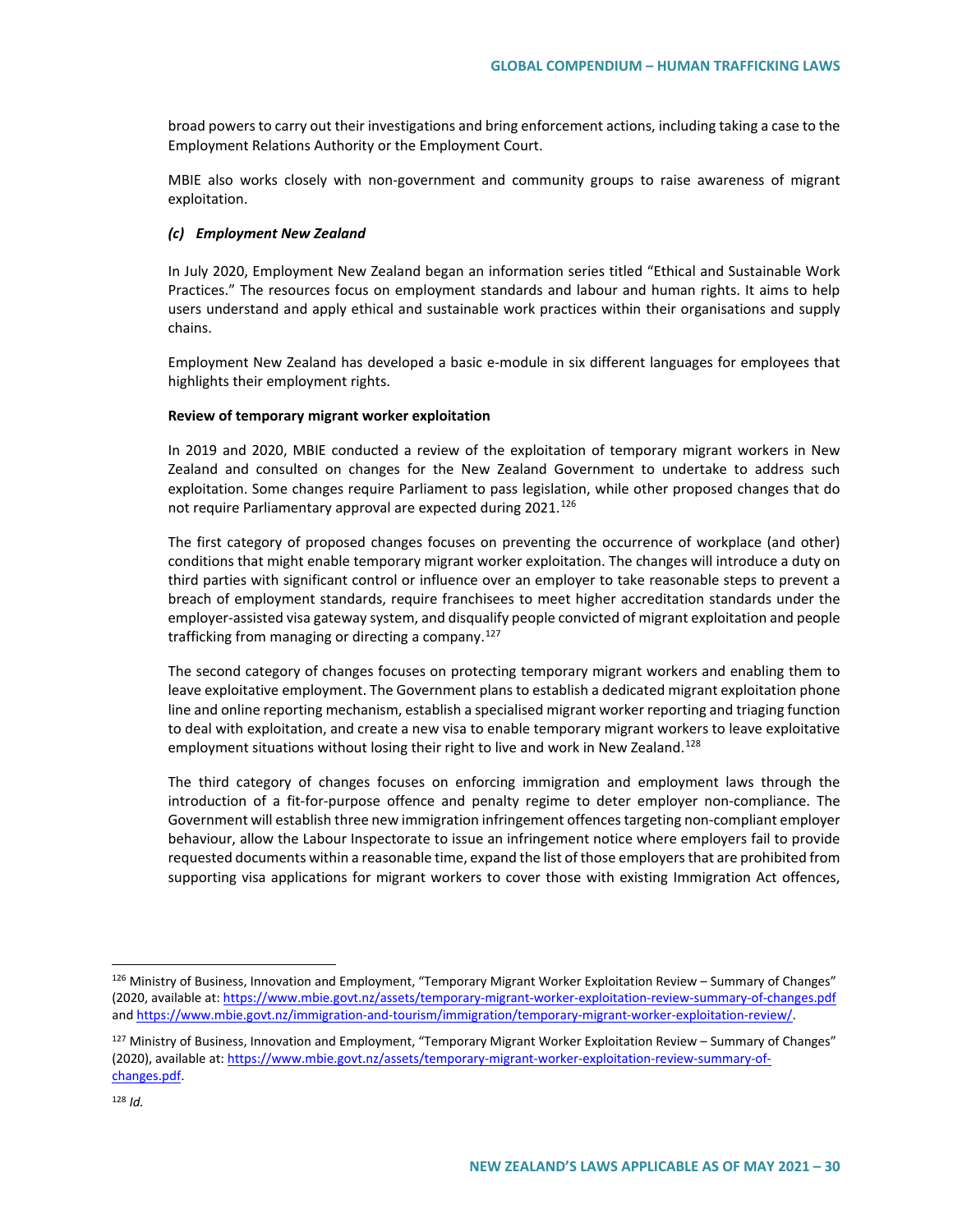broad powers to carry out their investigations and bring enforcement actions, including taking a case to the Employment Relations Authority or the Employment Court.

MBIE also works closely with non-government and community groups to raise awareness of migrant exploitation.

#### *(c) Employment New Zealand*

In July 2020, Employment New Zealand began an information series titled "Ethical and Sustainable Work Practices." The resources focus on employment standards and labour and human rights. It aims to help users understand and apply ethical and sustainable work practices within their organisations and supply chains.

Employment New Zealand has developed a basic e-module in six different languages for employees that highlights their employment rights.

**Review of temporary migrant worker exploitation**

In 2019 and 2020, MBIE conducted a review of the exploitation of temporary migrant workers in New Zealand and consulted on changes for the New Zealand Government to undertake to address such exploitation. Some changes require Parliament to pass legislation, while other proposed changes that do not require Parliamentary approval are expected during 2021.[126]

The first category of proposed changes focuses on preventing the occurrence of workplace (and other) conditions that might enable temporary migrant worker exploitation. The changes will introduce a duty on third parties with significant control or influence over an employer to take reasonable steps to prevent a breach of employment standards, require franchisees to meet higher accreditation standards under the employer-assisted visa gateway system, and disqualify people convicted of migrant exploitation and people trafficking from managing or directing a company.[127]

The second category of changes focuses on protecting temporary migrant workers and enabling them to leave exploitative employment. The Government plans to establish a dedicated migrant exploitation phone line and online reporting mechanism, establish a specialised migrant worker reporting and triaging function to deal with exploitation, and create a new visa to enable temporary migrant workers to leave exploitative employment situations without losing their right to live and work in New Zealand.[128]

The third category of changes focuses on enforcing immigration and employment laws through the introduction of a fit-for-purpose offence and penalty regime to deter employer non-compliance. The Government will establish three new immigration infringement offences targeting non-compliant employer behaviour, allow the Labour Inspectorate to issue an infringement notice where employers fail to provide requested documents within a reasonable time, expand the list of those employers that are prohibited from supporting visa applications for migrant workers to cover those with existing Immigration Act offences,

---

[126] Ministry of Business, Innovation and Employment, "Temporary Migrant Worker Exploitation Review – Summary of Changes" (2020, available at: https://www.mbie.govt.nz/assets/temporary-migrant-worker-exploitation-review-summary-of-changes.pdf and https://www.mbie.govt.nz/immigration-and-tourism/immigration/temporary-migrant-worker-exploitation-review/.

[127] Ministry of Business, Innovation and Employment, "Temporary Migrant Worker Exploitation Review – Summary of Changes" (2020), available at: https://www.mbie.govt.nz/assets/temporary-migrant-worker-exploitation-review-summary-of-changes.pdf.

[128] *Id.*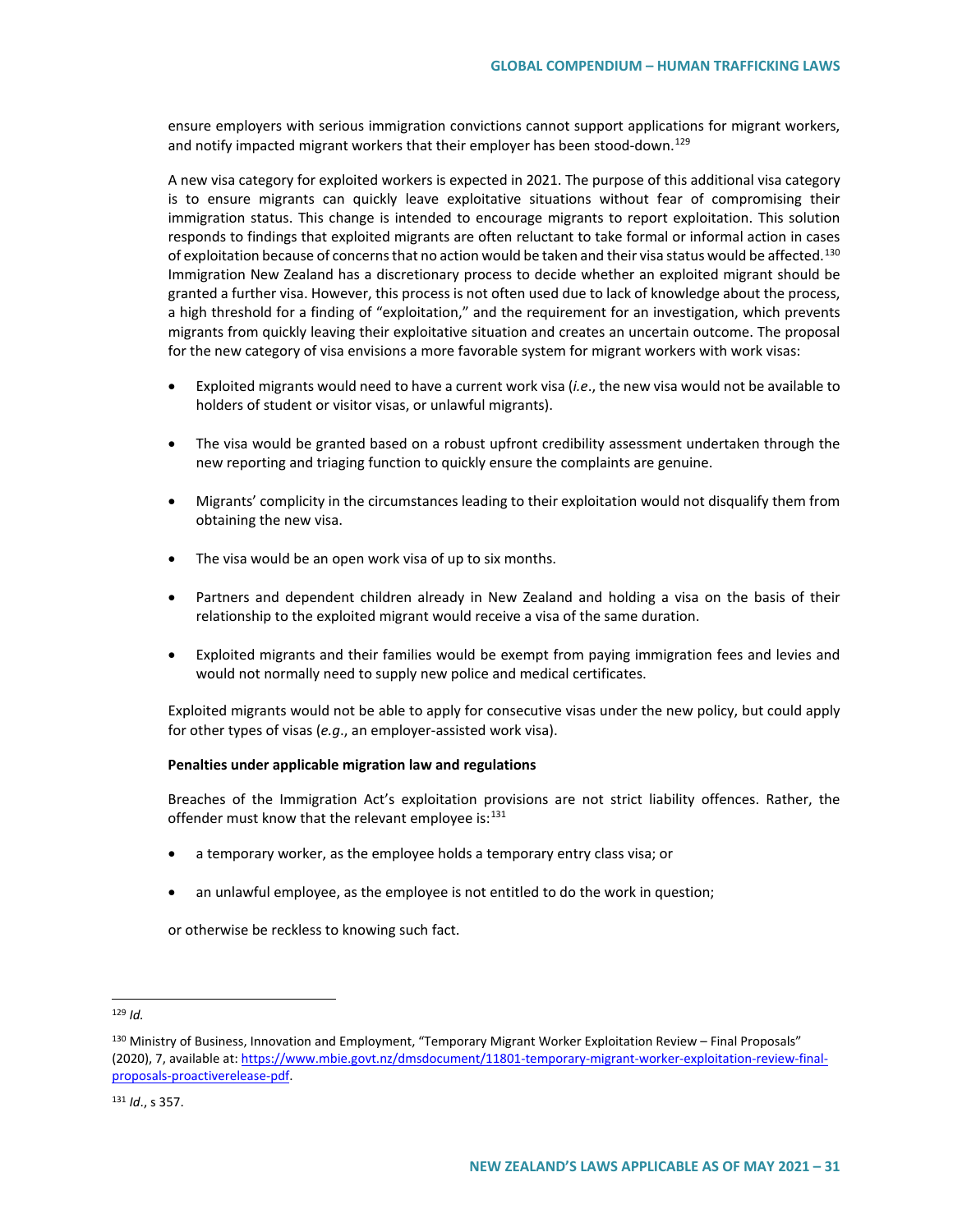ensure employers with serious immigration convictions cannot support applications for migrant workers, and notify impacted migrant workers that their employer has been stood-down.[129]

A new visa category for exploited workers is expected in 2021. The purpose of this additional visa category is to ensure migrants can quickly leave exploitative situations without fear of compromising their immigration status. This change is intended to encourage migrants to report exploitation. This solution responds to findings that exploited migrants are often reluctant to take formal or informal action in cases of exploitation because of concerns that no action would be taken and their visa status would be affected.[130] Immigration New Zealand has a discretionary process to decide whether an exploited migrant should be granted a further visa. However, this process is not often used due to lack of knowledge about the process, a high threshold for a finding of "exploitation," and the requirement for an investigation, which prevents migrants from quickly leaving their exploitative situation and creates an uncertain outcome. The proposal for the new category of visa envisions a more favorable system for migrant workers with work visas:

- Exploited migrants would need to have a current work visa (*i.e*., the new visa would not be available to holders of student or visitor visas, or unlawful migrants).
- The visa would be granted based on a robust upfront credibility assessment undertaken through the new reporting and triaging function to quickly ensure the complaints are genuine.
- Migrants' complicity in the circumstances leading to their exploitation would not disqualify them from obtaining the new visa.
- The visa would be an open work visa of up to six months.
- Partners and dependent children already in New Zealand and holding a visa on the basis of their relationship to the exploited migrant would receive a visa of the same duration.
- Exploited migrants and their families would be exempt from paying immigration fees and levies and would not normally need to supply new police and medical certificates.

Exploited migrants would not be able to apply for consecutive visas under the new policy, but could apply for other types of visas (*e.g*., an employer-assisted work visa).

**Penalties under applicable migration law and regulations**

Breaches of the Immigration Act's exploitation provisions are not strict liability offences. Rather, the offender must know that the relevant employee is:[131]

- a temporary worker, as the employee holds a temporary entry class visa; or
- an unlawful employee, as the employee is not entitled to do the work in question;

or otherwise be reckless to knowing such fact.

---

[129] *Id.*

[130] Ministry of Business, Innovation and Employment, "Temporary Migrant Worker Exploitation Review – Final Proposals" (2020), 7, available at: https://www.mbie.govt.nz/dmsdocument/11801-temporary-migrant-worker-exploitation-review-final-proposals-proactiverelease-pdf.

[131] *Id*., s 357.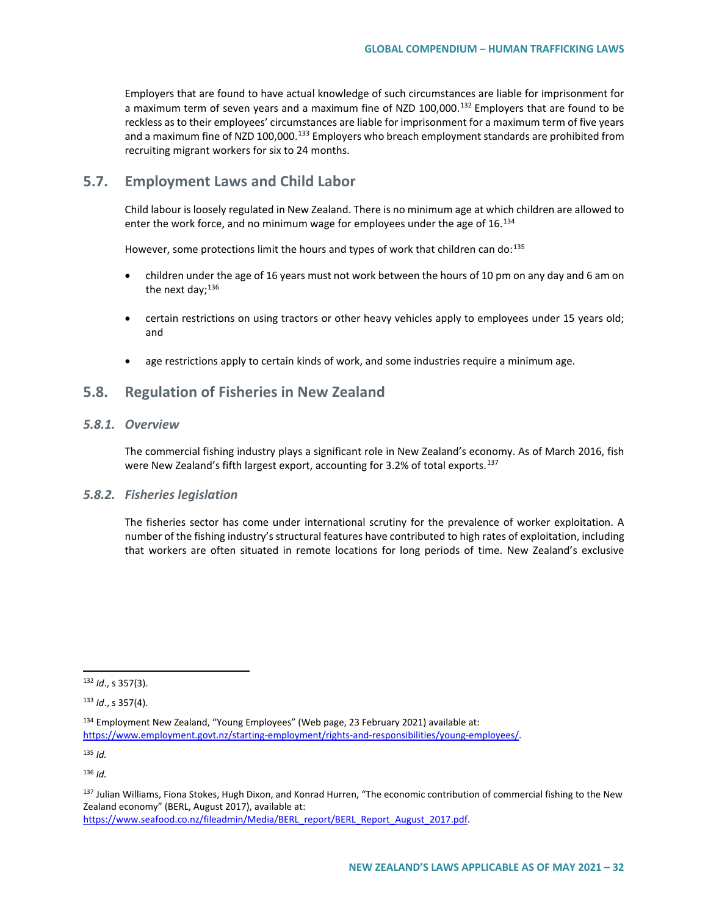Employers that are found to have actual knowledge of such circumstances are liable for imprisonment for a maximum term of seven years and a maximum fine of NZD 100,000.[132] Employers that are found to be reckless as to their employees' circumstances are liable for imprisonment for a maximum term of five years and a maximum fine of NZD 100,000.[133] Employers who breach employment standards are prohibited from recruiting migrant workers for six to 24 months.

## 5.7. Employment Laws and Child Labor

Child labour is loosely regulated in New Zealand. There is no minimum age at which children are allowed to enter the work force, and no minimum wage for employees under the age of 16.[134]

However, some protections limit the hours and types of work that children can do:[135]

- children under the age of 16 years must not work between the hours of 10 pm on any day and 6 am on the next day;[136]
- certain restrictions on using tractors or other heavy vehicles apply to employees under 15 years old; and
- age restrictions apply to certain kinds of work, and some industries require a minimum age.

## 5.8. Regulation of Fisheries in New Zealand

### *5.8.1. Overview*

The commercial fishing industry plays a significant role in New Zealand's economy. As of March 2016, fish were New Zealand's fifth largest export, accounting for 3.2% of total exports.[137]

### *5.8.2. Fisheries legislation*

The fisheries sector has come under international scrutiny for the prevalence of worker exploitation. A number of the fishing industry's structural features have contributed to high rates of exploitation, including that workers are often situated in remote locations for long periods of time. New Zealand's exclusive

---

[132] *Id*., s 357(3).

[133] *Id*., s 357(4).

[134] Employment New Zealand, "Young Employees" (Web page, 23 February 2021) available at: https://www.employment.govt.nz/starting-employment/rights-and-responsibilities/young-employees/.

[135] *Id.*

[136] *Id.*

[137] Julian Williams, Fiona Stokes, Hugh Dixon, and Konrad Hurren, "The economic contribution of commercial fishing to the New Zealand economy" (BERL, August 2017), available at: https://www.seafood.co.nz/fileadmin/Media/BERL_report/BERL_Report_August_2017.pdf.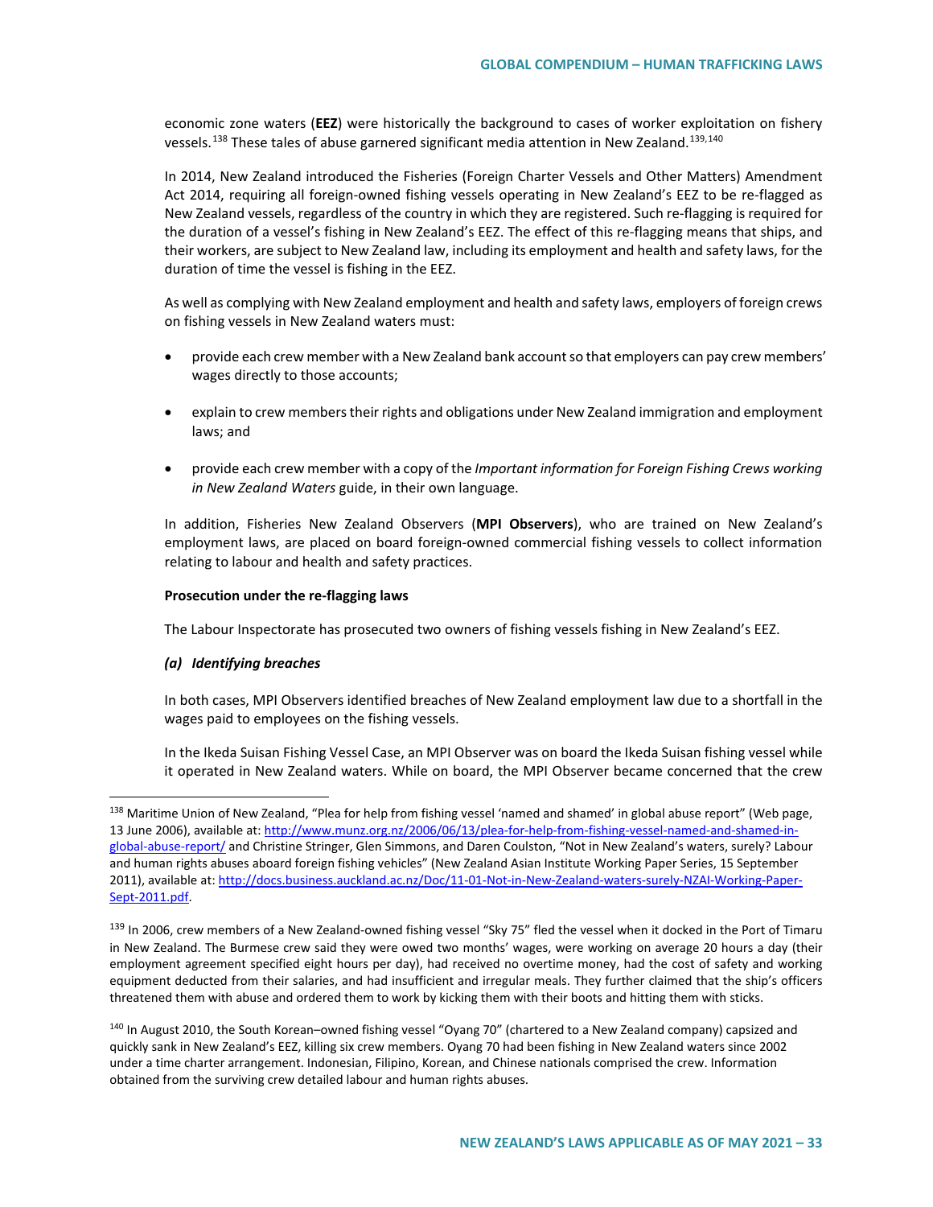economic zone waters (**EEZ**) were historically the background to cases of worker exploitation on fishery vessels.[138] These tales of abuse garnered significant media attention in New Zealand.[139,140]

In 2014, New Zealand introduced the Fisheries (Foreign Charter Vessels and Other Matters) Amendment Act 2014, requiring all foreign-owned fishing vessels operating in New Zealand's EEZ to be re-flagged as New Zealand vessels, regardless of the country in which they are registered. Such re-flagging is required for the duration of a vessel's fishing in New Zealand's EEZ. The effect of this re-flagging means that ships, and their workers, are subject to New Zealand law, including its employment and health and safety laws, for the duration of time the vessel is fishing in the EEZ.

As well as complying with New Zealand employment and health and safety laws, employers of foreign crews on fishing vessels in New Zealand waters must:

- provide each crew member with a New Zealand bank account so that employers can pay crew members' wages directly to those accounts;
- explain to crew members their rights and obligations under New Zealand immigration and employment laws; and
- provide each crew member with a copy of the *Important information for Foreign Fishing Crews working in New Zealand Waters* guide, in their own language.

In addition, Fisheries New Zealand Observers (**MPI Observers**), who are trained on New Zealand's employment laws, are placed on board foreign-owned commercial fishing vessels to collect information relating to labour and health and safety practices.

**Prosecution under the re-flagging laws**

The Labour Inspectorate has prosecuted two owners of fishing vessels fishing in New Zealand's EEZ.

***(a) Identifying breaches***

In both cases, MPI Observers identified breaches of New Zealand employment law due to a shortfall in the wages paid to employees on the fishing vessels.

In the Ikeda Suisan Fishing Vessel Case, an MPI Observer was on board the Ikeda Suisan fishing vessel while it operated in New Zealand waters. While on board, the MPI Observer became concerned that the crew

---

[138] Maritime Union of New Zealand, "Plea for help from fishing vessel 'named and shamed' in global abuse report" (Web page, 13 June 2006), available at: http://www.munz.org.nz/2006/06/13/plea-for-help-from-fishing-vessel-named-and-shamed-in-global-abuse-report/ and Christine Stringer, Glen Simmons, and Daren Coulston, "Not in New Zealand's waters, surely? Labour and human rights abuses aboard foreign fishing vehicles" (New Zealand Asian Institute Working Paper Series, 15 September 2011), available at: http://docs.business.auckland.ac.nz/Doc/11-01-Not-in-New-Zealand-waters-surely-NZAI-Working-Paper-Sept-2011.pdf.

[139] In 2006, crew members of a New Zealand-owned fishing vessel "Sky 75" fled the vessel when it docked in the Port of Timaru in New Zealand. The Burmese crew said they were owed two months' wages, were working on average 20 hours a day (their employment agreement specified eight hours per day), had received no overtime money, had the cost of safety and working equipment deducted from their salaries, and had insufficient and irregular meals. They further claimed that the ship's officers threatened them with abuse and ordered them to work by kicking them with their boots and hitting them with sticks.

[140] In August 2010, the South Korean–owned fishing vessel "Oyang 70" (chartered to a New Zealand company) capsized and quickly sank in New Zealand's EEZ, killing six crew members. Oyang 70 had been fishing in New Zealand waters since 2002 under a time charter arrangement. Indonesian, Filipino, Korean, and Chinese nationals comprised the crew. Information obtained from the surviving crew detailed labour and human rights abuses.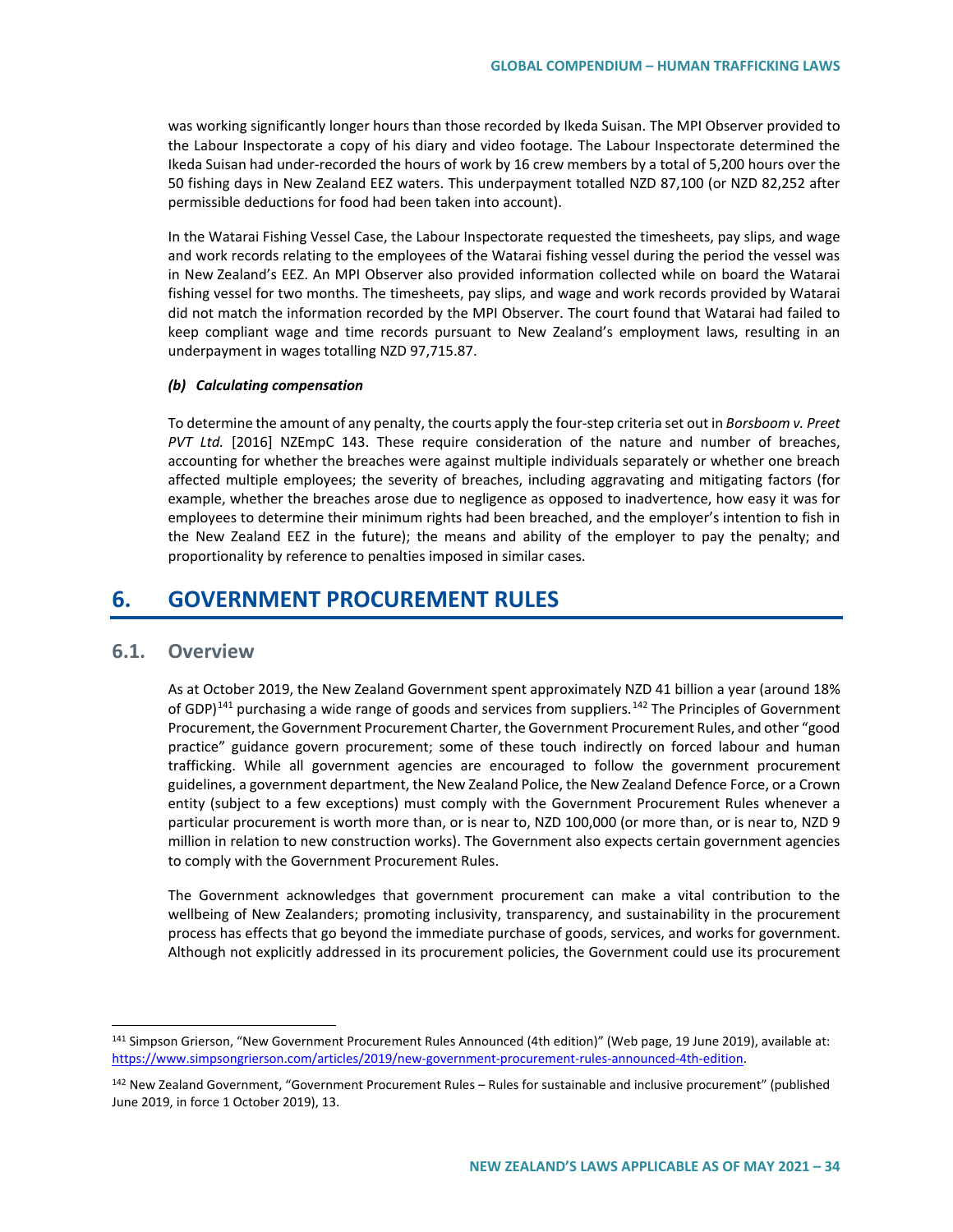was working significantly longer hours than those recorded by Ikeda Suisan. The MPI Observer provided to the Labour Inspectorate a copy of his diary and video footage. The Labour Inspectorate determined the Ikeda Suisan had under-recorded the hours of work by 16 crew members by a total of 5,200 hours over the 50 fishing days in New Zealand EEZ waters. This underpayment totalled NZD 87,100 (or NZD 82,252 after permissible deductions for food had been taken into account).

In the Watarai Fishing Vessel Case, the Labour Inspectorate requested the timesheets, pay slips, and wage and work records relating to the employees of the Watarai fishing vessel during the period the vessel was in New Zealand's EEZ. An MPI Observer also provided information collected while on board the Watarai fishing vessel for two months. The timesheets, pay slips, and wage and work records provided by Watarai did not match the information recorded by the MPI Observer. The court found that Watarai had failed to keep compliant wage and time records pursuant to New Zealand's employment laws, resulting in an underpayment in wages totalling NZD 97,715.87.

#### *(b) Calculating compensation*

To determine the amount of any penalty, the courts apply the four-step criteria set out in *Borsboom v. Preet PVT Ltd.* [2016] NZEmpC 143. These require consideration of the nature and number of breaches, accounting for whether the breaches were against multiple individuals separately or whether one breach affected multiple employees; the severity of breaches, including aggravating and mitigating factors (for example, whether the breaches arose due to negligence as opposed to inadvertence, how easy it was for employees to determine their minimum rights had been breached, and the employer's intention to fish in the New Zealand EEZ in the future); the means and ability of the employer to pay the penalty; and proportionality by reference to penalties imposed in similar cases.

# 6. GOVERNMENT PROCUREMENT RULES

## 6.1. Overview

As at October 2019, the New Zealand Government spent approximately NZD 41 billion a year (around 18% of GDP)[141] purchasing a wide range of goods and services from suppliers.[142] The Principles of Government Procurement, the Government Procurement Charter, the Government Procurement Rules, and other "good practice" guidance govern procurement; some of these touch indirectly on forced labour and human trafficking. While all government agencies are encouraged to follow the government procurement guidelines, a government department, the New Zealand Police, the New Zealand Defence Force, or a Crown entity (subject to a few exceptions) must comply with the Government Procurement Rules whenever a particular procurement is worth more than, or is near to, NZD 100,000 (or more than, or is near to, NZD 9 million in relation to new construction works). The Government also expects certain government agencies to comply with the Government Procurement Rules.

The Government acknowledges that government procurement can make a vital contribution to the wellbeing of New Zealanders; promoting inclusivity, transparency, and sustainability in the procurement process has effects that go beyond the immediate purchase of goods, services, and works for government. Although not explicitly addressed in its procurement policies, the Government could use its procurement

---

[141] Simpson Grierson, "New Government Procurement Rules Announced (4th edition)" (Web page, 19 June 2019), available at: https://www.simpsongrierson.com/articles/2019/new-government-procurement-rules-announced-4th-edition.

[142] New Zealand Government, "Government Procurement Rules – Rules for sustainable and inclusive procurement" (published June 2019, in force 1 October 2019), 13.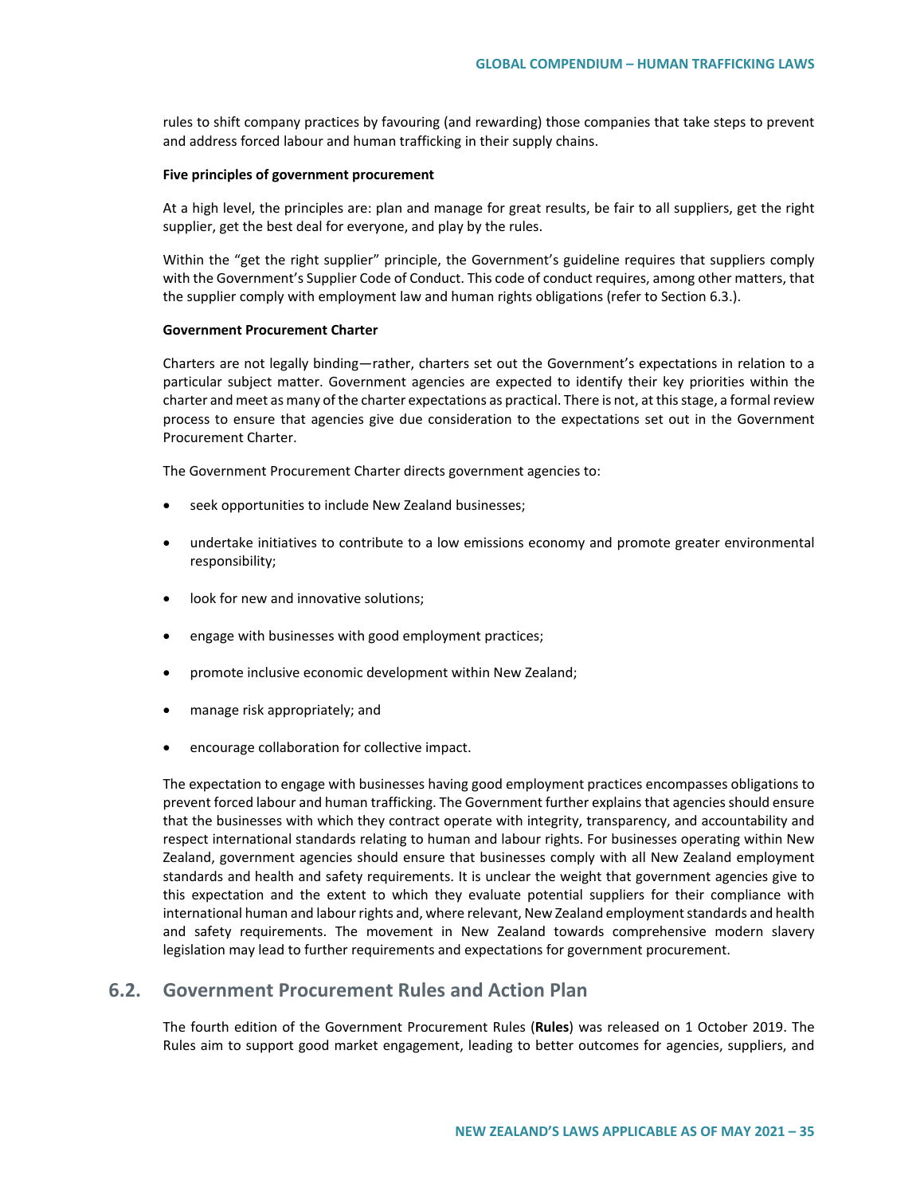rules to shift company practices by favouring (and rewarding) those companies that take steps to prevent and address forced labour and human trafficking in their supply chains.

**Five principles of government procurement**

At a high level, the principles are: plan and manage for great results, be fair to all suppliers, get the right supplier, get the best deal for everyone, and play by the rules.

Within the "get the right supplier" principle, the Government's guideline requires that suppliers comply with the Government's Supplier Code of Conduct. This code of conduct requires, among other matters, that the supplier comply with employment law and human rights obligations (refer to Section 6.3.).

**Government Procurement Charter**

Charters are not legally binding—rather, charters set out the Government's expectations in relation to a particular subject matter. Government agencies are expected to identify their key priorities within the charter and meet as many of the charter expectations as practical. There is not, at this stage, a formal review process to ensure that agencies give due consideration to the expectations set out in the Government Procurement Charter.

The Government Procurement Charter directs government agencies to:

- seek opportunities to include New Zealand businesses;
- undertake initiatives to contribute to a low emissions economy and promote greater environmental responsibility;
- look for new and innovative solutions;
- engage with businesses with good employment practices;
- promote inclusive economic development within New Zealand;
- manage risk appropriately; and
- encourage collaboration for collective impact.

The expectation to engage with businesses having good employment practices encompasses obligations to prevent forced labour and human trafficking. The Government further explains that agencies should ensure that the businesses with which they contract operate with integrity, transparency, and accountability and respect international standards relating to human and labour rights. For businesses operating within New Zealand, government agencies should ensure that businesses comply with all New Zealand employment standards and health and safety requirements. It is unclear the weight that government agencies give to this expectation and the extent to which they evaluate potential suppliers for their compliance with international human and labour rights and, where relevant, New Zealand employment standards and health and safety requirements. The movement in New Zealand towards comprehensive modern slavery legislation may lead to further requirements and expectations for government procurement.

## 6.2. Government Procurement Rules and Action Plan

The fourth edition of the Government Procurement Rules (**Rules**) was released on 1 October 2019. The Rules aim to support good market engagement, leading to better outcomes for agencies, suppliers, and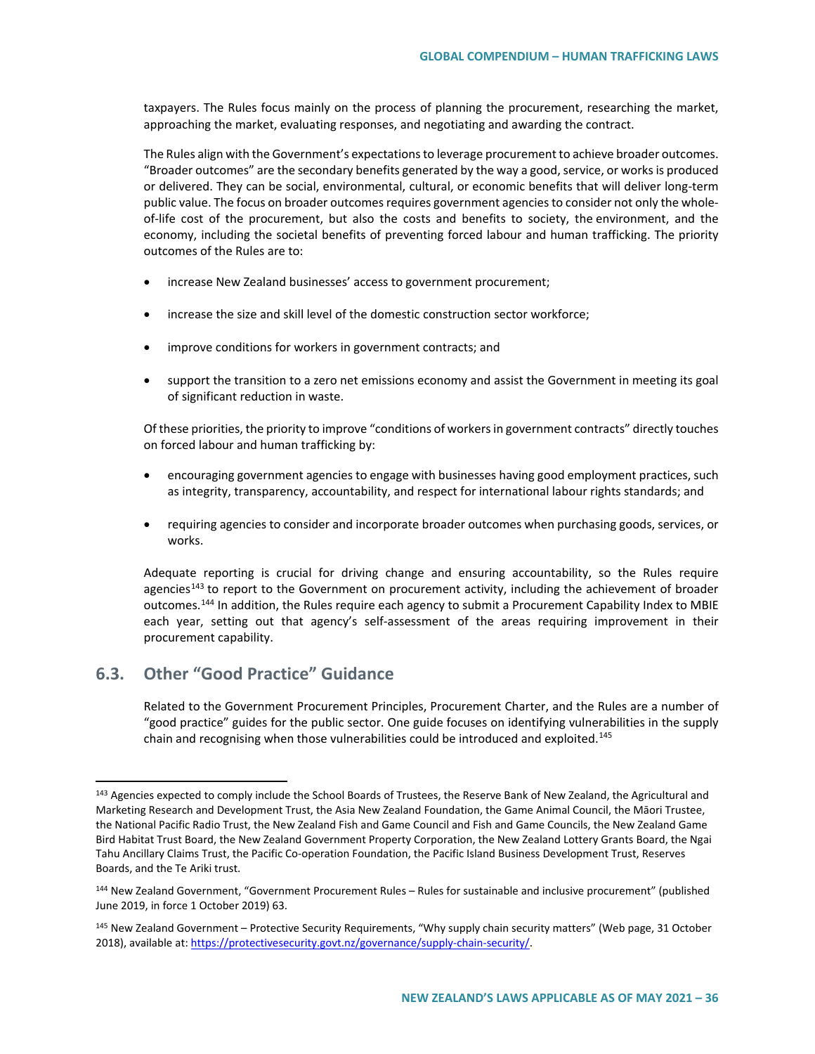taxpayers. The Rules focus mainly on the process of planning the procurement, researching the market, approaching the market, evaluating responses, and negotiating and awarding the contract.

The Rules align with the Government's expectations to leverage procurement to achieve broader outcomes. "Broader outcomes" are the secondary benefits generated by the way a good, service, or works is produced or delivered. They can be social, environmental, cultural, or economic benefits that will deliver long-term public value. The focus on broader outcomes requires government agencies to consider not only the whole-of-life cost of the procurement, but also the costs and benefits to society, the environment, and the economy, including the societal benefits of preventing forced labour and human trafficking. The priority outcomes of the Rules are to:

- increase New Zealand businesses' access to government procurement;
- increase the size and skill level of the domestic construction sector workforce;
- improve conditions for workers in government contracts; and
- support the transition to a zero net emissions economy and assist the Government in meeting its goal of significant reduction in waste.

Of these priorities, the priority to improve "conditions of workers in government contracts" directly touches on forced labour and human trafficking by:

- encouraging government agencies to engage with businesses having good employment practices, such as integrity, transparency, accountability, and respect for international labour rights standards; and
- requiring agencies to consider and incorporate broader outcomes when purchasing goods, services, or works.

Adequate reporting is crucial for driving change and ensuring accountability, so the Rules require agencies[143] to report to the Government on procurement activity, including the achievement of broader outcomes.[144] In addition, the Rules require each agency to submit a Procurement Capability Index to MBIE each year, setting out that agency's self-assessment of the areas requiring improvement in their procurement capability.

## 6.3. Other "Good Practice" Guidance

Related to the Government Procurement Principles, Procurement Charter, and the Rules are a number of "good practice" guides for the public sector. One guide focuses on identifying vulnerabilities in the supply chain and recognising when those vulnerabilities could be introduced and exploited.[145]

---

[143] Agencies expected to comply include the School Boards of Trustees, the Reserve Bank of New Zealand, the Agricultural and Marketing Research and Development Trust, the Asia New Zealand Foundation, the Game Animal Council, the Māori Trustee, the National Pacific Radio Trust, the New Zealand Fish and Game Council and Fish and Game Councils, the New Zealand Game Bird Habitat Trust Board, the New Zealand Government Property Corporation, the New Zealand Lottery Grants Board, the Ngai Tahu Ancillary Claims Trust, the Pacific Co-operation Foundation, the Pacific Island Business Development Trust, Reserves Boards, and the Te Ariki trust.

[144] New Zealand Government, "Government Procurement Rules – Rules for sustainable and inclusive procurement" (published June 2019, in force 1 October 2019) 63.

[145] New Zealand Government – Protective Security Requirements, "Why supply chain security matters" (Web page, 31 October 2018), available at: https://protectivesecurity.govt.nz/governance/supply-chain-security/.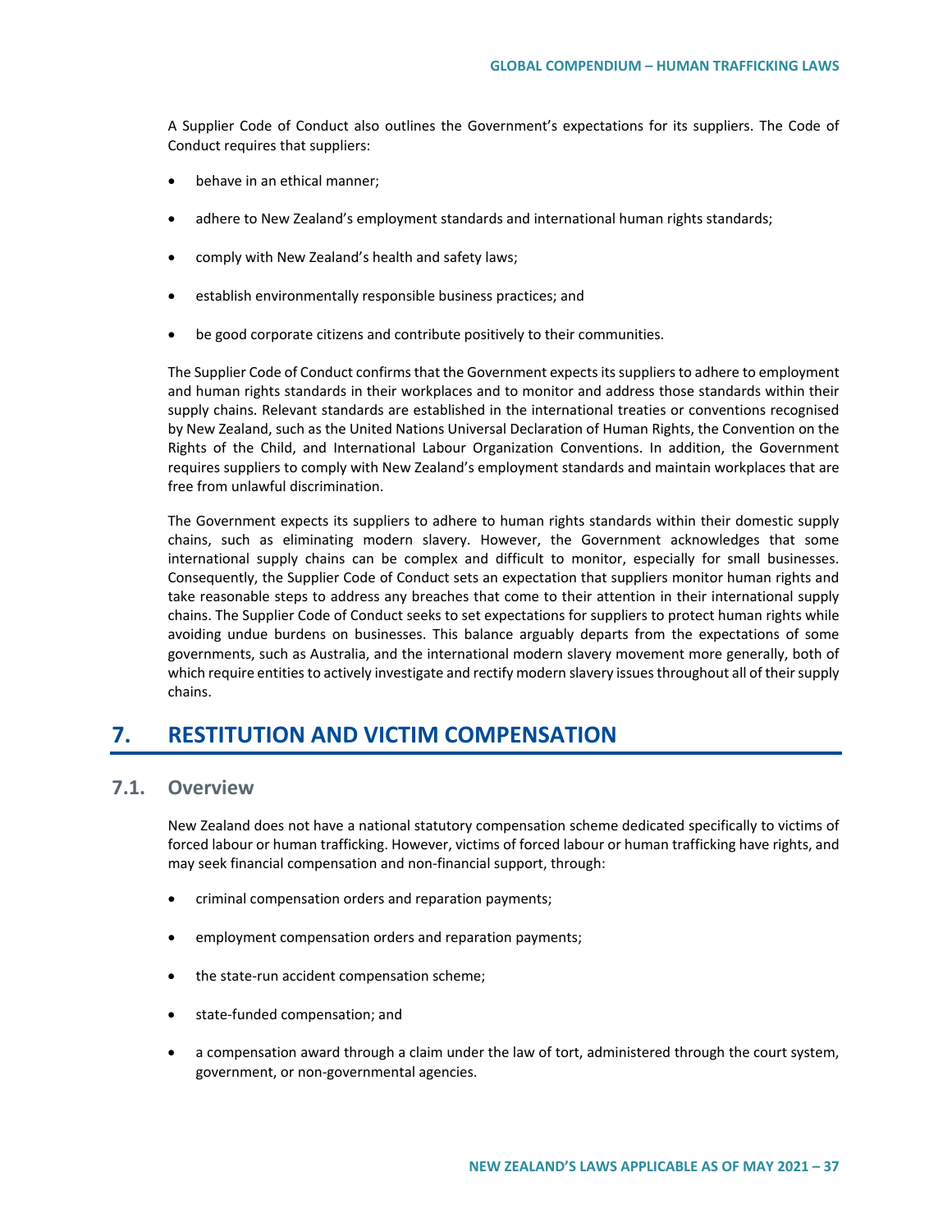A Supplier Code of Conduct also outlines the Government's expectations for its suppliers. The Code of Conduct requires that suppliers:

- behave in an ethical manner;
- adhere to New Zealand's employment standards and international human rights standards;
- comply with New Zealand's health and safety laws;
- establish environmentally responsible business practices; and
- be good corporate citizens and contribute positively to their communities.

The Supplier Code of Conduct confirms that the Government expects its suppliers to adhere to employment and human rights standards in their workplaces and to monitor and address those standards within their supply chains. Relevant standards are established in the international treaties or conventions recognised by New Zealand, such as the United Nations Universal Declaration of Human Rights, the Convention on the Rights of the Child, and International Labour Organization Conventions. In addition, the Government requires suppliers to comply with New Zealand's employment standards and maintain workplaces that are free from unlawful discrimination.

The Government expects its suppliers to adhere to human rights standards within their domestic supply chains, such as eliminating modern slavery. However, the Government acknowledges that some international supply chains can be complex and difficult to monitor, especially for small businesses. Consequently, the Supplier Code of Conduct sets an expectation that suppliers monitor human rights and take reasonable steps to address any breaches that come to their attention in their international supply chains. The Supplier Code of Conduct seeks to set expectations for suppliers to protect human rights while avoiding undue burdens on businesses. This balance arguably departs from the expectations of some governments, such as Australia, and the international modern slavery movement more generally, both of which require entities to actively investigate and rectify modern slavery issues throughout all of their supply chains.

# 7. RESTITUTION AND VICTIM COMPENSATION

## 7.1. Overview

New Zealand does not have a national statutory compensation scheme dedicated specifically to victims of forced labour or human trafficking. However, victims of forced labour or human trafficking have rights, and may seek financial compensation and non-financial support, through:

- criminal compensation orders and reparation payments;
- employment compensation orders and reparation payments;
- the state-run accident compensation scheme;
- state-funded compensation; and
- a compensation award through a claim under the law of tort, administered through the court system, government, or non-governmental agencies.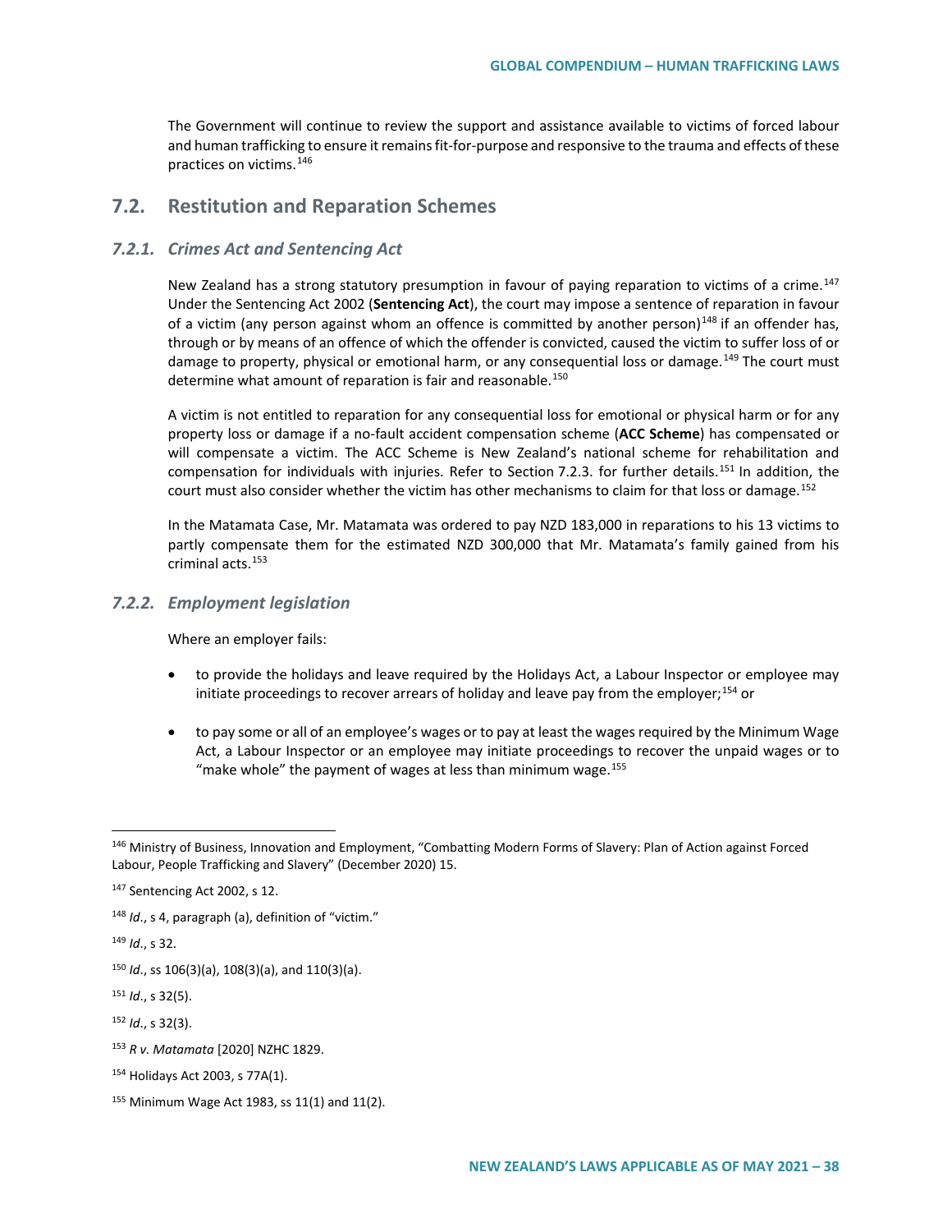The Government will continue to review the support and assistance available to victims of forced labour and human trafficking to ensure it remains fit-for-purpose and responsive to the trauma and effects of these practices on victims.[146]

## 7.2. Restitution and Reparation Schemes

### *7.2.1. Crimes Act and Sentencing Act*

New Zealand has a strong statutory presumption in favour of paying reparation to victims of a crime.[147] Under the Sentencing Act 2002 (**Sentencing Act**), the court may impose a sentence of reparation in favour of a victim (any person against whom an offence is committed by another person)[148] if an offender has, through or by means of an offence of which the offender is convicted, caused the victim to suffer loss of or damage to property, physical or emotional harm, or any consequential loss or damage.[149] The court must determine what amount of reparation is fair and reasonable.[150]

A victim is not entitled to reparation for any consequential loss for emotional or physical harm or for any property loss or damage if a no-fault accident compensation scheme (**ACC Scheme**) has compensated or will compensate a victim. The ACC Scheme is New Zealand's national scheme for rehabilitation and compensation for individuals with injuries. Refer to Section 7.2.3. for further details.[151] In addition, the court must also consider whether the victim has other mechanisms to claim for that loss or damage.[152]

In the Matamata Case, Mr. Matamata was ordered to pay NZD 183,000 in reparations to his 13 victims to partly compensate them for the estimated NZD 300,000 that Mr. Matamata's family gained from his criminal acts.[153]

### *7.2.2. Employment legislation*

Where an employer fails:

- to provide the holidays and leave required by the Holidays Act, a Labour Inspector or employee may initiate proceedings to recover arrears of holiday and leave pay from the employer;[154] or
- to pay some or all of an employee's wages or to pay at least the wages required by the Minimum Wage Act, a Labour Inspector or an employee may initiate proceedings to recover the unpaid wages or to "make whole" the payment of wages at less than minimum wage.[155]

---

[146] Ministry of Business, Innovation and Employment, "Combatting Modern Forms of Slavery: Plan of Action against Forced Labour, People Trafficking and Slavery" (December 2020) 15.

[147] Sentencing Act 2002, s 12.

[148] *Id*., s 4, paragraph (a), definition of "victim."

[149] *Id*., s 32.

[150] *Id*., ss 106(3)(a), 108(3)(a), and 110(3)(a).

[151] *Id*., s 32(5).

[152] *Id*., s 32(3).

[153] *R v. Matamata* [2020] NZHC 1829.

[154] Holidays Act 2003, s 77A(1).

[155] Minimum Wage Act 1983, ss 11(1) and 11(2).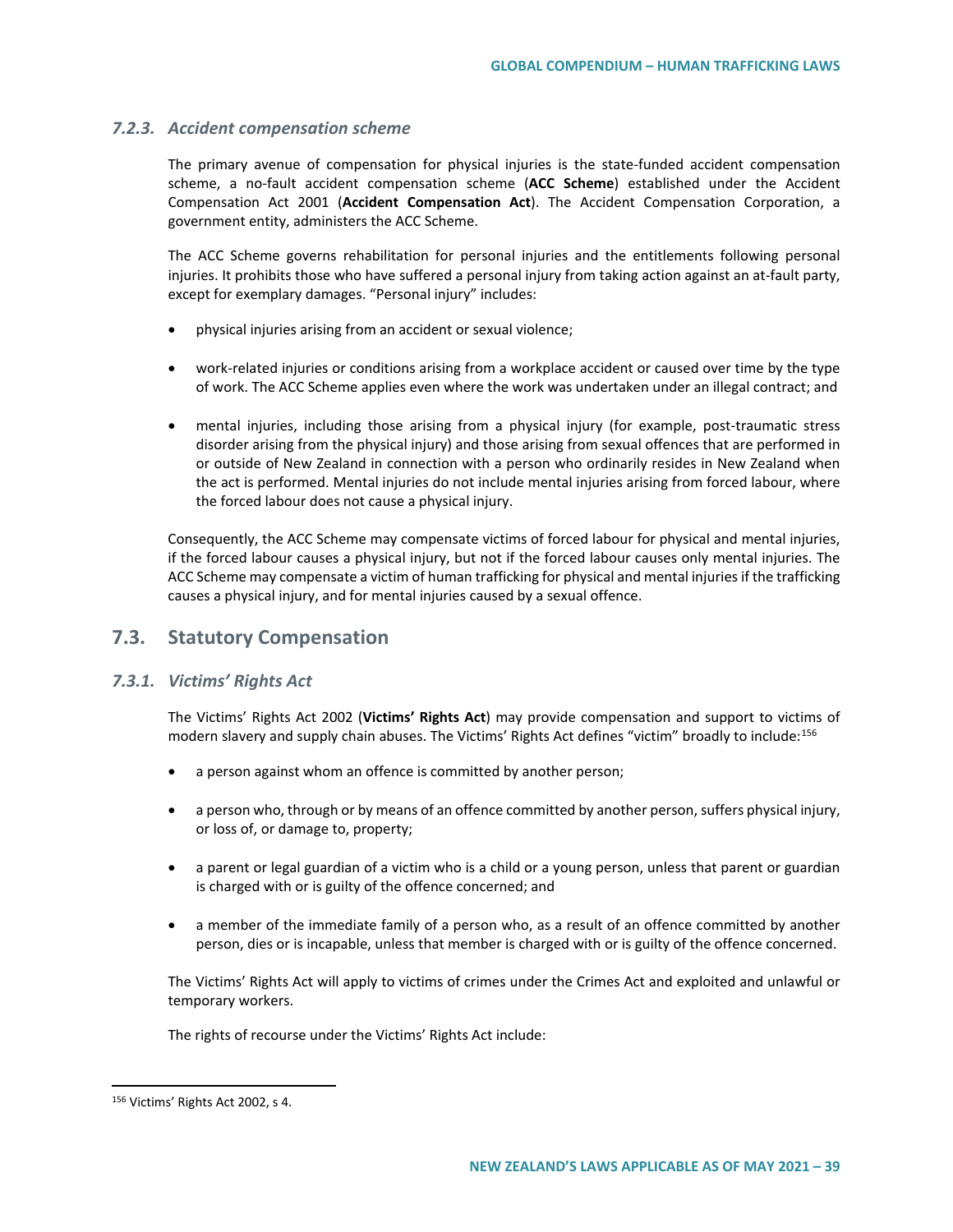### 7.2.3. Accident compensation scheme

The primary avenue of compensation for physical injuries is the state-funded accident compensation scheme, a no-fault accident compensation scheme (**ACC Scheme**) established under the Accident Compensation Act 2001 (**Accident Compensation Act**). The Accident Compensation Corporation, a government entity, administers the ACC Scheme.

The ACC Scheme governs rehabilitation for personal injuries and the entitlements following personal injuries. It prohibits those who have suffered a personal injury from taking action against an at-fault party, except for exemplary damages. "Personal injury" includes:

- physical injuries arising from an accident or sexual violence;
- work-related injuries or conditions arising from a workplace accident or caused over time by the type of work. The ACC Scheme applies even where the work was undertaken under an illegal contract; and
- mental injuries, including those arising from a physical injury (for example, post-traumatic stress disorder arising from the physical injury) and those arising from sexual offences that are performed in or outside of New Zealand in connection with a person who ordinarily resides in New Zealand when the act is performed. Mental injuries do not include mental injuries arising from forced labour, where the forced labour does not cause a physical injury.

Consequently, the ACC Scheme may compensate victims of forced labour for physical and mental injuries, if the forced labour causes a physical injury, but not if the forced labour causes only mental injuries. The ACC Scheme may compensate a victim of human trafficking for physical and mental injuries if the trafficking causes a physical injury, and for mental injuries caused by a sexual offence.

## 7.3. Statutory Compensation

### 7.3.1. Victims' Rights Act

The Victims' Rights Act 2002 (**Victims' Rights Act**) may provide compensation and support to victims of modern slavery and supply chain abuses. The Victims' Rights Act defines "victim" broadly to include:[156]

- a person against whom an offence is committed by another person;
- a person who, through or by means of an offence committed by another person, suffers physical injury, or loss of, or damage to, property;
- a parent or legal guardian of a victim who is a child or a young person, unless that parent or guardian is charged with or is guilty of the offence concerned; and
- a member of the immediate family of a person who, as a result of an offence committed by another person, dies or is incapable, unless that member is charged with or is guilty of the offence concerned.

The Victims' Rights Act will apply to victims of crimes under the Crimes Act and exploited and unlawful or temporary workers.

The rights of recourse under the Victims' Rights Act include:

[156] Victims' Rights Act 2002, s 4.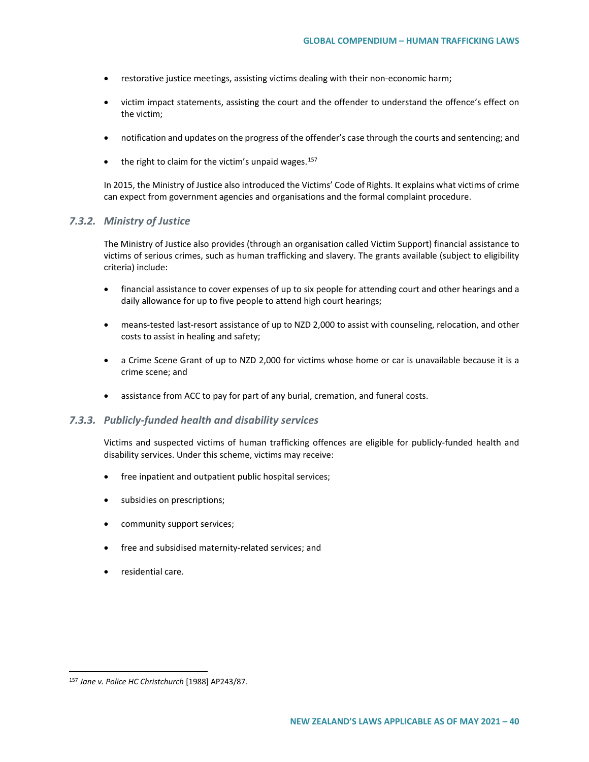- restorative justice meetings, assisting victims dealing with their non-economic harm;
- victim impact statements, assisting the court and the offender to understand the offence's effect on the victim;
- notification and updates on the progress of the offender's case through the courts and sentencing; and
- the right to claim for the victim's unpaid wages.[157]

In 2015, the Ministry of Justice also introduced the Victims' Code of Rights. It explains what victims of crime can expect from government agencies and organisations and the formal complaint procedure.

### *7.3.2. Ministry of Justice*

The Ministry of Justice also provides (through an organisation called Victim Support) financial assistance to victims of serious crimes, such as human trafficking and slavery. The grants available (subject to eligibility criteria) include:

- financial assistance to cover expenses of up to six people for attending court and other hearings and a daily allowance for up to five people to attend high court hearings;
- means-tested last-resort assistance of up to NZD 2,000 to assist with counseling, relocation, and other costs to assist in healing and safety;
- a Crime Scene Grant of up to NZD 2,000 for victims whose home or car is unavailable because it is a crime scene; and
- assistance from ACC to pay for part of any burial, cremation, and funeral costs.

### *7.3.3. Publicly-funded health and disability services*

Victims and suspected victims of human trafficking offences are eligible for publicly-funded health and disability services. Under this scheme, victims may receive:

- free inpatient and outpatient public hospital services;
- subsidies on prescriptions;
- community support services;
- free and subsidised maternity-related services; and
- residential care.

---

[157] *Jane v. Police HC Christchurch* [1988] AP243/87.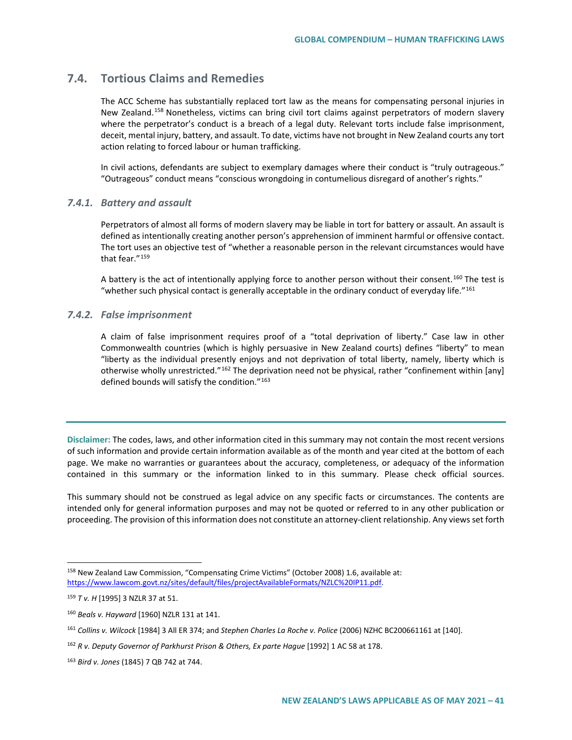## 7.4. Tortious Claims and Remedies

The ACC Scheme has substantially replaced tort law as the means for compensating personal injuries in New Zealand.[158] Nonetheless, victims can bring civil tort claims against perpetrators of modern slavery where the perpetrator's conduct is a breach of a legal duty. Relevant torts include false imprisonment, deceit, mental injury, battery, and assault. To date, victims have not brought in New Zealand courts any tort action relating to forced labour or human trafficking.

In civil actions, defendants are subject to exemplary damages where their conduct is "truly outrageous." "Outrageous" conduct means "conscious wrongdoing in contumelious disregard of another's rights."

### *7.4.1. Battery and assault*

Perpetrators of almost all forms of modern slavery may be liable in tort for battery or assault. An assault is defined as intentionally creating another person's apprehension of imminent harmful or offensive contact. The tort uses an objective test of "whether a reasonable person in the relevant circumstances would have that fear."[159]

A battery is the act of intentionally applying force to another person without their consent.[160] The test is "whether such physical contact is generally acceptable in the ordinary conduct of everyday life."[161]

### *7.4.2. False imprisonment*

A claim of false imprisonment requires proof of a "total deprivation of liberty." Case law in other Commonwealth countries (which is highly persuasive in New Zealand courts) defines "liberty" to mean "liberty as the individual presently enjoys and not deprivation of total liberty, namely, liberty which is otherwise wholly unrestricted."[162] The deprivation need not be physical, rather "confinement within [any] defined bounds will satisfy the condition."[163]

---

**Disclaimer:** The codes, laws, and other information cited in this summary may not contain the most recent versions of such information and provide certain information available as of the month and year cited at the bottom of each page. We make no warranties or guarantees about the accuracy, completeness, or adequacy of the information contained in this summary or the information linked to in this summary. Please check official sources.

This summary should not be construed as legal advice on any specific facts or circumstances. The contents are intended only for general information purposes and may not be quoted or referred to in any other publication or proceeding. The provision of this information does not constitute an attorney-client relationship. Any views set forth

---

[158] New Zealand Law Commission, "Compensating Crime Victims" (October 2008) 1.6, available at: https://www.lawcom.govt.nz/sites/default/files/projectAvailableFormats/NZLC%20IP11.pdf.

[159] *T v. H* [1995] 3 NZLR 37 at 51.

[160] *Beals v. Hayward* [1960] NZLR 131 at 141.

[161] *Collins v. Wilcock* [1984] 3 All ER 374; and *Stephen Charles La Roche v. Police* (2006) NZHC BC200661161 at [140].

[162] *R v. Deputy Governor of Parkhurst Prison & Others, Ex parte Hague* [1992] 1 AC 58 at 178.

[163] *Bird v. Jones* (1845) 7 QB 742 at 744.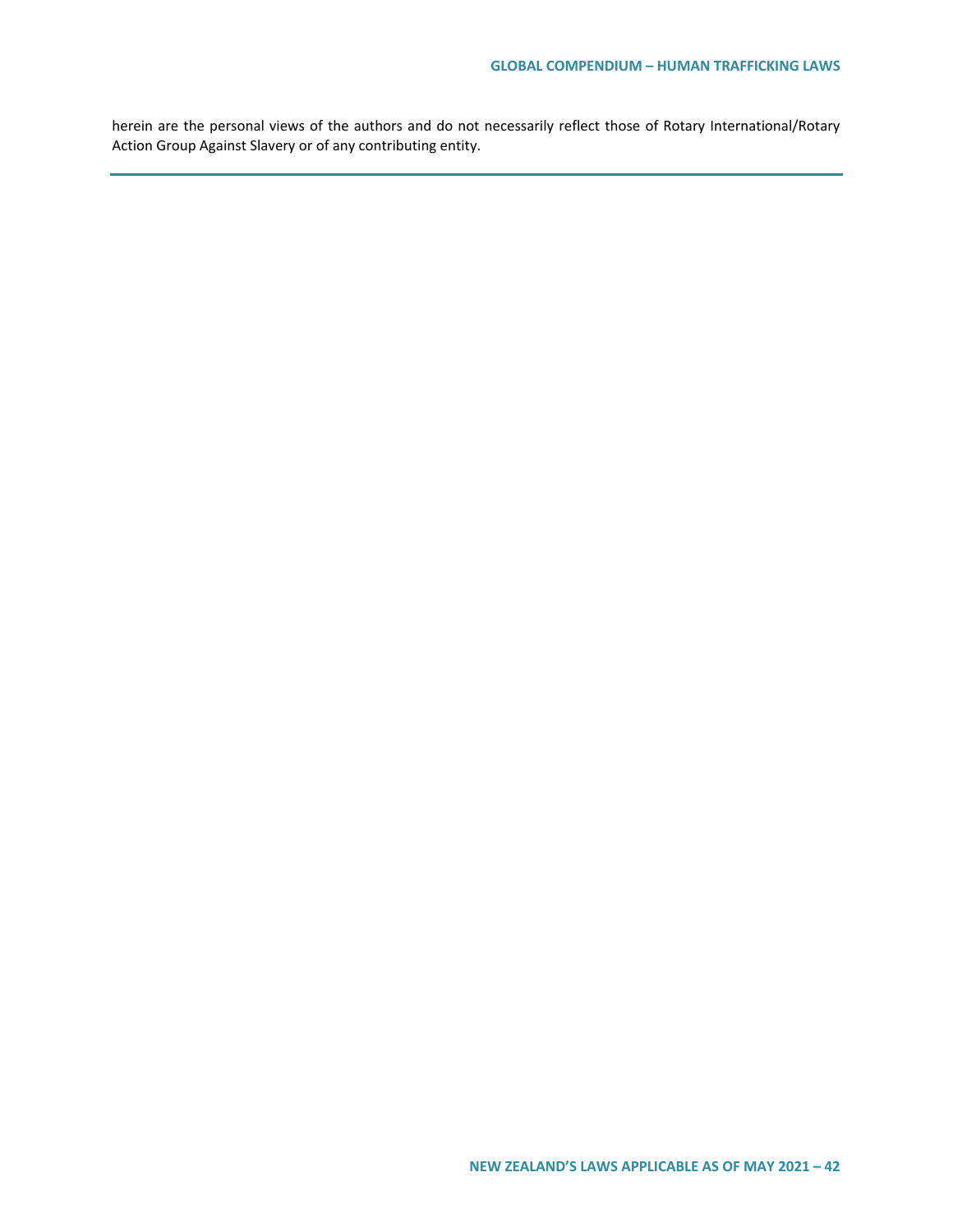herein are the personal views of the authors and do not necessarily reflect those of Rotary International/Rotary Action Group Against Slavery or of any contributing entity.

---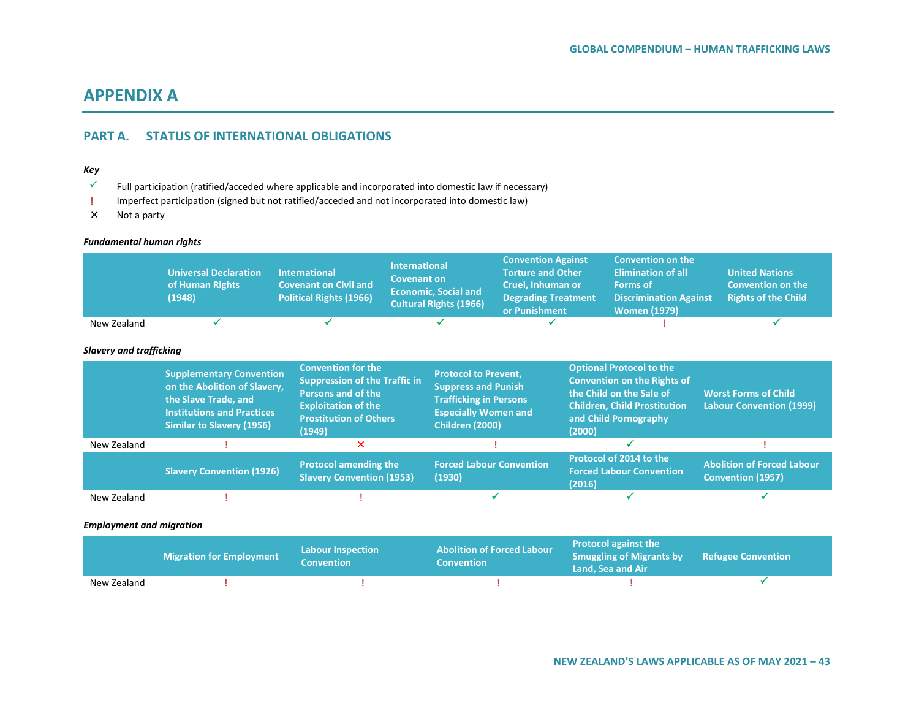# APPENDIX A

## PART A. STATUS OF INTERNATIONAL OBLIGATIONS

*Key*

- ✓ Full participation (ratified/acceded where applicable and incorporated into domestic law if necessary)
- ! Imperfect participation (signed but not ratified/acceded and not incorporated into domestic law)
- × Not a party

***Fundamental human rights***

| | Universal Declaration of Human Rights (1948) | International Covenant on Civil and Political Rights (1966) | International Covenant on Economic, Social and Cultural Rights (1966) | Convention Against Torture and Other Cruel, Inhuman or Degrading Treatment or Punishment | Convention on the Elimination of all Forms of Discrimination Against Women (1979) | United Nations Convention on the Rights of the Child |
|---|---|---|---|---|---|---|
| New Zealand | ✓ | ✓ | ✓ | ✓ | ! | ✓ |

***Slavery and trafficking***

| | Supplementary Convention on the Abolition of Slavery, the Slave Trade, and Institutions and Practices Similar to Slavery (1956) | Convention for the Suppression of the Traffic in Persons and of the Exploitation of the Prostitution of Others (1949) | Protocol to Prevent, Suppress and Punish Trafficking in Persons Especially Women and Children (2000) | Optional Protocol to the Convention on the Rights of the Child on the Sale of Children, Child Prostitution and Child Pornography (2000) | Worst Forms of Child Labour Convention (1999) |
|---|---|---|---|---|---|
| New Zealand | ! | × | ! | ✓ | ! |

| | Slavery Convention (1926) | Protocol amending the Slavery Convention (1953) | Forced Labour Convention (1930) | Protocol of 2014 to the Forced Labour Convention (2016) | Abolition of Forced Labour Convention (1957) |
|---|---|---|---|---|---|
| New Zealand | ! | ! | ✓ | ✓ | ✓ |

***Employment and migration***

| | Migration for Employment | Labour Inspection Convention | Abolition of Forced Labour Convention | Protocol against the Smuggling of Migrants by Land, Sea and Air | Refugee Convention |
|---|---|---|---|---|---|
| New Zealand | ! | ! | ! | ! | ✓ |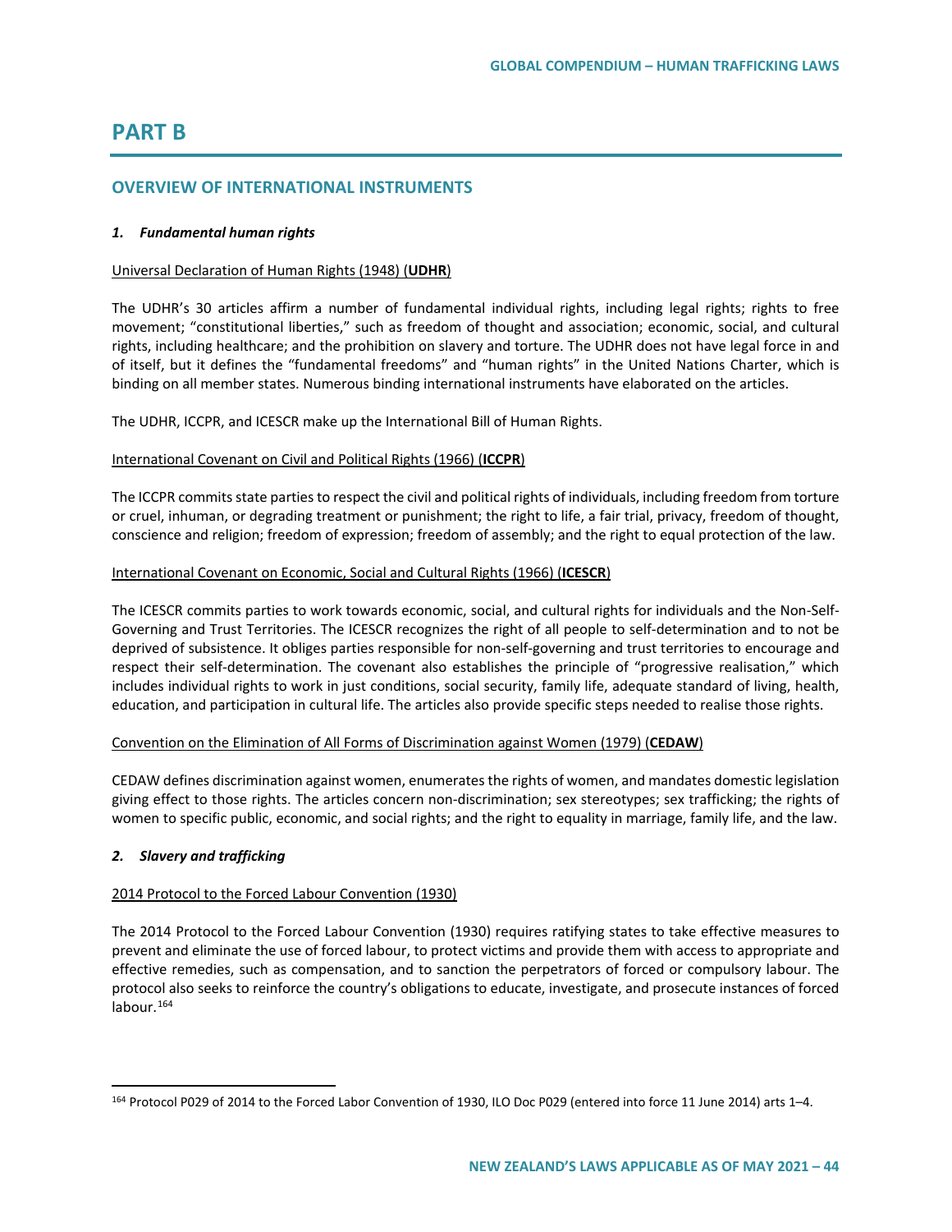# PART B

## OVERVIEW OF INTERNATIONAL INSTRUMENTS

### *1. Fundamental human rights*

Universal Declaration of Human Rights (1948) (**UDHR**)

The UDHR's 30 articles affirm a number of fundamental individual rights, including legal rights; rights to free movement; "constitutional liberties," such as freedom of thought and association; economic, social, and cultural rights, including healthcare; and the prohibition on slavery and torture. The UDHR does not have legal force in and of itself, but it defines the "fundamental freedoms" and "human rights" in the United Nations Charter, which is binding on all member states. Numerous binding international instruments have elaborated on the articles.

The UDHR, ICCPR, and ICESCR make up the International Bill of Human Rights.

International Covenant on Civil and Political Rights (1966) (**ICCPR**)

The ICCPR commits state parties to respect the civil and political rights of individuals, including freedom from torture or cruel, inhuman, or degrading treatment or punishment; the right to life, a fair trial, privacy, freedom of thought, conscience and religion; freedom of expression; freedom of assembly; and the right to equal protection of the law.

International Covenant on Economic, Social and Cultural Rights (1966) (**ICESCR**)

The ICESCR commits parties to work towards economic, social, and cultural rights for individuals and the Non-Self-Governing and Trust Territories. The ICESCR recognizes the right of all people to self-determination and to not be deprived of subsistence. It obliges parties responsible for non-self-governing and trust territories to encourage and respect their self-determination. The covenant also establishes the principle of "progressive realisation," which includes individual rights to work in just conditions, social security, family life, adequate standard of living, health, education, and participation in cultural life. The articles also provide specific steps needed to realise those rights.

Convention on the Elimination of All Forms of Discrimination against Women (1979) (**CEDAW**)

CEDAW defines discrimination against women, enumerates the rights of women, and mandates domestic legislation giving effect to those rights. The articles concern non-discrimination; sex stereotypes; sex trafficking; the rights of women to specific public, economic, and social rights; and the right to equality in marriage, family life, and the law.

### *2. Slavery and trafficking*

2014 Protocol to the Forced Labour Convention (1930)

The 2014 Protocol to the Forced Labour Convention (1930) requires ratifying states to take effective measures to prevent and eliminate the use of forced labour, to protect victims and provide them with access to appropriate and effective remedies, such as compensation, and to sanction the perpetrators of forced or compulsory labour. The protocol also seeks to reinforce the country's obligations to educate, investigate, and prosecute instances of forced labour.[164]

[164] Protocol P029 of 2014 to the Forced Labor Convention of 1930, ILO Doc P029 (entered into force 11 June 2014) arts 1–4.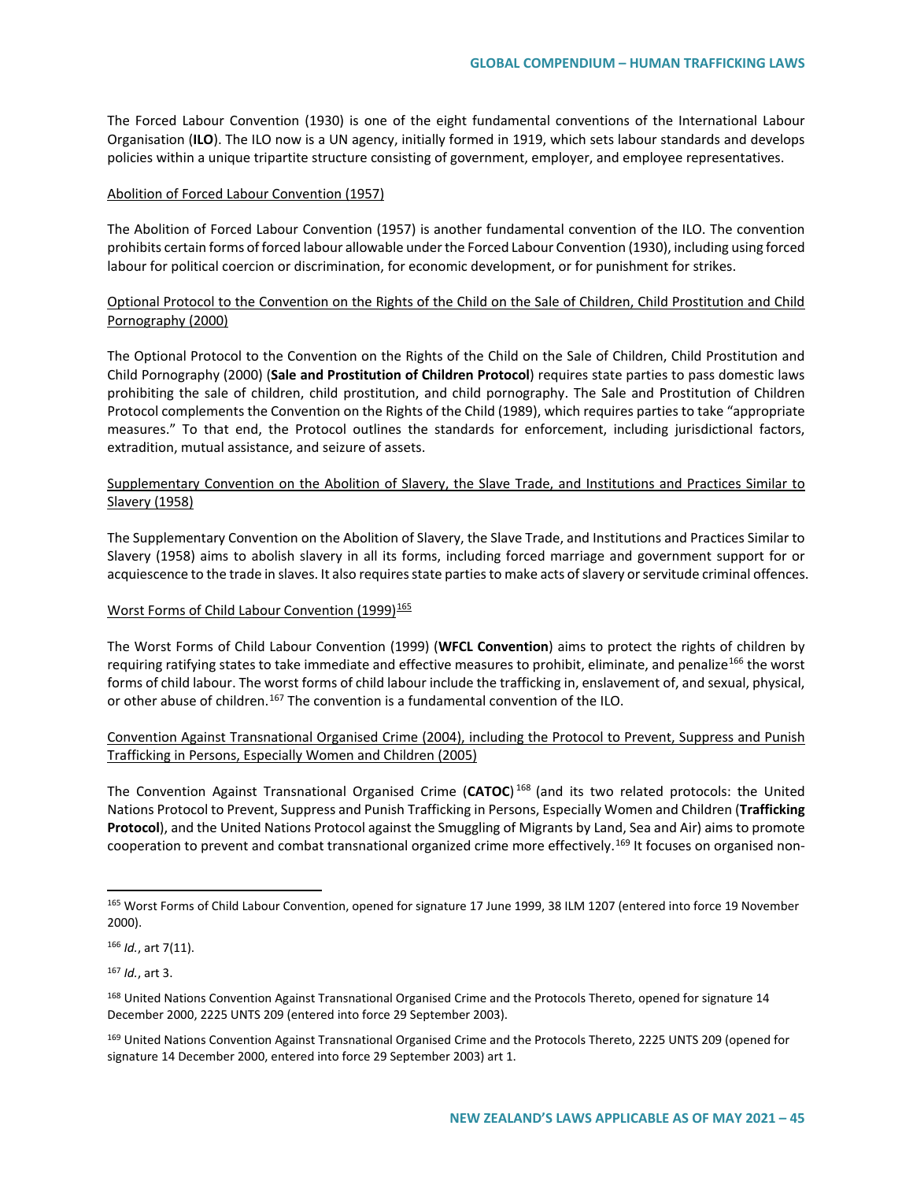The Forced Labour Convention (1930) is one of the eight fundamental conventions of the International Labour Organisation (**ILO**). The ILO now is a UN agency, initially formed in 1919, which sets labour standards and develops policies within a unique tripartite structure consisting of government, employer, and employee representatives.

Abolition of Forced Labour Convention (1957)

The Abolition of Forced Labour Convention (1957) is another fundamental convention of the ILO. The convention prohibits certain forms of forced labour allowable under the Forced Labour Convention (1930), including using forced labour for political coercion or discrimination, for economic development, or for punishment for strikes.

Optional Protocol to the Convention on the Rights of the Child on the Sale of Children, Child Prostitution and Child Pornography (2000)

The Optional Protocol to the Convention on the Rights of the Child on the Sale of Children, Child Prostitution and Child Pornography (2000) (**Sale and Prostitution of Children Protocol**) requires state parties to pass domestic laws prohibiting the sale of children, child prostitution, and child pornography. The Sale and Prostitution of Children Protocol complements the Convention on the Rights of the Child (1989), which requires parties to take "appropriate measures." To that end, the Protocol outlines the standards for enforcement, including jurisdictional factors, extradition, mutual assistance, and seizure of assets.

Supplementary Convention on the Abolition of Slavery, the Slave Trade, and Institutions and Practices Similar to Slavery (1958)

The Supplementary Convention on the Abolition of Slavery, the Slave Trade, and Institutions and Practices Similar to Slavery (1958) aims to abolish slavery in all its forms, including forced marriage and government support for or acquiescence to the trade in slaves. It also requires state parties to make acts of slavery or servitude criminal offences.

Worst Forms of Child Labour Convention (1999)[165]

The Worst Forms of Child Labour Convention (1999) (**WFCL Convention**) aims to protect the rights of children by requiring ratifying states to take immediate and effective measures to prohibit, eliminate, and penalize[166] the worst forms of child labour. The worst forms of child labour include the trafficking in, enslavement of, and sexual, physical, or other abuse of children.[167] The convention is a fundamental convention of the ILO.

Convention Against Transnational Organised Crime (2004), including the Protocol to Prevent, Suppress and Punish Trafficking in Persons, Especially Women and Children (2005)

The Convention Against Transnational Organised Crime (**CATOC**)[168] (and its two related protocols: the United Nations Protocol to Prevent, Suppress and Punish Trafficking in Persons, Especially Women and Children (**Trafficking Protocol**), and the United Nations Protocol against the Smuggling of Migrants by Land, Sea and Air) aims to promote cooperation to prevent and combat transnational organized crime more effectively.[169] It focuses on organised non-

---

[165] Worst Forms of Child Labour Convention, opened for signature 17 June 1999, 38 ILM 1207 (entered into force 19 November 2000).

[166] *Id.*, art 7(11).

[167] *Id.*, art 3.

[168] United Nations Convention Against Transnational Organised Crime and the Protocols Thereto, opened for signature 14 December 2000, 2225 UNTS 209 (entered into force 29 September 2003).

[169] United Nations Convention Against Transnational Organised Crime and the Protocols Thereto, 2225 UNTS 209 (opened for signature 14 December 2000, entered into force 29 September 2003) art 1.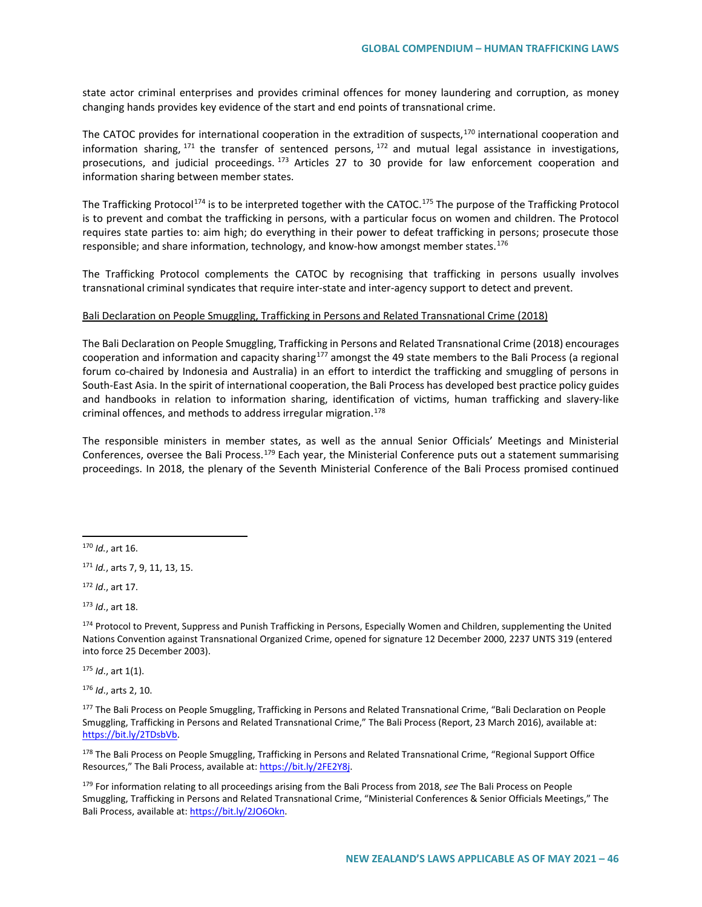state actor criminal enterprises and provides criminal offences for money laundering and corruption, as money changing hands provides key evidence of the start and end points of transnational crime.

The CATOC provides for international cooperation in the extradition of suspects,[170] international cooperation and information sharing,[171] the transfer of sentenced persons,[172] and mutual legal assistance in investigations, prosecutions, and judicial proceedings.[173] Articles 27 to 30 provide for law enforcement cooperation and information sharing between member states.

The Trafficking Protocol[174] is to be interpreted together with the CATOC.[175] The purpose of the Trafficking Protocol is to prevent and combat the trafficking in persons, with a particular focus on women and children. The Protocol requires state parties to: aim high; do everything in their power to defeat trafficking in persons; prosecute those responsible; and share information, technology, and know-how amongst member states.[176]

The Trafficking Protocol complements the CATOC by recognising that trafficking in persons usually involves transnational criminal syndicates that require inter-state and inter-agency support to detect and prevent.

Bali Declaration on People Smuggling, Trafficking in Persons and Related Transnational Crime (2018)

The Bali Declaration on People Smuggling, Trafficking in Persons and Related Transnational Crime (2018) encourages cooperation and information and capacity sharing[177] amongst the 49 state members to the Bali Process (a regional forum co-chaired by Indonesia and Australia) in an effort to interdict the trafficking and smuggling of persons in South-East Asia. In the spirit of international cooperation, the Bali Process has developed best practice policy guides and handbooks in relation to information sharing, identification of victims, human trafficking and slavery-like criminal offences, and methods to address irregular migration.[178]

The responsible ministers in member states, as well as the annual Senior Officials' Meetings and Ministerial Conferences, oversee the Bali Process.[179] Each year, the Ministerial Conference puts out a statement summarising proceedings. In 2018, the plenary of the Seventh Ministerial Conference of the Bali Process promised continued

---

[170] *Id.*, art 16.

[171] *Id.*, arts 7, 9, 11, 13, 15.

[172] *Id*., art 17.

[173] *Id*., art 18.

[174] Protocol to Prevent, Suppress and Punish Trafficking in Persons, Especially Women and Children, supplementing the United Nations Convention against Transnational Organized Crime, opened for signature 12 December 2000, 2237 UNTS 319 (entered into force 25 December 2003).

[175] *Id*., art 1(1).

[176] *Id*., arts 2, 10.

[177] The Bali Process on People Smuggling, Trafficking in Persons and Related Transnational Crime, "Bali Declaration on People Smuggling, Trafficking in Persons and Related Transnational Crime," The Bali Process (Report, 23 March 2016), available at: https://bit.ly/2TDsbVb.

[178] The Bali Process on People Smuggling, Trafficking in Persons and Related Transnational Crime, "Regional Support Office Resources," The Bali Process, available at: https://bit.ly/2FE2Y8j.

[179] For information relating to all proceedings arising from the Bali Process from 2018, *see* The Bali Process on People Smuggling, Trafficking in Persons and Related Transnational Crime, "Ministerial Conferences & Senior Officials Meetings," The Bali Process, available at: https://bit.ly/2JO6Okn.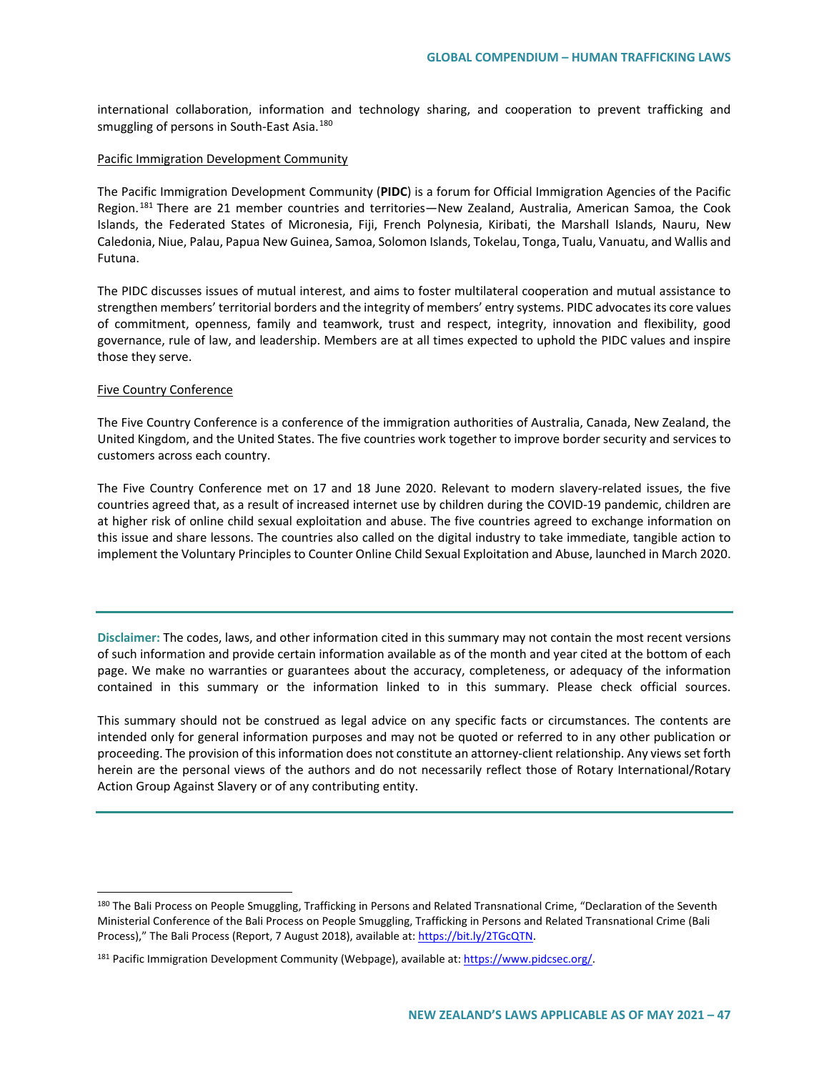international collaboration, information and technology sharing, and cooperation to prevent trafficking and smuggling of persons in South-East Asia.[180]

Pacific Immigration Development Community

The Pacific Immigration Development Community (**PIDC**) is a forum for Official Immigration Agencies of the Pacific Region.[181] There are 21 member countries and territories—New Zealand, Australia, American Samoa, the Cook Islands, the Federated States of Micronesia, Fiji, French Polynesia, Kiribati, the Marshall Islands, Nauru, New Caledonia, Niue, Palau, Papua New Guinea, Samoa, Solomon Islands, Tokelau, Tonga, Tualu, Vanuatu, and Wallis and Futuna.

The PIDC discusses issues of mutual interest, and aims to foster multilateral cooperation and mutual assistance to strengthen members' territorial borders and the integrity of members' entry systems. PIDC advocates its core values of commitment, openness, family and teamwork, trust and respect, integrity, innovation and flexibility, good governance, rule of law, and leadership. Members are at all times expected to uphold the PIDC values and inspire those they serve.

Five Country Conference

The Five Country Conference is a conference of the immigration authorities of Australia, Canada, New Zealand, the United Kingdom, and the United States. The five countries work together to improve border security and services to customers across each country.

The Five Country Conference met on 17 and 18 June 2020. Relevant to modern slavery-related issues, the five countries agreed that, as a result of increased internet use by children during the COVID-19 pandemic, children are at higher risk of online child sexual exploitation and abuse. The five countries agreed to exchange information on this issue and share lessons. The countries also called on the digital industry to take immediate, tangible action to implement the Voluntary Principles to Counter Online Child Sexual Exploitation and Abuse, launched in March 2020.

---

**Disclaimer:** The codes, laws, and other information cited in this summary may not contain the most recent versions of such information and provide certain information available as of the month and year cited at the bottom of each page. We make no warranties or guarantees about the accuracy, completeness, or adequacy of the information contained in this summary or the information linked to in this summary. Please check official sources.

This summary should not be construed as legal advice on any specific facts or circumstances. The contents are intended only for general information purposes and may not be quoted or referred to in any other publication or proceeding. The provision of this information does not constitute an attorney-client relationship. Any views set forth herein are the personal views of the authors and do not necessarily reflect those of Rotary International/Rotary Action Group Against Slavery or of any contributing entity.

---

[180] The Bali Process on People Smuggling, Trafficking in Persons and Related Transnational Crime, "Declaration of the Seventh Ministerial Conference of the Bali Process on People Smuggling, Trafficking in Persons and Related Transnational Crime (Bali Process)," The Bali Process (Report, 7 August 2018), available at: https://bit.ly/2TGcQTN.

[181] Pacific Immigration Development Community (Webpage), available at: https://www.pidcsec.org/.